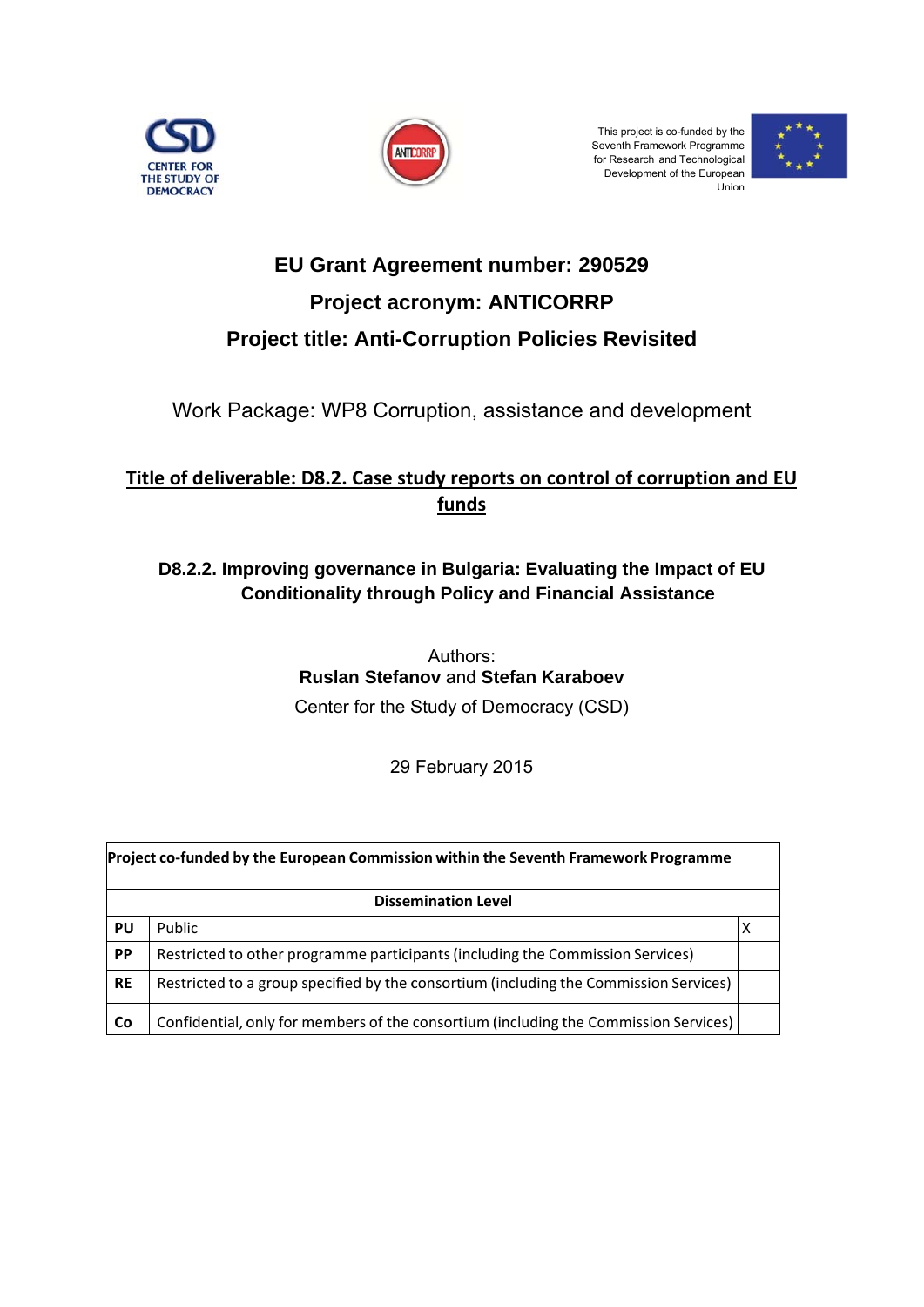CENTER FOR THE STUDY OF DEMOCRACY

ANTICORRP

This project is co-funded by the Seventh Framework Programme for Research and Technological Development of the European Union

# EU Grant Agreement number: 290529

# Project acronym: ANTICORRP

# Project title: Anti-Corruption Policies Revisited

Work Package: WP8 Corruption, assistance and development

## Title of deliverable: D8.2. Case study reports on control of corruption and EU funds

### D8.2.2. Improving governance in Bulgaria: Evaluating the Impact of EU Conditionality through Policy and Financial Assistance

Authors:
**Ruslan Stefanov** and **Stefan Karaboev**
Center for the Study of Democracy (CSD)

29 February 2015

| Project co-funded by the European Commission within the Seventh Framework Programme | | |
|---|---|---|
| **Dissemination Level** | | |
| **PU** | Public | X |
| **PP** | Restricted to other programme participants (including the Commission Services) | |
| **RE** | Restricted to a group specified by the consortium (including the Commission Services) | |
| **Co** | Confidential, only for members of the consortium (including the Commission Services) | |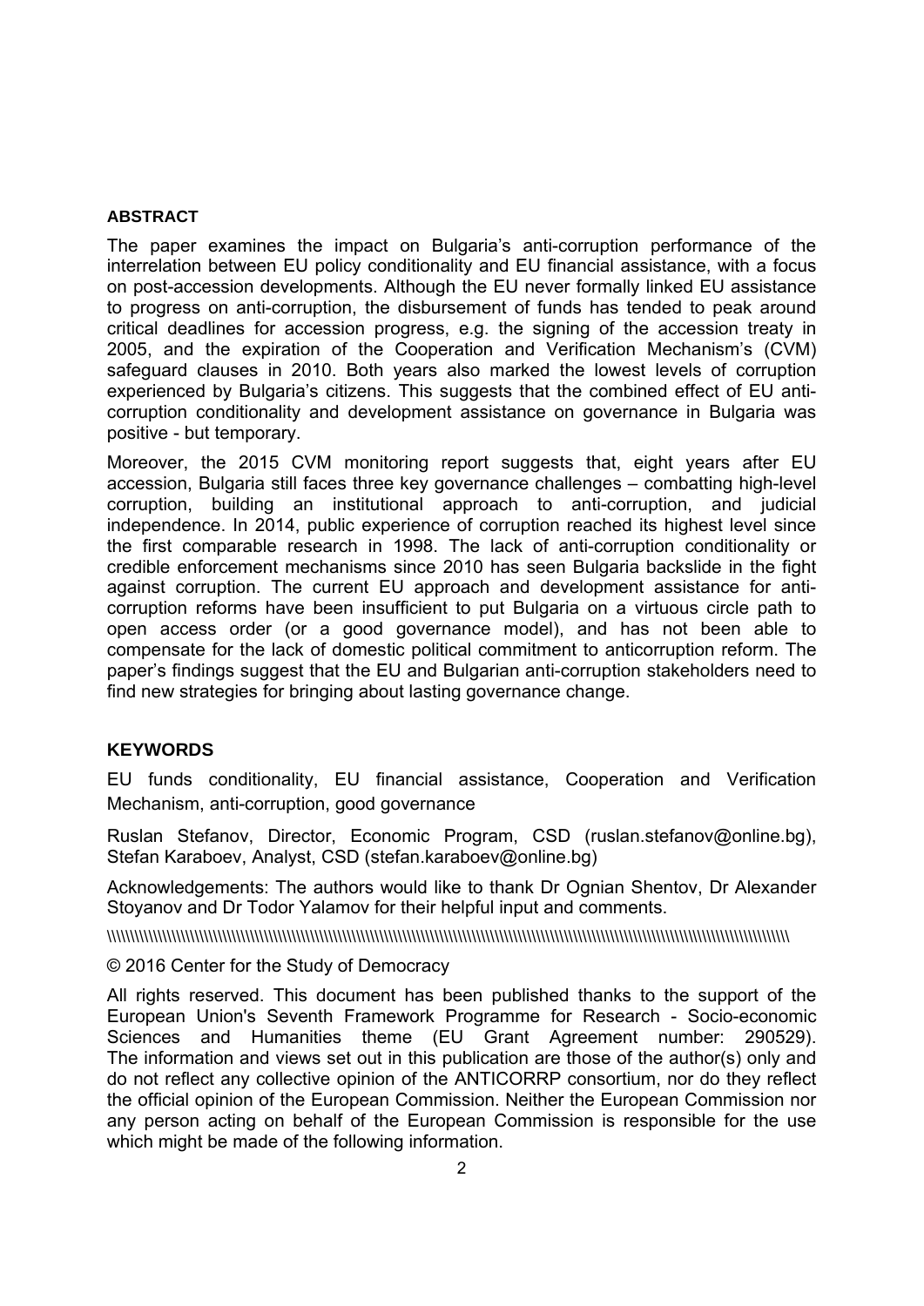## ABSTRACT

The paper examines the impact on Bulgaria's anti-corruption performance of the interrelation between EU policy conditionality and EU financial assistance, with a focus on post-accession developments. Although the EU never formally linked EU assistance to progress on anti-corruption, the disbursement of funds has tended to peak around critical deadlines for accession progress, e.g. the signing of the accession treaty in 2005, and the expiration of the Cooperation and Verification Mechanism's (CVM) safeguard clauses in 2010. Both years also marked the lowest levels of corruption experienced by Bulgaria's citizens. This suggests that the combined effect of EU anti-corruption conditionality and development assistance on governance in Bulgaria was positive - but temporary.

Moreover, the 2015 CVM monitoring report suggests that, eight years after EU accession, Bulgaria still faces three key governance challenges – combatting high-level corruption, building an institutional approach to anti-corruption, and judicial independence. In 2014, public experience of corruption reached its highest level since the first comparable research in 1998. The lack of anti-corruption conditionality or credible enforcement mechanisms since 2010 has seen Bulgaria backslide in the fight against corruption. The current EU approach and development assistance for anti-corruption reforms have been insufficient to put Bulgaria on a virtuous circle path to open access order (or a good governance model), and has not been able to compensate for the lack of domestic political commitment to anticorruption reform. The paper's findings suggest that the EU and Bulgarian anti-corruption stakeholders need to find new strategies for bringing about lasting governance change.

## KEYWORDS

EU funds conditionality, EU financial assistance, Cooperation and Verification Mechanism, anti-corruption, good governance

Ruslan Stefanov, Director, Economic Program, CSD (ruslan.stefanov@online.bg), Stefan Karaboev, Analyst, CSD (stefan.karaboev@online.bg)

Acknowledgements: The authors would like to thank Dr Ognian Shentov, Dr Alexander Stoyanov and Dr Todor Yalamov for their helpful input and comments.

\\\\\\\\\\\\\\\\\\\\\\\\\\\\\\\\\\\\\\\\\\\\\\\\\\\\\\\\\\\\\\\\\\\\\\\\\\\\\\\\\\\\\\\\\\\\\\\\\\\\\\\\\\\\\\\\\\\\\\\\\\\\\\\\\\\\\\\\\\\\\\\\\\\\\\\\\\\\\\\\\\\\\\\\\\\\\\\\\\\\\\\\\\\\\\\\\\\\\\\\\\

© 2016 Center for the Study of Democracy

All rights reserved. This document has been published thanks to the support of the European Union's Seventh Framework Programme for Research - Socio-economic Sciences and Humanities theme (EU Grant Agreement number: 290529). The information and views set out in this publication are those of the author(s) only and do not reflect any collective opinion of the ANTICORRP consortium, nor do they reflect the official opinion of the European Commission. Neither the European Commission nor any person acting on behalf of the European Commission is responsible for the use which might be made of the following information.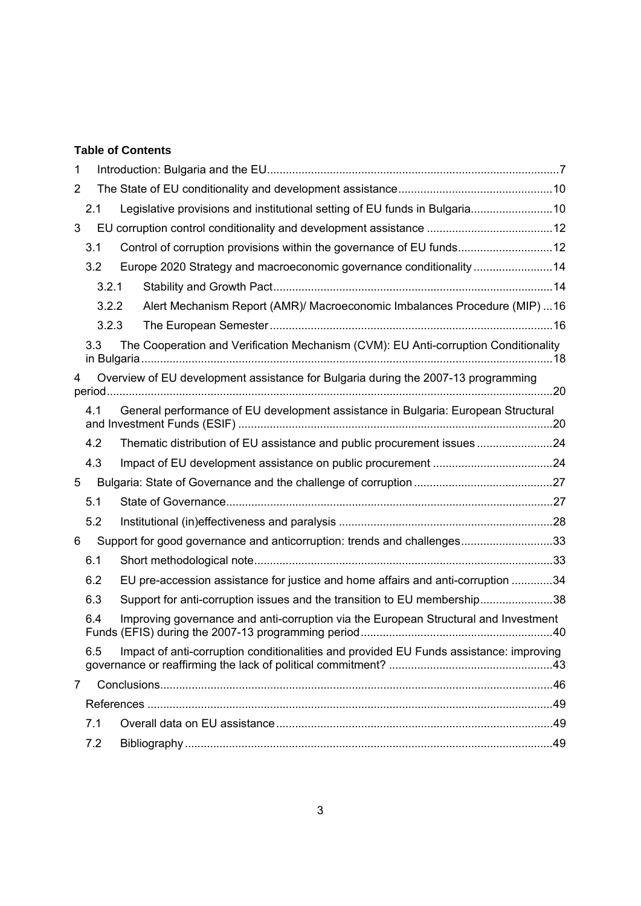**Table of Contents**

1 Introduction: Bulgaria and the EU ....................................................................................7

2 The State of EU conditionality and development assistance ..........................................10

  2.1 Legislative provisions and institutional setting of EU funds in Bulgaria ........................10

3 EU corruption control conditionality and development assistance ..................................12

  3.1 Control of corruption provisions within the governance of EU funds ............................12

  3.2 Europe 2020 Strategy and macroeconomic governance conditionality .........................14

    3.2.1 Stability and Growth Pact ......................................................................................14

    3.2.2 Alert Mechanism Report (AMR)/ Macroeconomic Imbalances Procedure (MIP) ...16

    3.2.3 The European Semester .......................................................................................16

  3.3 The Cooperation and Verification Mechanism (CVM): EU Anti-corruption Conditionality in Bulgaria ..................................................................................................................18

4 Overview of EU development assistance for Bulgaria during the 2007-13 programming period ..........................................................................................................................20

  4.1 General performance of EU development assistance in Bulgaria: European Structural and Investment Funds (ESIF) .........................................................................................20

  4.2 Thematic distribution of EU assistance and public procurement issues ........................24

  4.3 Impact of EU development assistance on public procurement .....................................24

5 Bulgaria: State of Governance and the challenge of corruption ........................................27

  5.1 State of Governance ......................................................................................................27

  5.2 Institutional (in)effectiveness and paralysis ..................................................................28

6 Support for good governance and anticorruption: trends and challenges ..........................33

  6.1 Short methodological note .............................................................................................33

  6.2 EU pre-accession assistance for justice and home affairs and anti-corruption ............34

  6.3 Support for anti-corruption issues and the transition to EU membership ......................38

  6.4 Improving governance and anti-corruption via the European Structural and Investment Funds (EFIS) during the 2007-13 programming period ...........................................................40

  6.5 Impact of anti-corruption conditionalities and provided EU Funds assistance: improving governance or reaffirming the lack of political commitment? ..................................................43

7 Conclusions ..........................................................................................................................46

  References ...............................................................................................................................49

  7.1 Overall data on EU assistance ......................................................................................49

  7.2 Bibliography ...................................................................................................................49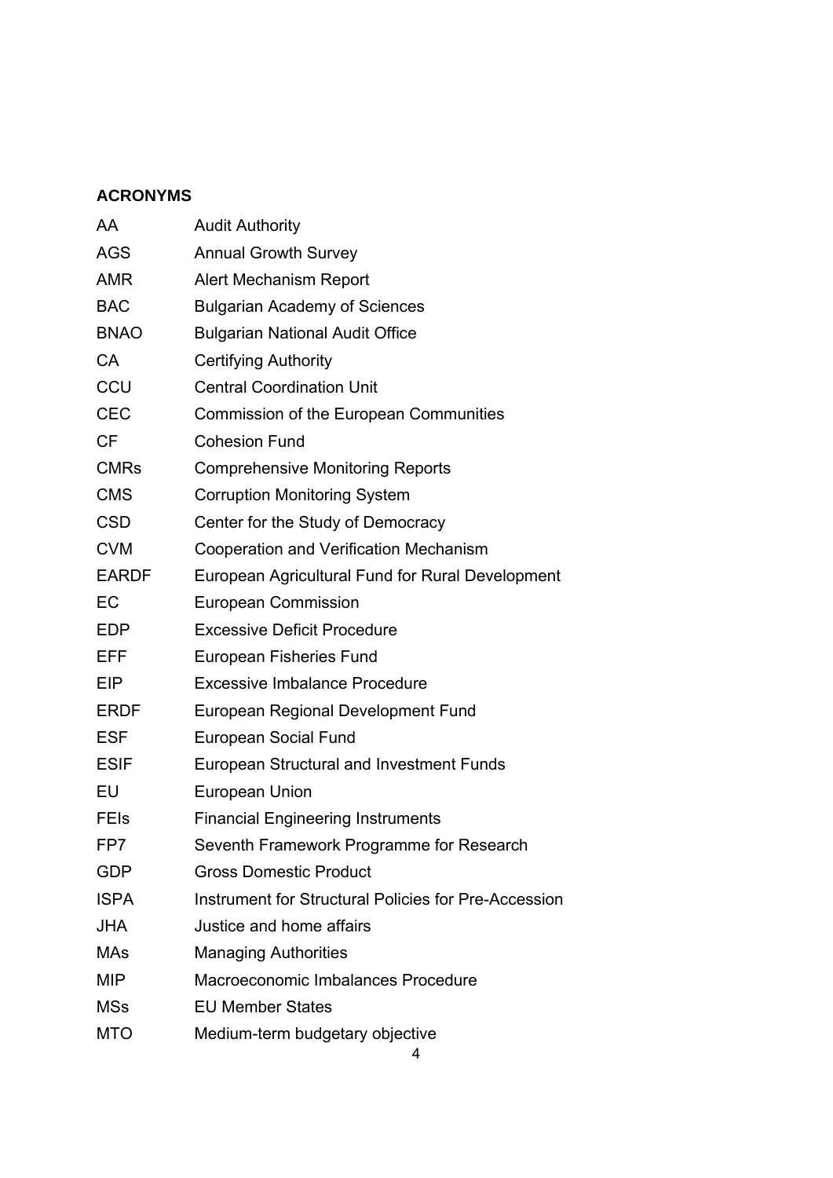## ACRONYMS

| | |
|---|---|
| AA | Audit Authority |
| AGS | Annual Growth Survey |
| AMR | Alert Mechanism Report |
| BAC | Bulgarian Academy of Sciences |
| BNAO | Bulgarian National Audit Office |
| CA | Certifying Authority |
| CCU | Central Coordination Unit |
| CEC | Commission of the European Communities |
| CF | Cohesion Fund |
| CMRs | Comprehensive Monitoring Reports |
| CMS | Corruption Monitoring System |
| CSD | Center for the Study of Democracy |
| CVM | Cooperation and Verification Mechanism |
| EARDF | European Agricultural Fund for Rural Development |
| EC | European Commission |
| EDP | Excessive Deficit Procedure |
| EFF | European Fisheries Fund |
| EIP | Excessive Imbalance Procedure |
| ERDF | European Regional Development Fund |
| ESF | European Social Fund |
| ESIF | European Structural and Investment Funds |
| EU | European Union |
| FEIs | Financial Engineering Instruments |
| FP7 | Seventh Framework Programme for Research |
| GDP | Gross Domestic Product |
| ISPA | Instrument for Structural Policies for Pre-Accession |
| JHA | Justice and home affairs |
| MAs | Managing Authorities |
| MIP | Macroeconomic Imbalances Procedure |
| MSs | EU Member States |
| MTO | Medium-term budgetary objective |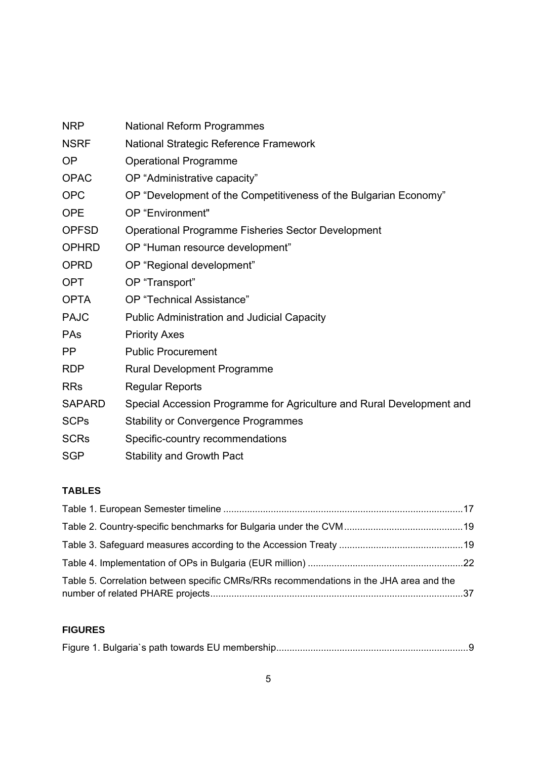| | |
|---|---|
| NRP | National Reform Programmes |
| NSRF | National Strategic Reference Framework |
| OP | Operational Programme |
| OPAC | OP "Administrative capacity" |
| OPC | OP "Development of the Competitiveness of the Bulgarian Economy" |
| OPE | OP "Environment" |
| OPFSD | Operational Programme Fisheries Sector Development |
| OPHRD | OP "Human resource development" |
| OPRD | OP "Regional development" |
| OPT | OP "Transport" |
| OPTA | OP "Technical Assistance" |
| PAJC | Public Administration and Judicial Capacity |
| PAs | Priority Axes |
| PP | Public Procurement |
| RDP | Rural Development Programme |
| RRs | Regular Reports |
| SAPARD | Special Accession Programme for Agriculture and Rural Development and |
| SCPs | Stability or Convergence Programmes |
| SCRs | Specific-country recommendations |
| SGP | Stability and Growth Pact |

**TABLES**

Table 1. European Semester timeline .......................................................................................17

Table 2. Country-specific benchmarks for Bulgaria under the CVM ............................................19

Table 3. Safeguard measures according to the Accession Treaty ..............................................19

Table 4. Implementation of OPs in Bulgaria (EUR million) ..........................................................22

Table 5. Correlation between specific CMRs/RRs recommendations in the JHA area and the number of related PHARE projects.............................................................................................37

**FIGURES**

Figure 1. Bulgaria`s path towards EU membership........................................................................9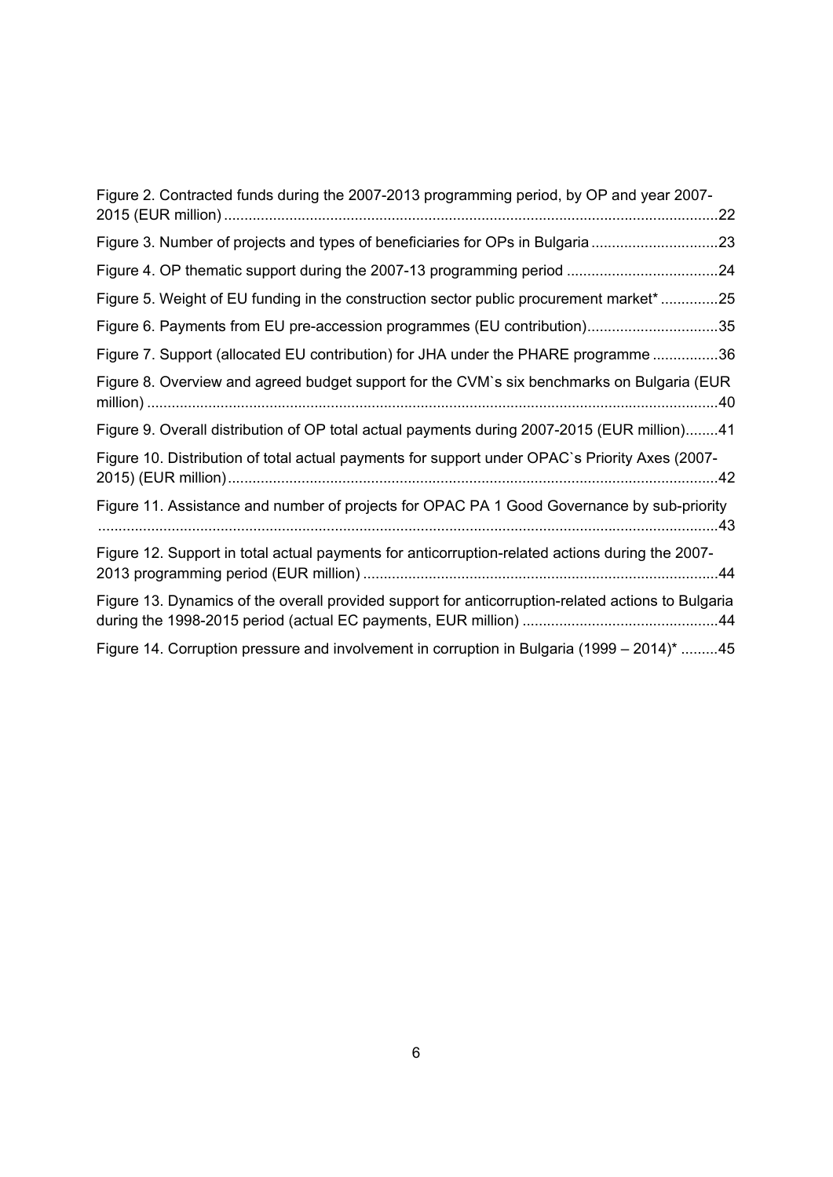Figure 2. Contracted funds during the 2007-2013 programming period, by OP and year 2007-2015 (EUR million) ........................................................................................................................22

Figure 3. Number of projects and types of beneficiaries for OPs in Bulgaria ..............................23

Figure 4. OP thematic support during the 2007-13 programming period ....................................24

Figure 5. Weight of EU funding in the construction sector public procurement market* ..............25

Figure 6. Payments from EU pre-accession programmes (EU contribution)................................35

Figure 7. Support (allocated EU contribution) for JHA under the PHARE programme ................36

Figure 8. Overview and agreed budget support for the CVM`s six benchmarks on Bulgaria (EUR million) ..........................................................................................................................................40

Figure 9. Overall distribution of OP total actual payments during 2007-2015 (EUR million)........41

Figure 10. Distribution of total actual payments for support under OPAC`s Priority Axes (2007-2015) (EUR million).......................................................................................................................42

Figure 11. Assistance and number of projects for OPAC PA 1 Good Governance by sub-priority .....................................................................................................................................................43

Figure 12. Support in total actual payments for anticorruption-related actions during the 2007-2013 programming period (EUR million) ......................................................................................44

Figure 13. Dynamics of the overall provided support for anticorruption-related actions to Bulgaria during the 1998-2015 period (actual EC payments, EUR million) ...............................................44

Figure 14. Corruption pressure and involvement in corruption in Bulgaria (1999 – 2014)* .........45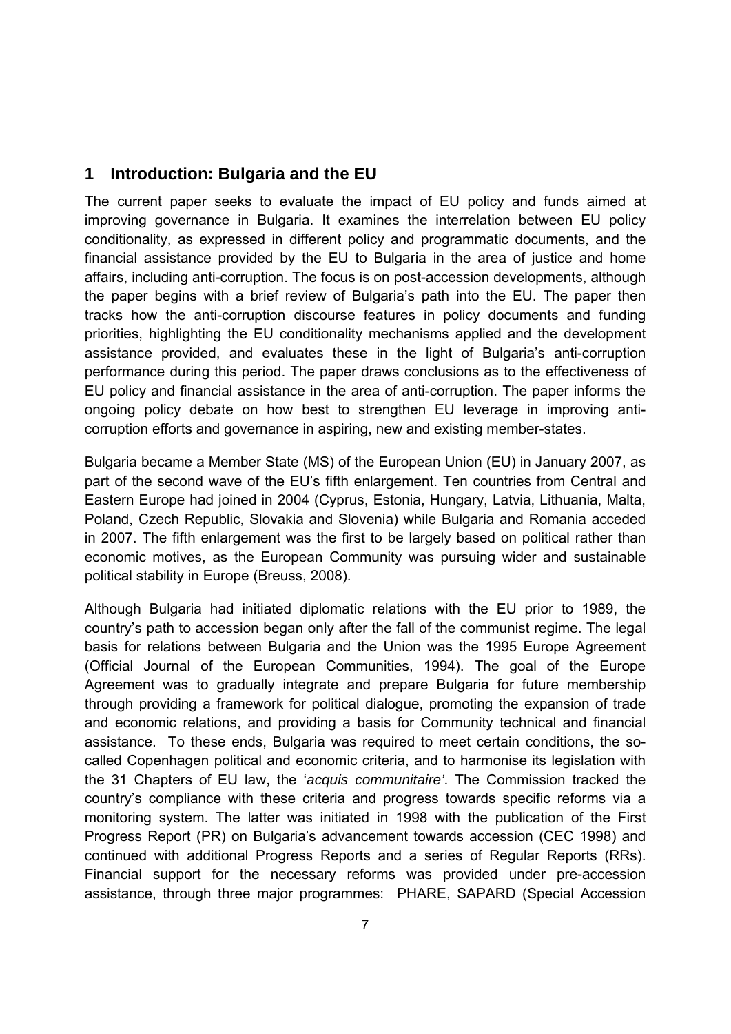# 1 Introduction: Bulgaria and the EU

The current paper seeks to evaluate the impact of EU policy and funds aimed at improving governance in Bulgaria. It examines the interrelation between EU policy conditionality, as expressed in different policy and programmatic documents, and the financial assistance provided by the EU to Bulgaria in the area of justice and home affairs, including anti-corruption. The focus is on post-accession developments, although the paper begins with a brief review of Bulgaria's path into the EU. The paper then tracks how the anti-corruption discourse features in policy documents and funding priorities, highlighting the EU conditionality mechanisms applied and the development assistance provided, and evaluates these in the light of Bulgaria's anti-corruption performance during this period. The paper draws conclusions as to the effectiveness of EU policy and financial assistance in the area of anti-corruption. The paper informs the ongoing policy debate on how best to strengthen EU leverage in improving anti-corruption efforts and governance in aspiring, new and existing member-states.

Bulgaria became a Member State (MS) of the European Union (EU) in January 2007, as part of the second wave of the EU's fifth enlargement. Ten countries from Central and Eastern Europe had joined in 2004 (Cyprus, Estonia, Hungary, Latvia, Lithuania, Malta, Poland, Czech Republic, Slovakia and Slovenia) while Bulgaria and Romania acceded in 2007. The fifth enlargement was the first to be largely based on political rather than economic motives, as the European Community was pursuing wider and sustainable political stability in Europe (Breuss, 2008).

Although Bulgaria had initiated diplomatic relations with the EU prior to 1989, the country's path to accession began only after the fall of the communist regime. The legal basis for relations between Bulgaria and the Union was the 1995 Europe Agreement (Official Journal of the European Communities, 1994). The goal of the Europe Agreement was to gradually integrate and prepare Bulgaria for future membership through providing a framework for political dialogue, promoting the expansion of trade and economic relations, and providing a basis for Community technical and financial assistance. To these ends, Bulgaria was required to meet certain conditions, the so-called Copenhagen political and economic criteria, and to harmonise its legislation with the 31 Chapters of EU law, the '*acquis communitaire'*. The Commission tracked the country's compliance with these criteria and progress towards specific reforms via a monitoring system. The latter was initiated in 1998 with the publication of the First Progress Report (PR) on Bulgaria's advancement towards accession (CEC 1998) and continued with additional Progress Reports and a series of Regular Reports (RRs). Financial support for the necessary reforms was provided under pre-accession assistance, through three major programmes: PHARE, SAPARD (Special Accession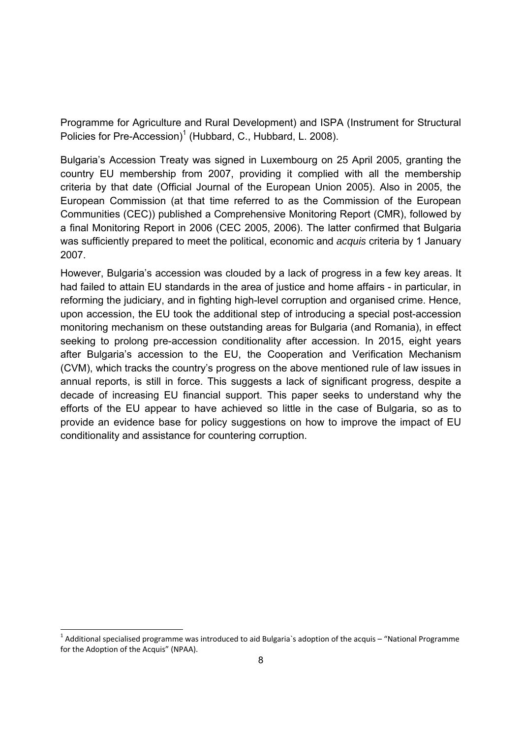Programme for Agriculture and Rural Development) and ISPA (Instrument for Structural Policies for Pre-Accession)[1] (Hubbard, C., Hubbard, L. 2008).

Bulgaria's Accession Treaty was signed in Luxembourg on 25 April 2005, granting the country EU membership from 2007, providing it complied with all the membership criteria by that date (Official Journal of the European Union 2005). Also in 2005, the European Commission (at that time referred to as the Commission of the European Communities (CEC)) published a Comprehensive Monitoring Report (CMR), followed by a final Monitoring Report in 2006 (CEC 2005, 2006). The latter confirmed that Bulgaria was sufficiently prepared to meet the political, economic and *acquis* criteria by 1 January 2007.

However, Bulgaria's accession was clouded by a lack of progress in a few key areas. It had failed to attain EU standards in the area of justice and home affairs - in particular, in reforming the judiciary, and in fighting high-level corruption and organised crime. Hence, upon accession, the EU took the additional step of introducing a special post-accession monitoring mechanism on these outstanding areas for Bulgaria (and Romania), in effect seeking to prolong pre-accession conditionality after accession. In 2015, eight years after Bulgaria's accession to the EU, the Cooperation and Verification Mechanism (CVM), which tracks the country's progress on the above mentioned rule of law issues in annual reports, is still in force. This suggests a lack of significant progress, despite a decade of increasing EU financial support. This paper seeks to understand why the efforts of the EU appear to have achieved so little in the case of Bulgaria, so as to provide an evidence base for policy suggestions on how to improve the impact of EU conditionality and assistance for countering corruption.

[1] Additional specialised programme was introduced to aid Bulgaria`s adoption of the acquis – "National Programme for the Adoption of the Acquis" (NPAA).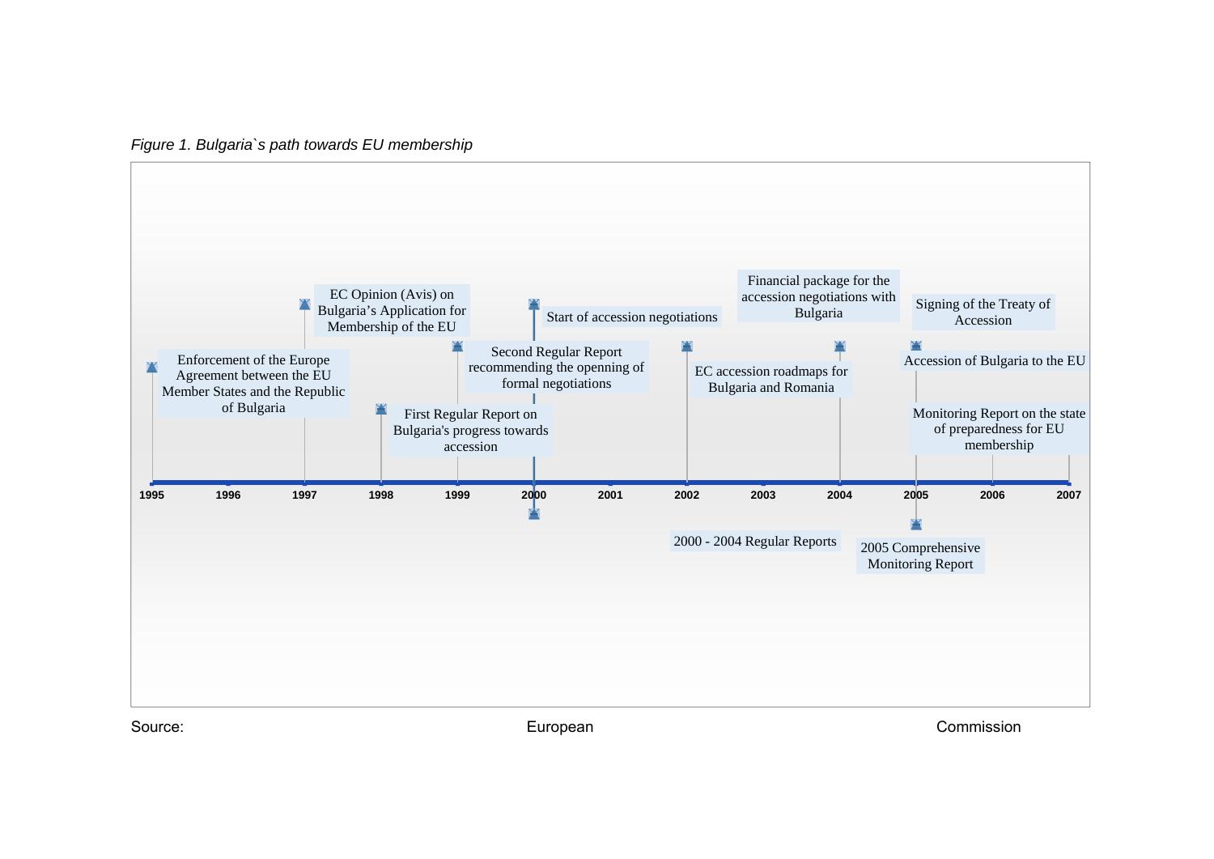*Figure 1. Bulgaria`s path towards EU membership*

- 1995: Enforcement of the Europe Agreement between the EU Member States and the Republic of Bulgaria
- 1997: EC Opinion (Avis) on Bulgaria's Application for Membership of the EU
- 1998: First Regular Report on Bulgaria's progress towards accession
- 1999: Second Regular Report recommending the openning of formal negotiations
- 2000: Start of accession negotiations
- 2000 - 2004 Regular Reports
- 2002: EC accession roadmaps for Bulgaria and Romania
- 2004: Financial package for the accession negotiations with Bulgaria
- 2005: Signing of the Treaty of Accession
- 2005 Comprehensive Monitoring Report
- 2006: Monitoring Report on the state of preparedness for EU membership
- 2007: Accession of Bulgaria to the EU

Source: European Commission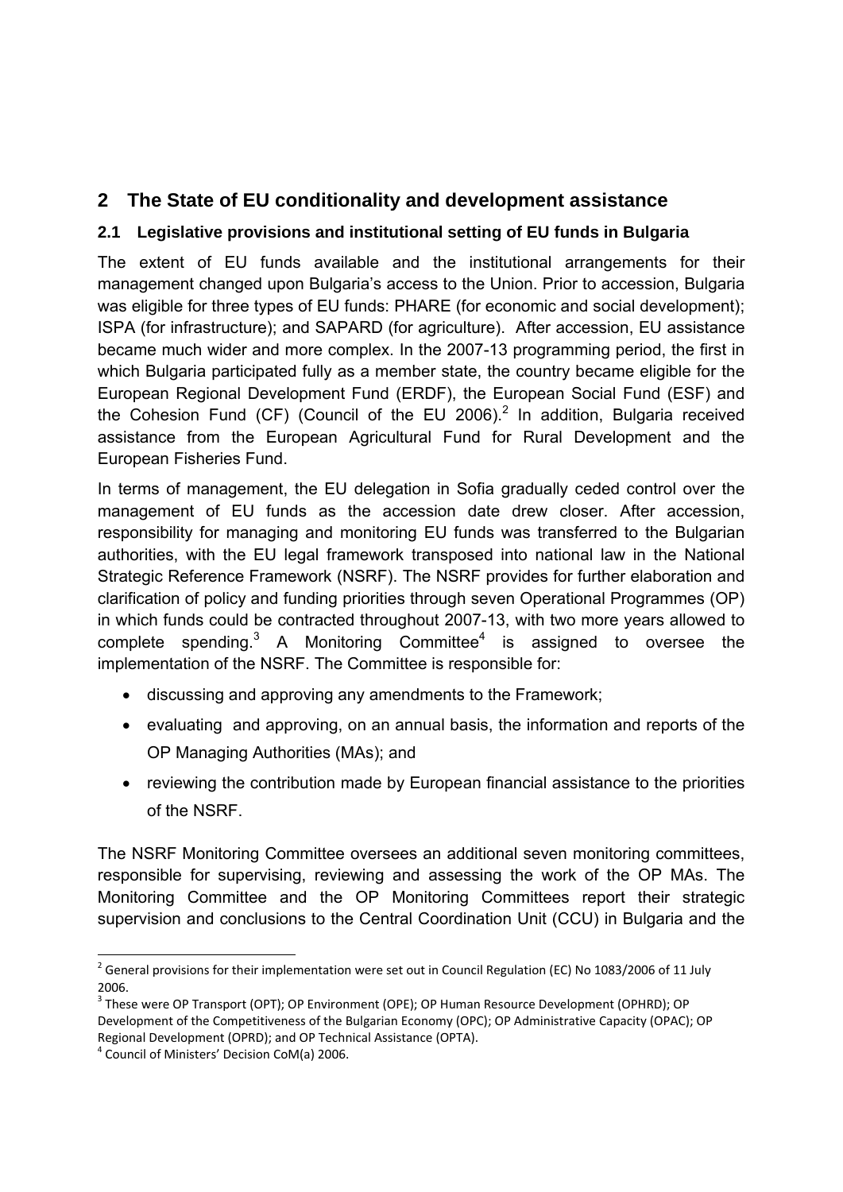## 2 The State of EU conditionality and development assistance

### 2.1 Legislative provisions and institutional setting of EU funds in Bulgaria

The extent of EU funds available and the institutional arrangements for their management changed upon Bulgaria's access to the Union. Prior to accession, Bulgaria was eligible for three types of EU funds: PHARE (for economic and social development); ISPA (for infrastructure); and SAPARD (for agriculture). After accession, EU assistance became much wider and more complex. In the 2007-13 programming period, the first in which Bulgaria participated fully as a member state, the country became eligible for the European Regional Development Fund (ERDF), the European Social Fund (ESF) and the Cohesion Fund (CF) (Council of the EU 2006).[2] In addition, Bulgaria received assistance from the European Agricultural Fund for Rural Development and the European Fisheries Fund.

In terms of management, the EU delegation in Sofia gradually ceded control over the management of EU funds as the accession date drew closer. After accession, responsibility for managing and monitoring EU funds was transferred to the Bulgarian authorities, with the EU legal framework transposed into national law in the National Strategic Reference Framework (NSRF). The NSRF provides for further elaboration and clarification of policy and funding priorities through seven Operational Programmes (OP) in which funds could be contracted throughout 2007-13, with two more years allowed to complete spending.[3] A Monitoring Committee[4] is assigned to oversee the implementation of the NSRF. The Committee is responsible for:

- discussing and approving any amendments to the Framework;
- evaluating and approving, on an annual basis, the information and reports of the OP Managing Authorities (MAs); and
- reviewing the contribution made by European financial assistance to the priorities of the NSRF.

The NSRF Monitoring Committee oversees an additional seven monitoring committees, responsible for supervising, reviewing and assessing the work of the OP MAs. The Monitoring Committee and the OP Monitoring Committees report their strategic supervision and conclusions to the Central Coordination Unit (CCU) in Bulgaria and the

---

[2] General provisions for their implementation were set out in Council Regulation (EC) No 1083/2006 of 11 July 2006.

[3] These were OP Transport (OPT); OP Environment (OPE); OP Human Resource Development (OPHRD); OP Development of the Competitiveness of the Bulgarian Economy (OPC); OP Administrative Capacity (OPAC); OP Regional Development (OPRD); and OP Technical Assistance (OPTA).

[4] Council of Ministers' Decision CoM(a) 2006.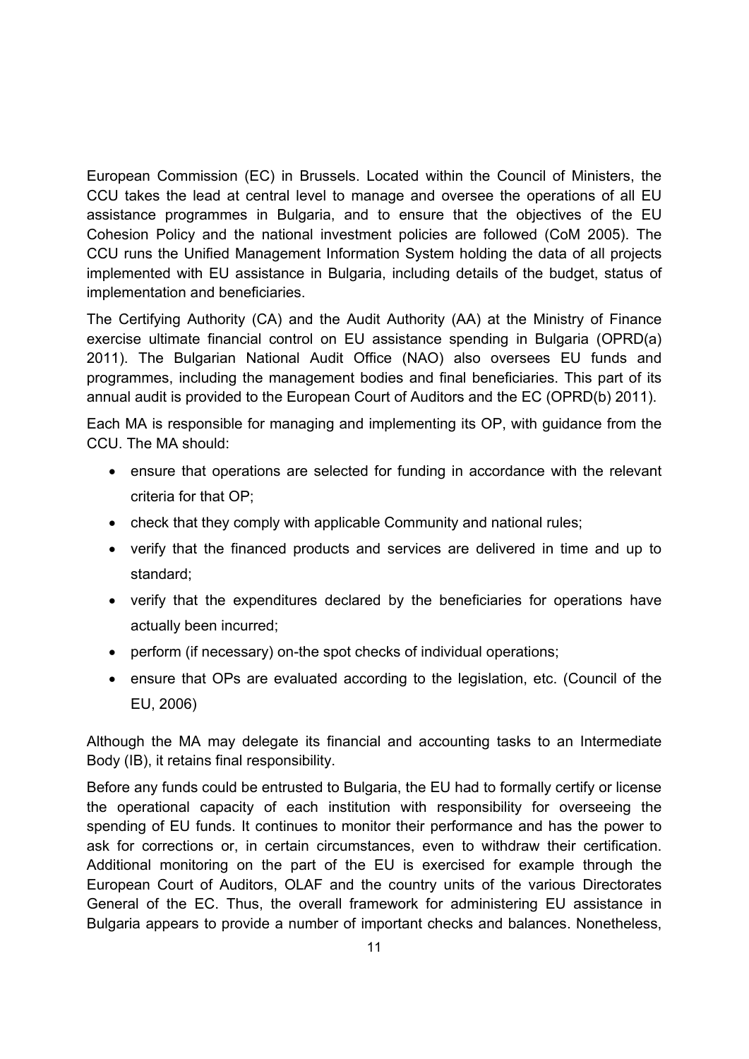European Commission (EC) in Brussels. Located within the Council of Ministers, the CCU takes the lead at central level to manage and oversee the operations of all EU assistance programmes in Bulgaria, and to ensure that the objectives of the EU Cohesion Policy and the national investment policies are followed (CoM 2005). The CCU runs the Unified Management Information System holding the data of all projects implemented with EU assistance in Bulgaria, including details of the budget, status of implementation and beneficiaries.

The Certifying Authority (CA) and the Audit Authority (AA) at the Ministry of Finance exercise ultimate financial control on EU assistance spending in Bulgaria (OPRD(a) 2011). The Bulgarian National Audit Office (NAO) also oversees EU funds and programmes, including the management bodies and final beneficiaries. This part of its annual audit is provided to the European Court of Auditors and the EC (OPRD(b) 2011).

Each MA is responsible for managing and implementing its OP, with guidance from the CCU. The MA should:

- ensure that operations are selected for funding in accordance with the relevant criteria for that OP;
- check that they comply with applicable Community and national rules;
- verify that the financed products and services are delivered in time and up to standard;
- verify that the expenditures declared by the beneficiaries for operations have actually been incurred;
- perform (if necessary) on-the spot checks of individual operations;
- ensure that OPs are evaluated according to the legislation, etc. (Council of the EU, 2006)

Although the MA may delegate its financial and accounting tasks to an Intermediate Body (IB), it retains final responsibility.

Before any funds could be entrusted to Bulgaria, the EU had to formally certify or license the operational capacity of each institution with responsibility for overseeing the spending of EU funds. It continues to monitor their performance and has the power to ask for corrections or, in certain circumstances, even to withdraw their certification. Additional monitoring on the part of the EU is exercised for example through the European Court of Auditors, OLAF and the country units of the various Directorates General of the EC. Thus, the overall framework for administering EU assistance in Bulgaria appears to provide a number of important checks and balances. Nonetheless,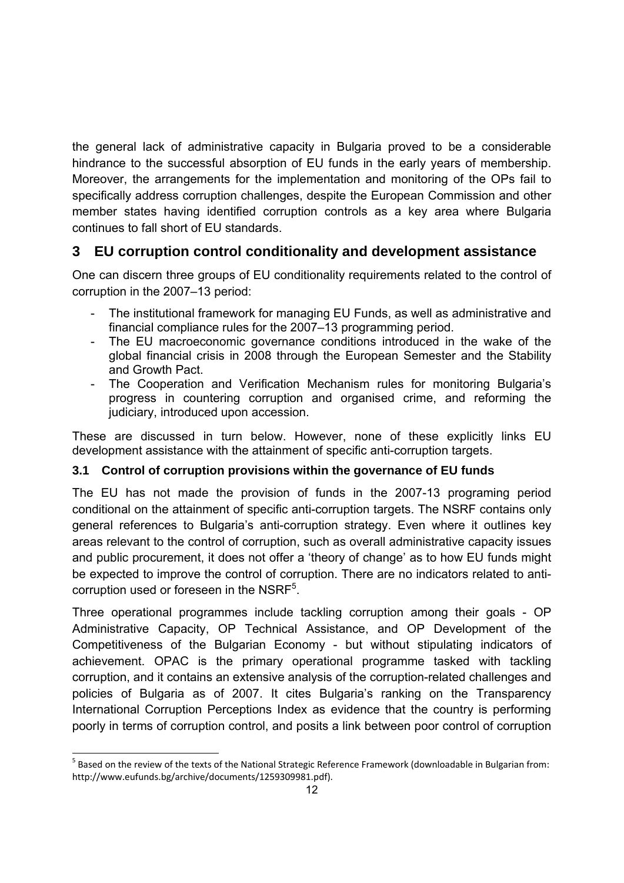the general lack of administrative capacity in Bulgaria proved to be a considerable hindrance to the successful absorption of EU funds in the early years of membership. Moreover, the arrangements for the implementation and monitoring of the OPs fail to specifically address corruption challenges, despite the European Commission and other member states having identified corruption controls as a key area where Bulgaria continues to fall short of EU standards.

## 3 EU corruption control conditionality and development assistance

One can discern three groups of EU conditionality requirements related to the control of corruption in the 2007–13 period:

- The institutional framework for managing EU Funds, as well as administrative and financial compliance rules for the 2007–13 programming period.
- The EU macroeconomic governance conditions introduced in the wake of the global financial crisis in 2008 through the European Semester and the Stability and Growth Pact.
- The Cooperation and Verification Mechanism rules for monitoring Bulgaria's progress in countering corruption and organised crime, and reforming the judiciary, introduced upon accession.

These are discussed in turn below. However, none of these explicitly links EU development assistance with the attainment of specific anti-corruption targets.

### 3.1 Control of corruption provisions within the governance of EU funds

The EU has not made the provision of funds in the 2007-13 programing period conditional on the attainment of specific anti-corruption targets. The NSRF contains only general references to Bulgaria's anti-corruption strategy. Even where it outlines key areas relevant to the control of corruption, such as overall administrative capacity issues and public procurement, it does not offer a 'theory of change' as to how EU funds might be expected to improve the control of corruption. There are no indicators related to anti-corruption used or foreseen in the NSRF[5].

Three operational programmes include tackling corruption among their goals - OP Administrative Capacity, OP Technical Assistance, and OP Development of the Competitiveness of the Bulgarian Economy - but without stipulating indicators of achievement. OPAC is the primary operational programme tasked with tackling corruption, and it contains an extensive analysis of the corruption-related challenges and policies of Bulgaria as of 2007. It cites Bulgaria's ranking on the Transparency International Corruption Perceptions Index as evidence that the country is performing poorly in terms of corruption control, and posits a link between poor control of corruption

[5] Based on the review of the texts of the National Strategic Reference Framework (downloadable in Bulgarian from: http://www.eufunds.bg/archive/documents/1259309981.pdf).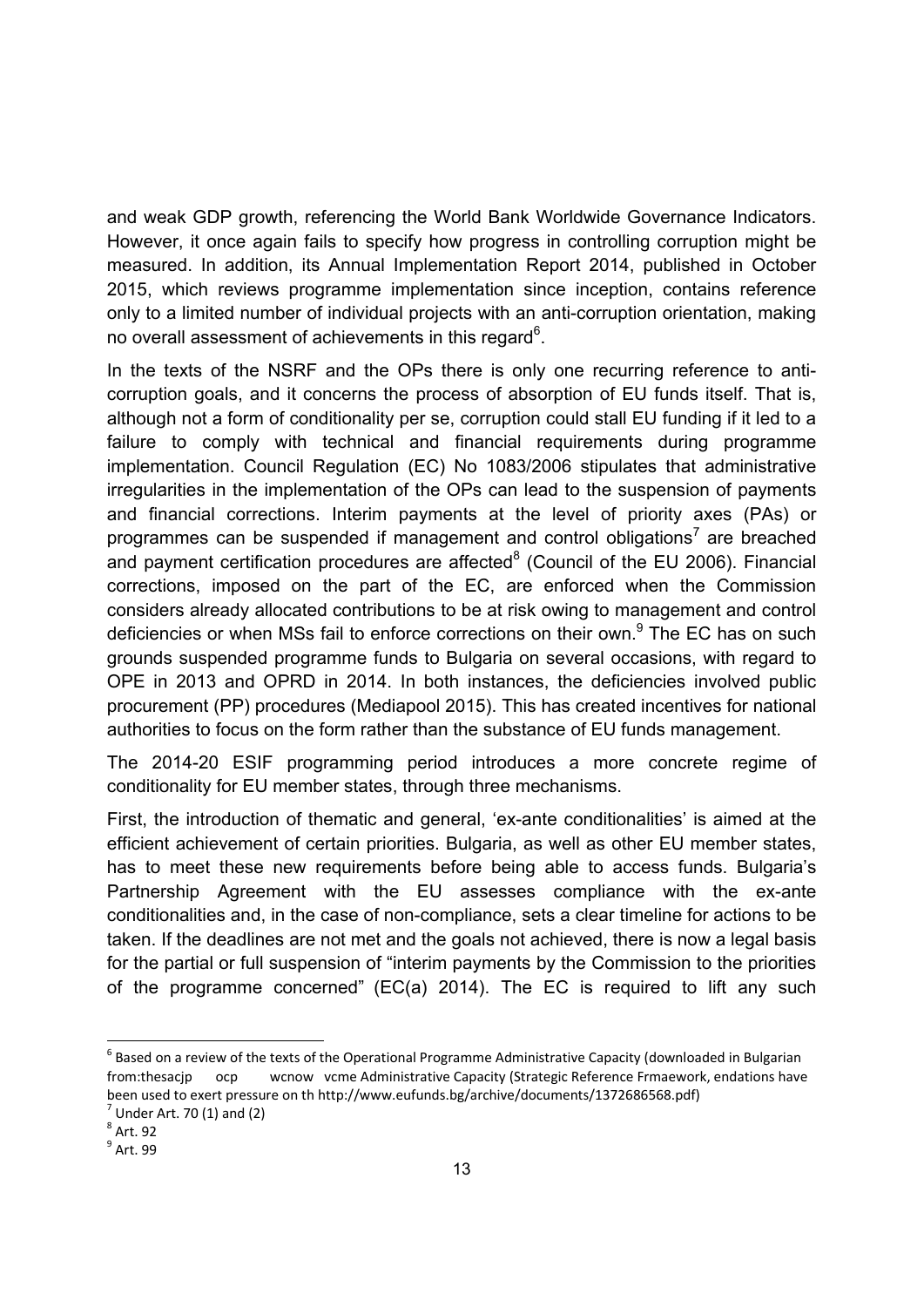and weak GDP growth, referencing the World Bank Worldwide Governance Indicators. However, it once again fails to specify how progress in controlling corruption might be measured. In addition, its Annual Implementation Report 2014, published in October 2015, which reviews programme implementation since inception, contains reference only to a limited number of individual projects with an anti-corruption orientation, making no overall assessment of achievements in this regard[6].

In the texts of the NSRF and the OPs there is only one recurring reference to anti-corruption goals, and it concerns the process of absorption of EU funds itself. That is, although not a form of conditionality per se, corruption could stall EU funding if it led to a failure to comply with technical and financial requirements during programme implementation. Council Regulation (EC) No 1083/2006 stipulates that administrative irregularities in the implementation of the OPs can lead to the suspension of payments and financial corrections. Interim payments at the level of priority axes (PAs) or programmes can be suspended if management and control obligations[7] are breached and payment certification procedures are affected[8] (Council of the EU 2006). Financial corrections, imposed on the part of the EC, are enforced when the Commission considers already allocated contributions to be at risk owing to management and control deficiencies or when MSs fail to enforce corrections on their own.[9] The EC has on such grounds suspended programme funds to Bulgaria on several occasions, with regard to OPE in 2013 and OPRD in 2014. In both instances, the deficiencies involved public procurement (PP) procedures (Mediapool 2015). This has created incentives for national authorities to focus on the form rather than the substance of EU funds management.

The 2014-20 ESIF programming period introduces a more concrete regime of conditionality for EU member states, through three mechanisms.

First, the introduction of thematic and general, 'ex-ante conditionalities' is aimed at the efficient achievement of certain priorities. Bulgaria, as well as other EU member states, has to meet these new requirements before being able to access funds. Bulgaria's Partnership Agreement with the EU assesses compliance with the ex-ante conditionalities and, in the case of non-compliance, sets a clear timeline for actions to be taken. If the deadlines are not met and the goals not achieved, there is now a legal basis for the partial or full suspension of "interim payments by the Commission to the priorities of the programme concerned" (EC(a) 2014). The EC is required to lift any such

[6] Based on a review of the texts of the Operational Programme Administrative Capacity (downloaded in Bulgarian from:thesacjp ocp wcnow vcme Administrative Capacity (Strategic Reference Frmaework, endations have been used to exert pressure on th http://www.eufunds.bg/archive/documents/1372686568.pdf)

[7] Under Art. 70 (1) and (2)

[8] Art. 92

[9] Art. 99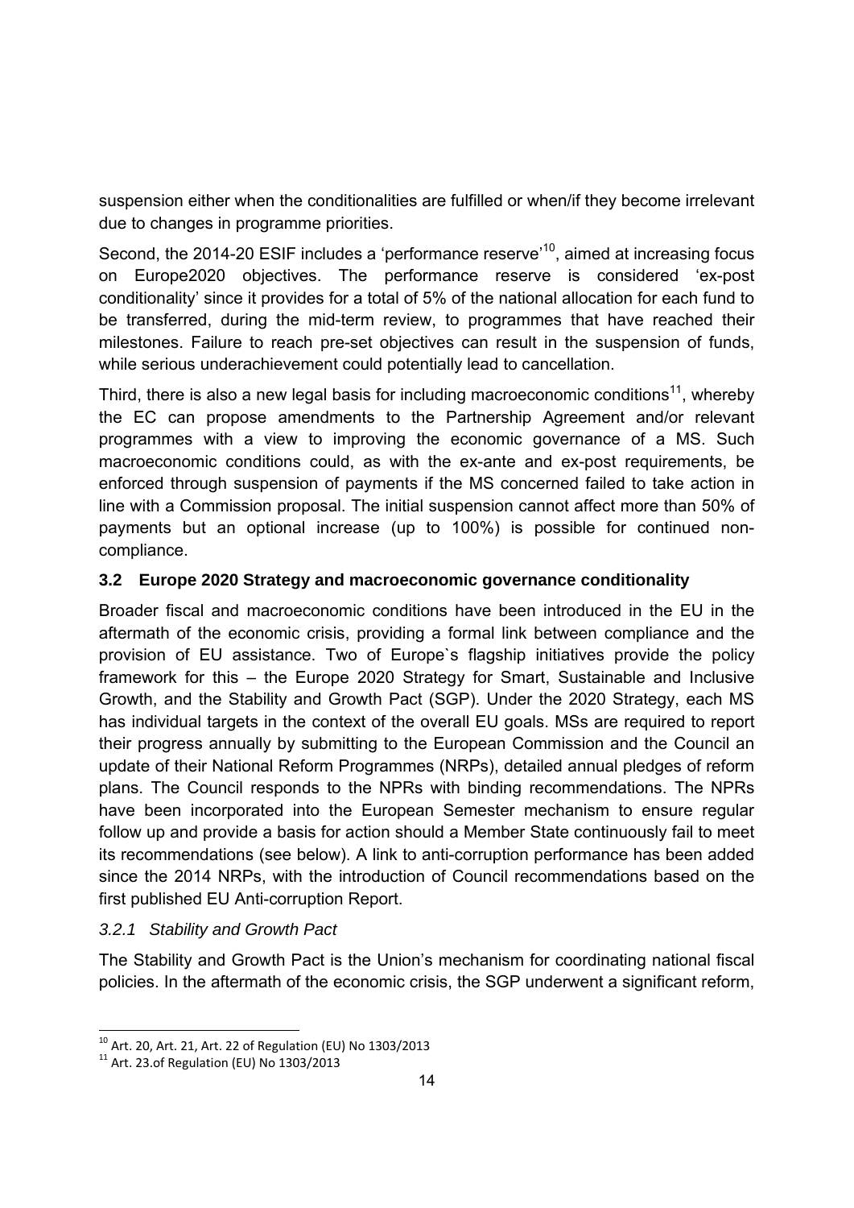suspension either when the conditionalities are fulfilled or when/if they become irrelevant due to changes in programme priorities.

Second, the 2014-20 ESIF includes a 'performance reserve'[10], aimed at increasing focus on Europe2020 objectives. The performance reserve is considered 'ex-post conditionality' since it provides for a total of 5% of the national allocation for each fund to be transferred, during the mid-term review, to programmes that have reached their milestones. Failure to reach pre-set objectives can result in the suspension of funds, while serious underachievement could potentially lead to cancellation.

Third, there is also a new legal basis for including macroeconomic conditions[11], whereby the EC can propose amendments to the Partnership Agreement and/or relevant programmes with a view to improving the economic governance of a MS. Such macroeconomic conditions could, as with the ex-ante and ex-post requirements, be enforced through suspension of payments if the MS concerned failed to take action in line with a Commission proposal. The initial suspension cannot affect more than 50% of payments but an optional increase (up to 100%) is possible for continued non-compliance.

### 3.2 Europe 2020 Strategy and macroeconomic governance conditionality

Broader fiscal and macroeconomic conditions have been introduced in the EU in the aftermath of the economic crisis, providing a formal link between compliance and the provision of EU assistance. Two of Europe`s flagship initiatives provide the policy framework for this – the Europe 2020 Strategy for Smart, Sustainable and Inclusive Growth, and the Stability and Growth Pact (SGP). Under the 2020 Strategy, each MS has individual targets in the context of the overall EU goals. MSs are required to report their progress annually by submitting to the European Commission and the Council an update of their National Reform Programmes (NRPs), detailed annual pledges of reform plans. The Council responds to the NPRs with binding recommendations. The NPRs have been incorporated into the European Semester mechanism to ensure regular follow up and provide a basis for action should a Member State continuously fail to meet its recommendations (see below). A link to anti-corruption performance has been added since the 2014 NRPs, with the introduction of Council recommendations based on the first published EU Anti-corruption Report.

#### *3.2.1 Stability and Growth Pact*

The Stability and Growth Pact is the Union's mechanism for coordinating national fiscal policies. In the aftermath of the economic crisis, the SGP underwent a significant reform,

---

[10] Art. 20, Art. 21, Art. 22 of Regulation (EU) No 1303/2013

[11] Art. 23.of Regulation (EU) No 1303/2013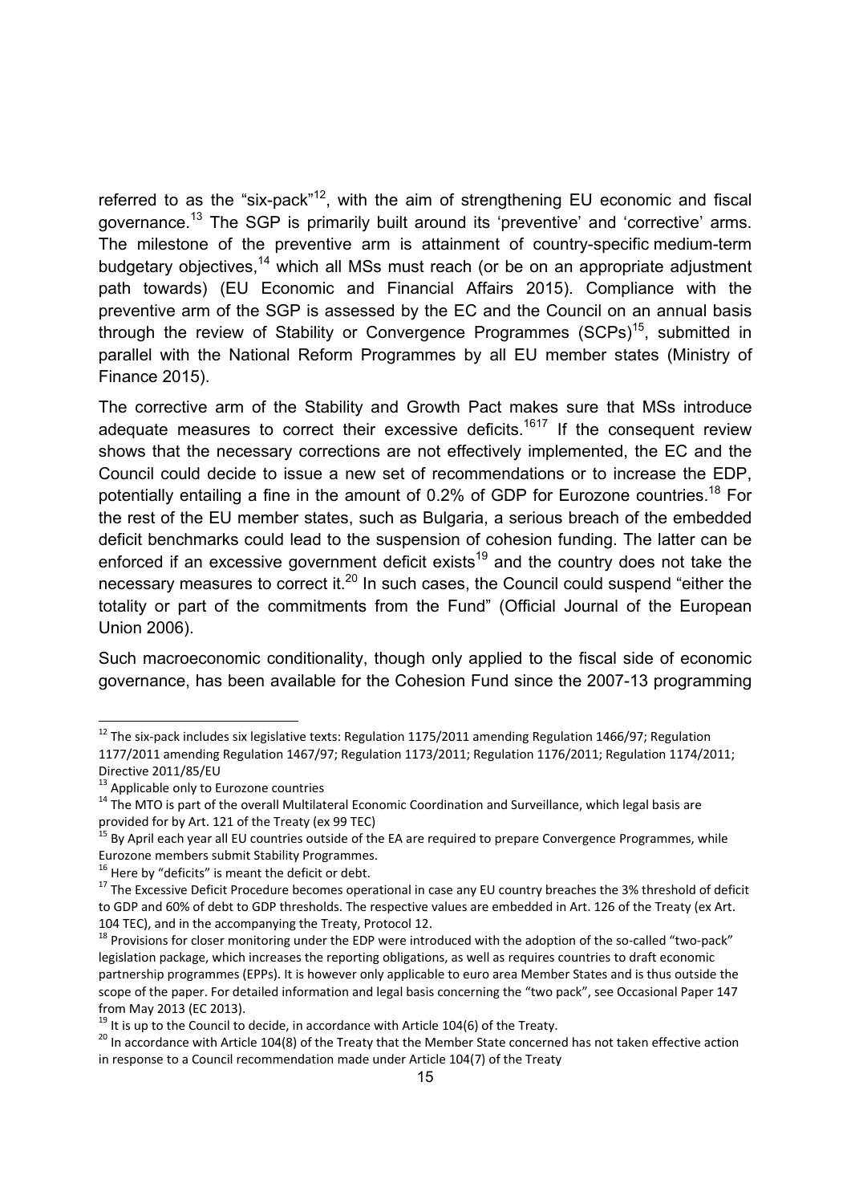referred to as the "six-pack"[12], with the aim of strengthening EU economic and fiscal governance.[13] The SGP is primarily built around its 'preventive' and 'corrective' arms. The milestone of the preventive arm is attainment of country-specific medium-term budgetary objectives,[14] which all MSs must reach (or be on an appropriate adjustment path towards) (EU Economic and Financial Affairs 2015). Compliance with the preventive arm of the SGP is assessed by the EC and the Council on an annual basis through the review of Stability or Convergence Programmes (SCPs)[15], submitted in parallel with the National Reform Programmes by all EU member states (Ministry of Finance 2015).

The corrective arm of the Stability and Growth Pact makes sure that MSs introduce adequate measures to correct their excessive deficits.[16][17] If the consequent review shows that the necessary corrections are not effectively implemented, the EC and the Council could decide to issue a new set of recommendations or to increase the EDP, potentially entailing a fine in the amount of 0.2% of GDP for Eurozone countries.[18] For the rest of the EU member states, such as Bulgaria, a serious breach of the embedded deficit benchmarks could lead to the suspension of cohesion funding. The latter can be enforced if an excessive government deficit exists[19] and the country does not take the necessary measures to correct it.[20] In such cases, the Council could suspend "either the totality or part of the commitments from the Fund" (Official Journal of the European Union 2006).

Such macroeconomic conditionality, though only applied to the fiscal side of economic governance, has been available for the Cohesion Fund since the 2007-13 programming

---

[12] The six-pack includes six legislative texts: Regulation 1175/2011 amending Regulation 1466/97; Regulation 1177/2011 amending Regulation 1467/97; Regulation 1173/2011; Regulation 1176/2011; Regulation 1174/2011; Directive 2011/85/EU

[13] Applicable only to Eurozone countries

[14] The MTO is part of the overall Multilateral Economic Coordination and Surveillance, which legal basis are provided for by Art. 121 of the Treaty (ex 99 TEC)

[15] By April each year all EU countries outside of the EA are required to prepare Convergence Programmes, while Eurozone members submit Stability Programmes.

[16] Here by "deficits" is meant the deficit or debt.

[17] The Excessive Deficit Procedure becomes operational in case any EU country breaches the 3% threshold of deficit to GDP and 60% of debt to GDP thresholds. The respective values are embedded in Art. 126 of the Treaty (ex Art. 104 TEC), and in the accompanying the Treaty, Protocol 12.

[18] Provisions for closer monitoring under the EDP were introduced with the adoption of the so-called "two-pack" legislation package, which increases the reporting obligations, as well as requires countries to draft economic partnership programmes (EPPs). It is however only applicable to euro area Member States and is thus outside the scope of the paper. For detailed information and legal basis concerning the "two pack", see Occasional Paper 147 from May 2013 (EC 2013).

[19] It is up to the Council to decide, in accordance with Article 104(6) of the Treaty.

[20] In accordance with Article 104(8) of the Treaty that the Member State concerned has not taken effective action in response to a Council recommendation made under Article 104(7) of the Treaty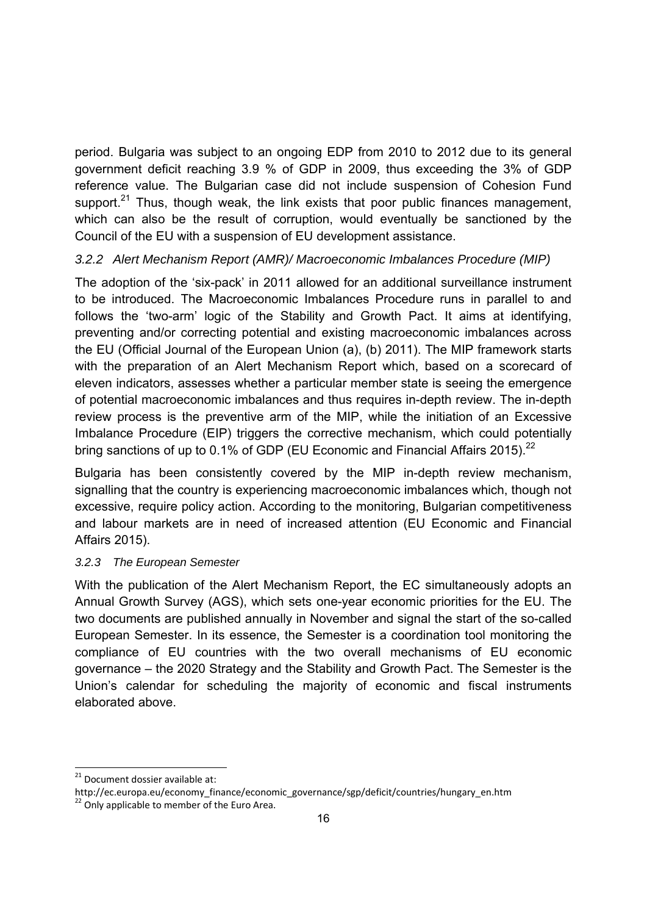period. Bulgaria was subject to an ongoing EDP from 2010 to 2012 due to its general government deficit reaching 3.9 % of GDP in 2009, thus exceeding the 3% of GDP reference value. The Bulgarian case did not include suspension of Cohesion Fund support.[21] Thus, though weak, the link exists that poor public finances management, which can also be the result of corruption, would eventually be sanctioned by the Council of the EU with a suspension of EU development assistance.

### *3.2.2 Alert Mechanism Report (AMR)/ Macroeconomic Imbalances Procedure (MIP)*

The adoption of the 'six-pack' in 2011 allowed for an additional surveillance instrument to be introduced. The Macroeconomic Imbalances Procedure runs in parallel to and follows the 'two-arm' logic of the Stability and Growth Pact. It aims at identifying, preventing and/or correcting potential and existing macroeconomic imbalances across the EU (Official Journal of the European Union (a), (b) 2011). The MIP framework starts with the preparation of an Alert Mechanism Report which, based on a scorecard of eleven indicators, assesses whether a particular member state is seeing the emergence of potential macroeconomic imbalances and thus requires in-depth review. The in-depth review process is the preventive arm of the MIP, while the initiation of an Excessive Imbalance Procedure (EIP) triggers the corrective mechanism, which could potentially bring sanctions of up to 0.1% of GDP (EU Economic and Financial Affairs 2015).[22]

Bulgaria has been consistently covered by the MIP in-depth review mechanism, signalling that the country is experiencing macroeconomic imbalances which, though not excessive, require policy action. According to the monitoring, Bulgarian competitiveness and labour markets are in need of increased attention (EU Economic and Financial Affairs 2015).

### *3.2.3 The European Semester*

With the publication of the Alert Mechanism Report, the EC simultaneously adopts an Annual Growth Survey (AGS), which sets one-year economic priorities for the EU. The two documents are published annually in November and signal the start of the so-called European Semester. In its essence, the Semester is a coordination tool monitoring the compliance of EU countries with the two overall mechanisms of EU economic governance – the 2020 Strategy and the Stability and Growth Pact. The Semester is the Union's calendar for scheduling the majority of economic and fiscal instruments elaborated above.

---

[21] Document dossier available at: http://ec.europa.eu/economy_finance/economic_governance/sgp/deficit/countries/hungary_en.htm

[22] Only applicable to member of the Euro Area.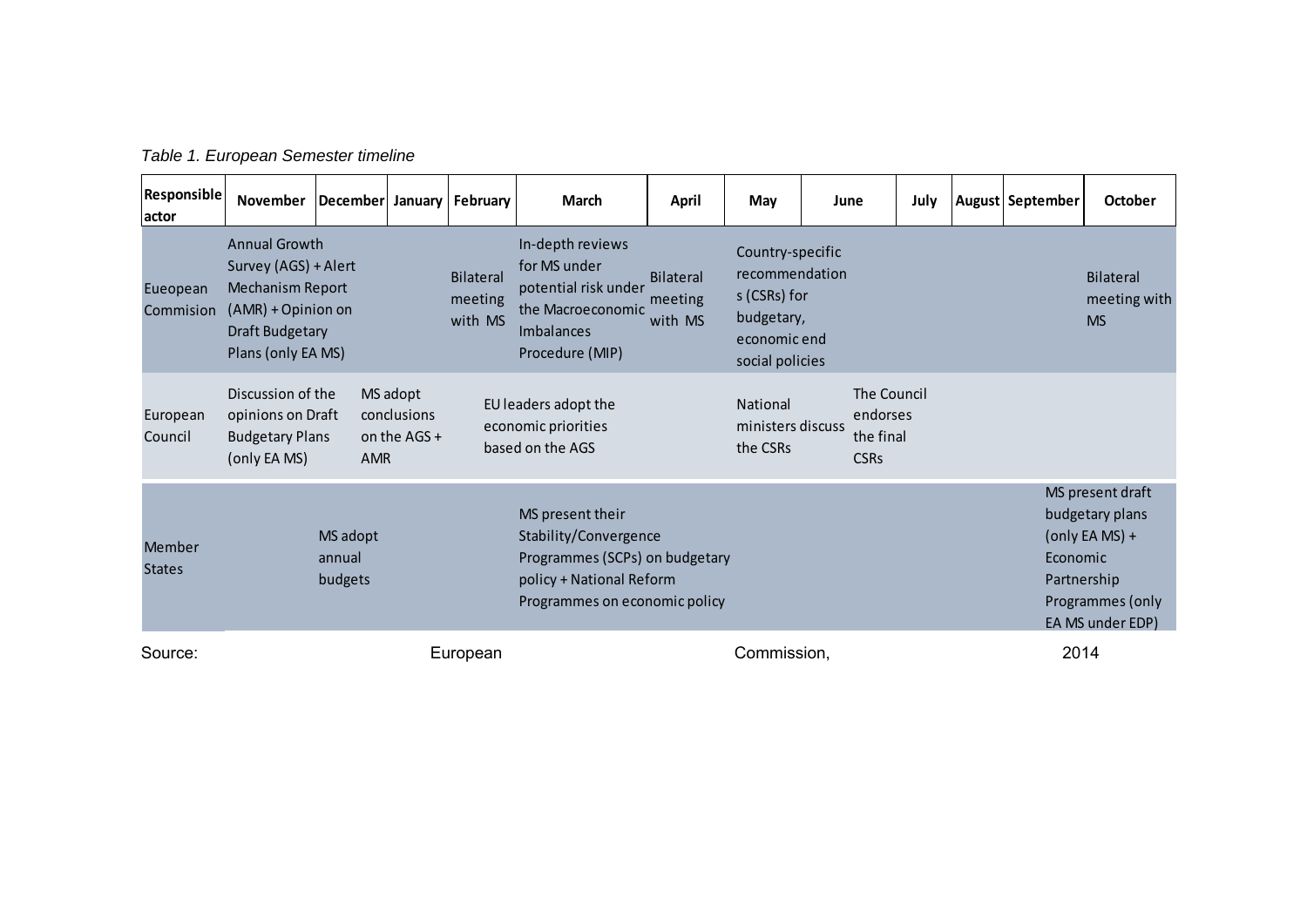*Table 1. European Semester timeline*

| Responsible actor | November | December | January | February | March | April | May | June | July | August | September | October |
|---|---|---|---|---|---|---|---|---|---|---|---|---|
| Eueopean Commision | Annual Growth Survey (AGS) + Alert Mechanism Report (AMR) + Opinion on Draft Budgetary Plans (only EA MS) | | | Bilateral meeting with MS | In-depth reviews for MS under potential risk under the Macroeconomic Imbalances Procedure (MIP) | Bilateral meeting with MS | Country-specific recommendations (CSRs) for budgetary, economic end social policies | | | | | Bilateral meeting with MS |
| European Council | Discussion of the opinions on Draft Budgetary Plans (only EA MS) | MS adopt conclusions on the AGS + AMR | | EU leaders adopt the economic priorities based on the AGS | | | National ministers discuss the CSRs | The Council endorses the final CSRs | | | | |
| Member States | | MS adopt annual budgets | | | MS present their Stability/Convergence Programmes (SCPs) on budgetary policy + National Reform Programmes on economic policy | | | | | | MS present draft budgetary plans (only EA MS) + Economic Partnership Programmes (only EA MS under EDP) | |

Source: European Commission, 2014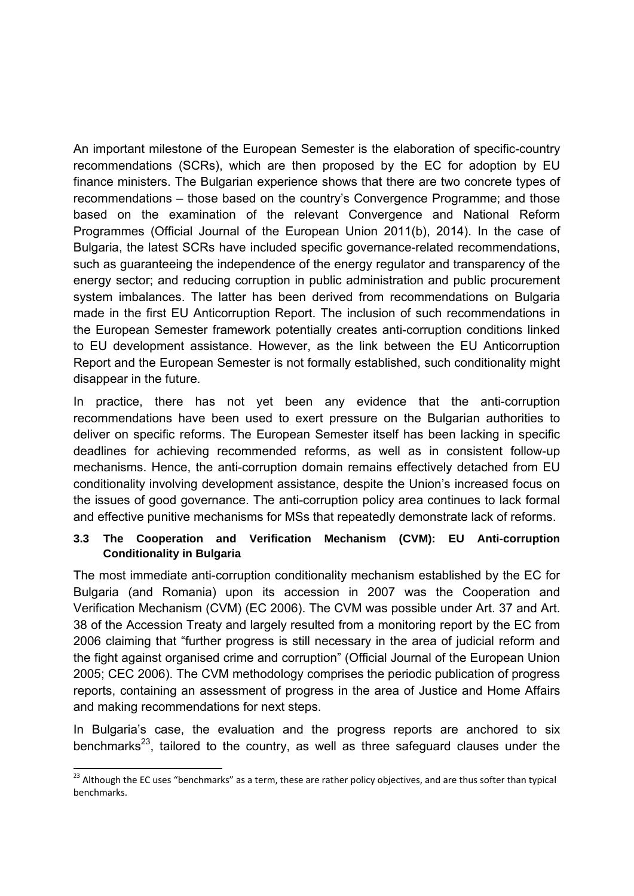An important milestone of the European Semester is the elaboration of specific-country recommendations (SCRs), which are then proposed by the EC for adoption by EU finance ministers. The Bulgarian experience shows that there are two concrete types of recommendations – those based on the country's Convergence Programme; and those based on the examination of the relevant Convergence and National Reform Programmes (Official Journal of the European Union 2011(b), 2014). In the case of Bulgaria, the latest SCRs have included specific governance-related recommendations, such as guaranteeing the independence of the energy regulator and transparency of the energy sector; and reducing corruption in public administration and public procurement system imbalances. The latter has been derived from recommendations on Bulgaria made in the first EU Anticorruption Report. The inclusion of such recommendations in the European Semester framework potentially creates anti-corruption conditions linked to EU development assistance. However, as the link between the EU Anticorruption Report and the European Semester is not formally established, such conditionality might disappear in the future.

In practice, there has not yet been any evidence that the anti-corruption recommendations have been used to exert pressure on the Bulgarian authorities to deliver on specific reforms. The European Semester itself has been lacking in specific deadlines for achieving recommended reforms, as well as in consistent follow-up mechanisms. Hence, the anti-corruption domain remains effectively detached from EU conditionality involving development assistance, despite the Union's increased focus on the issues of good governance. The anti-corruption policy area continues to lack formal and effective punitive mechanisms for MSs that repeatedly demonstrate lack of reforms.

### 3.3 The Cooperation and Verification Mechanism (CVM): EU Anti-corruption Conditionality in Bulgaria

The most immediate anti-corruption conditionality mechanism established by the EC for Bulgaria (and Romania) upon its accession in 2007 was the Cooperation and Verification Mechanism (CVM) (EC 2006). The CVM was possible under Art. 37 and Art. 38 of the Accession Treaty and largely resulted from a monitoring report by the EC from 2006 claiming that "further progress is still necessary in the area of judicial reform and the fight against organised crime and corruption" (Official Journal of the European Union 2005; CEC 2006). The CVM methodology comprises the periodic publication of progress reports, containing an assessment of progress in the area of Justice and Home Affairs and making recommendations for next steps.

In Bulgaria's case, the evaluation and the progress reports are anchored to six benchmarks[23], tailored to the country, as well as three safeguard clauses under the

[23] Although the EC uses "benchmarks" as a term, these are rather policy objectives, and are thus softer than typical benchmarks.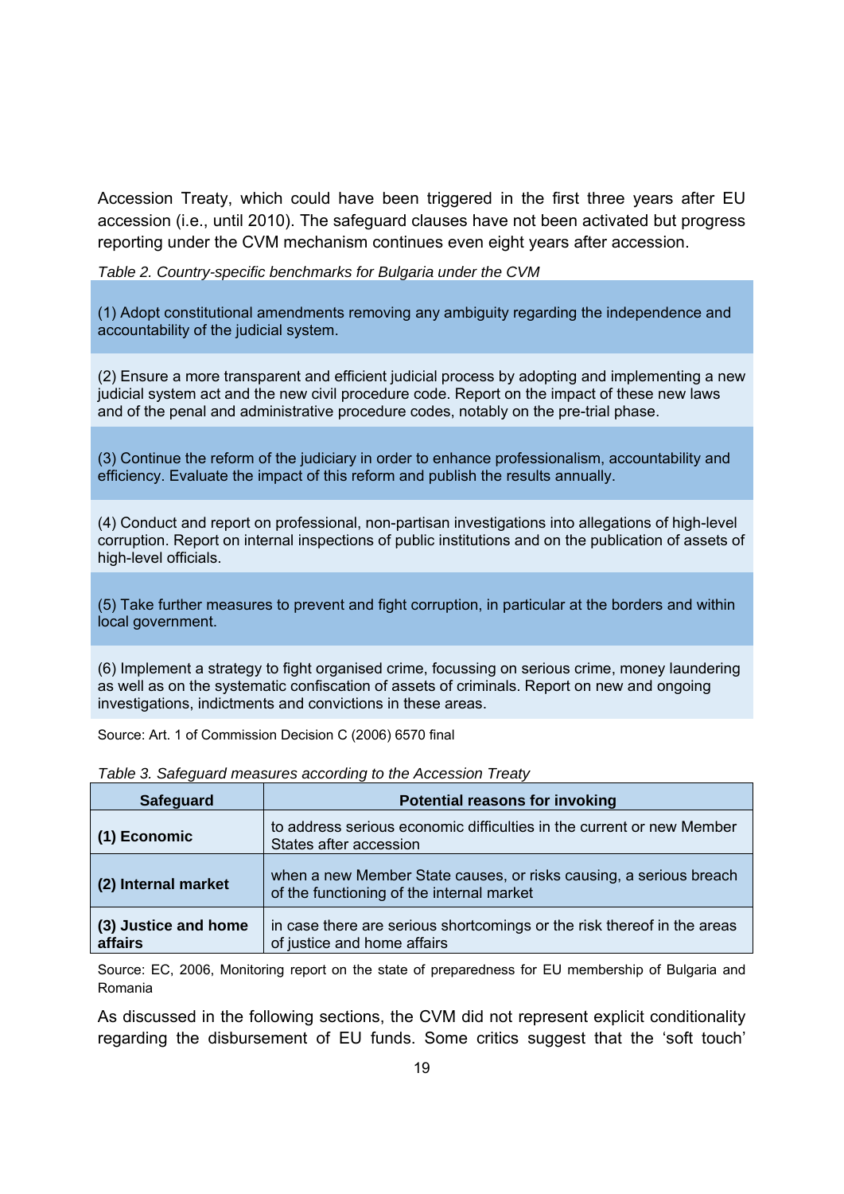Accession Treaty, which could have been triggered in the first three years after EU accession (i.e., until 2010). The safeguard clauses have not been activated but progress reporting under the CVM mechanism continues even eight years after accession.

*Table 2. Country-specific benchmarks for Bulgaria under the CVM*

| |
|---|
| (1) Adopt constitutional amendments removing any ambiguity regarding the independence and accountability of the judicial system. |
| (2) Ensure a more transparent and efficient judicial process by adopting and implementing a new judicial system act and the new civil procedure code. Report on the impact of these new laws and of the penal and administrative procedure codes, notably on the pre-trial phase. |
| (3) Continue the reform of the judiciary in order to enhance professionalism, accountability and efficiency. Evaluate the impact of this reform and publish the results annually. |
| (4) Conduct and report on professional, non-partisan investigations into allegations of high-level corruption. Report on internal inspections of public institutions and on the publication of assets of high-level officials. |
| (5) Take further measures to prevent and fight corruption, in particular at the borders and within local government. |
| (6) Implement a strategy to fight organised crime, focussing on serious crime, money laundering as well as on the systematic confiscation of assets of criminals. Report on new and ongoing investigations, indictments and convictions in these areas. |

Source: Art. 1 of Commission Decision C (2006) 6570 final

*Table 3. Safeguard measures according to the Accession Treaty*

| Safeguard | Potential reasons for invoking |
|---|---|
| **(1) Economic** | to address serious economic difficulties in the current or new Member States after accession |
| **(2) Internal market** | when a new Member State causes, or risks causing, a serious breach of the functioning of the internal market |
| **(3) Justice and home affairs** | in case there are serious shortcomings or the risk thereof in the areas of justice and home affairs |

Source: EC, 2006, Monitoring report on the state of preparedness for EU membership of Bulgaria and Romania

As discussed in the following sections, the CVM did not represent explicit conditionality regarding the disbursement of EU funds. Some critics suggest that the 'soft touch'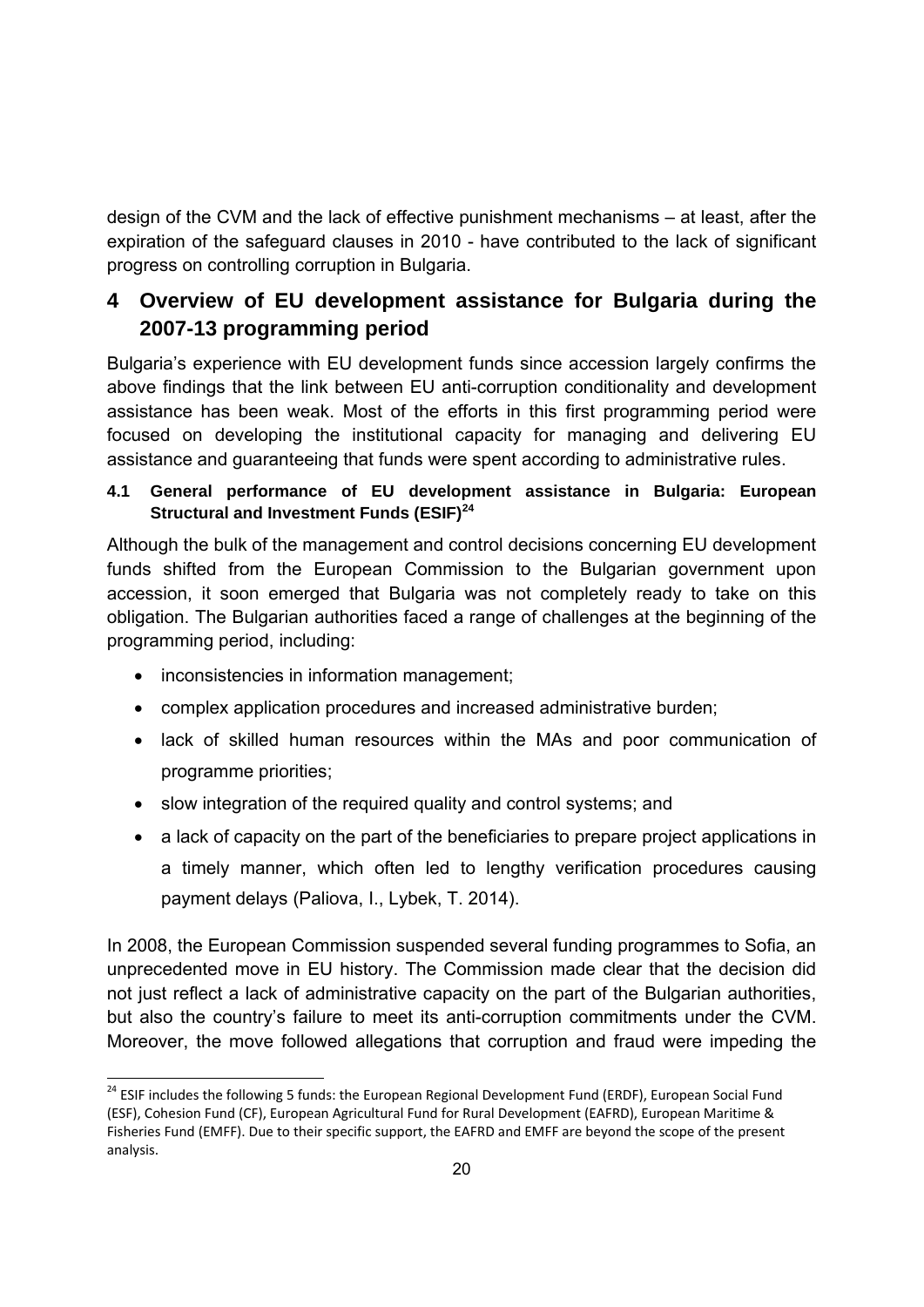design of the CVM and the lack of effective punishment mechanisms – at least, after the expiration of the safeguard clauses in 2010 - have contributed to the lack of significant progress on controlling corruption in Bulgaria.

# 4 Overview of EU development assistance for Bulgaria during the 2007-13 programming period

Bulgaria's experience with EU development funds since accession largely confirms the above findings that the link between EU anti-corruption conditionality and development assistance has been weak. Most of the efforts in this first programming period were focused on developing the institutional capacity for managing and delivering EU assistance and guaranteeing that funds were spent according to administrative rules.

## 4.1 General performance of EU development assistance in Bulgaria: European Structural and Investment Funds (ESIF)[24]

Although the bulk of the management and control decisions concerning EU development funds shifted from the European Commission to the Bulgarian government upon accession, it soon emerged that Bulgaria was not completely ready to take on this obligation. The Bulgarian authorities faced a range of challenges at the beginning of the programming period, including:

- inconsistencies in information management;
- complex application procedures and increased administrative burden;
- lack of skilled human resources within the MAs and poor communication of programme priorities;
- slow integration of the required quality and control systems; and
- a lack of capacity on the part of the beneficiaries to prepare project applications in a timely manner, which often led to lengthy verification procedures causing payment delays (Paliova, I., Lybek, T. 2014).

In 2008, the European Commission suspended several funding programmes to Sofia, an unprecedented move in EU history. The Commission made clear that the decision did not just reflect a lack of administrative capacity on the part of the Bulgarian authorities, but also the country's failure to meet its anti-corruption commitments under the CVM. Moreover, the move followed allegations that corruption and fraud were impeding the

---

[24] ESIF includes the following 5 funds: the European Regional Development Fund (ERDF), European Social Fund (ESF), Cohesion Fund (CF), European Agricultural Fund for Rural Development (EAFRD), European Maritime & Fisheries Fund (EMFF). Due to their specific support, the EAFRD and EMFF are beyond the scope of the present analysis.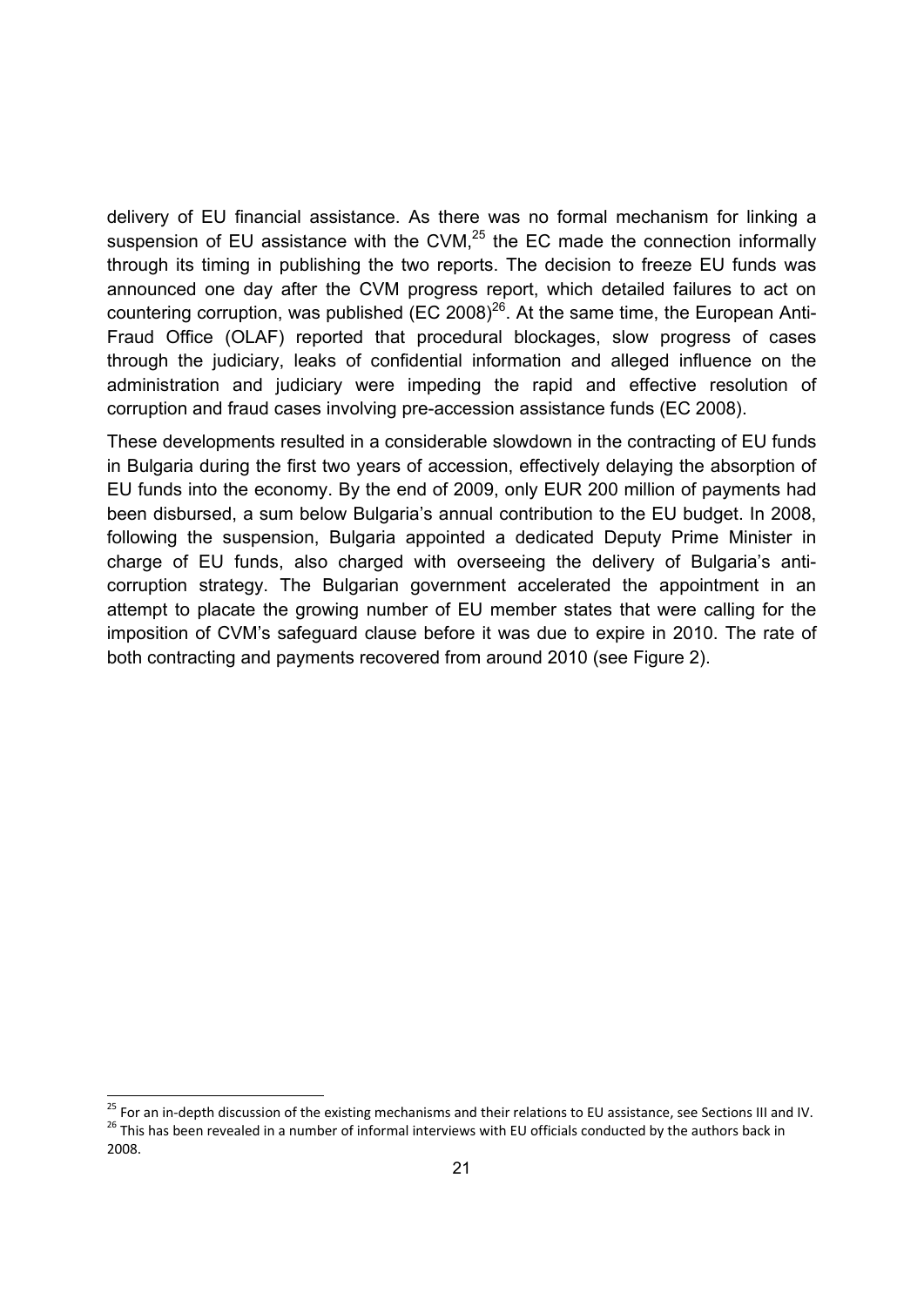delivery of EU financial assistance. As there was no formal mechanism for linking a suspension of EU assistance with the CVM,[25] the EC made the connection informally through its timing in publishing the two reports. The decision to freeze EU funds was announced one day after the CVM progress report, which detailed failures to act on countering corruption, was published (EC 2008)[26]. At the same time, the European Anti-Fraud Office (OLAF) reported that procedural blockages, slow progress of cases through the judiciary, leaks of confidential information and alleged influence on the administration and judiciary were impeding the rapid and effective resolution of corruption and fraud cases involving pre-accession assistance funds (EC 2008).

These developments resulted in a considerable slowdown in the contracting of EU funds in Bulgaria during the first two years of accession, effectively delaying the absorption of EU funds into the economy. By the end of 2009, only EUR 200 million of payments had been disbursed, a sum below Bulgaria's annual contribution to the EU budget. In 2008, following the suspension, Bulgaria appointed a dedicated Deputy Prime Minister in charge of EU funds, also charged with overseeing the delivery of Bulgaria's anti-corruption strategy. The Bulgarian government accelerated the appointment in an attempt to placate the growing number of EU member states that were calling for the imposition of CVM's safeguard clause before it was due to expire in 2010. The rate of both contracting and payments recovered from around 2010 (see Figure 2).

[25] For an in-depth discussion of the existing mechanisms and their relations to EU assistance, see Sections III and IV.

[26] This has been revealed in a number of informal interviews with EU officials conducted by the authors back in 2008.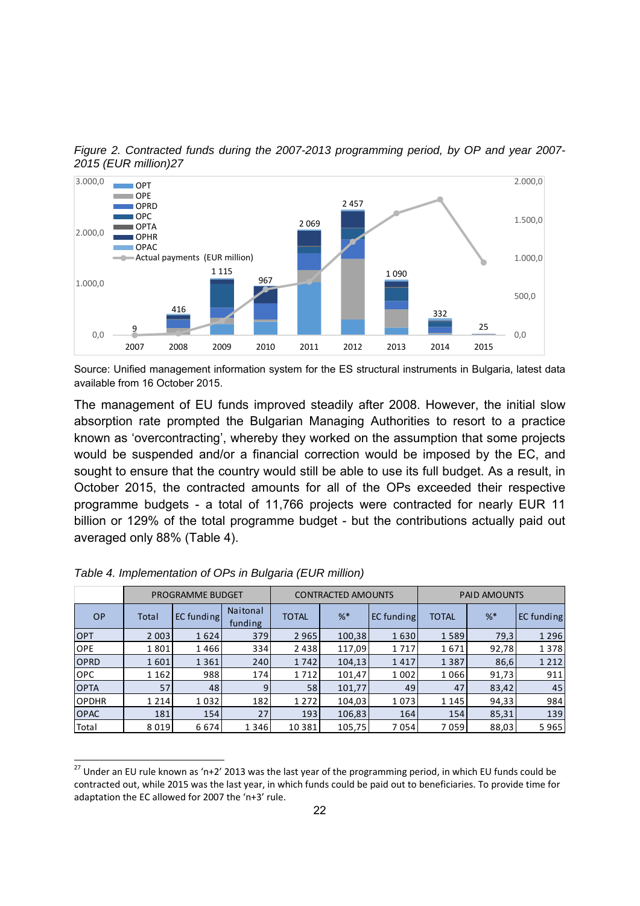*Figure 2. Contracted funds during the 2007-2013 programming period, by OP and year 2007-2015 (EUR million)*[27]

Source: Unified management information system for the ES structural instruments in Bulgaria, latest data available from 16 October 2015.

The management of EU funds improved steadily after 2008. However, the initial slow absorption rate prompted the Bulgarian Managing Authorities to resort to a practice known as 'overcontracting', whereby they worked on the assumption that some projects would be suspended and/or a financial correction would be imposed by the EC, and sought to ensure that the country would still be able to use its full budget. As a result, in October 2015, the contracted amounts for all of the OPs exceeded their respective programme budgets - a total of 11,766 projects were contracted for nearly EUR 11 billion or 129% of the total programme budget - but the contributions actually paid out averaged only 88% (Table 4).

*Table 4. Implementation of OPs in Bulgaria (EUR million)*

| | PROGRAMME BUDGET | | | CONTRACTED AMOUNTS | | | PAID AMOUNTS | | |
|---|---|---|---|---|---|---|---|---|---|
| OP | Total | EC funding | Naitonal funding | TOTAL | %* | EC funding | TOTAL | %* | EC funding |
| OPT | 2 003 | 1 624 | 379 | 2 965 | 100,38 | 1 630 | 1 589 | 79,3 | 1 296 |
| OPE | 1 801 | 1 466 | 334 | 2 438 | 117,09 | 1 717 | 1 671 | 92,78 | 1 378 |
| OPRD | 1 601 | 1 361 | 240 | 1 742 | 104,13 | 1 417 | 1 387 | 86,6 | 1 212 |
| OPC | 1 162 | 988 | 174 | 1 712 | 101,47 | 1 002 | 1 066 | 91,73 | 911 |
| OPTA | 57 | 48 | 9 | 58 | 101,77 | 49 | 47 | 83,42 | 45 |
| OPDHR | 1 214 | 1 032 | 182 | 1 272 | 104,03 | 1 073 | 1 145 | 94,33 | 984 |
| OPAC | 181 | 154 | 27 | 193 | 106,83 | 164 | 154 | 85,31 | 139 |
| Total | 8 019 | 6 674 | 1 346 | 10 381 | 105,75 | 7 054 | 7 059 | 88,03 | 5 965 |

[27] Under an EU rule known as 'n+2' 2013 was the last year of the programming period, in which EU funds could be contracted out, while 2015 was the last year, in which funds could be paid out to beneficiaries. To provide time for adaptation the EC allowed for 2007 the 'n+3' rule.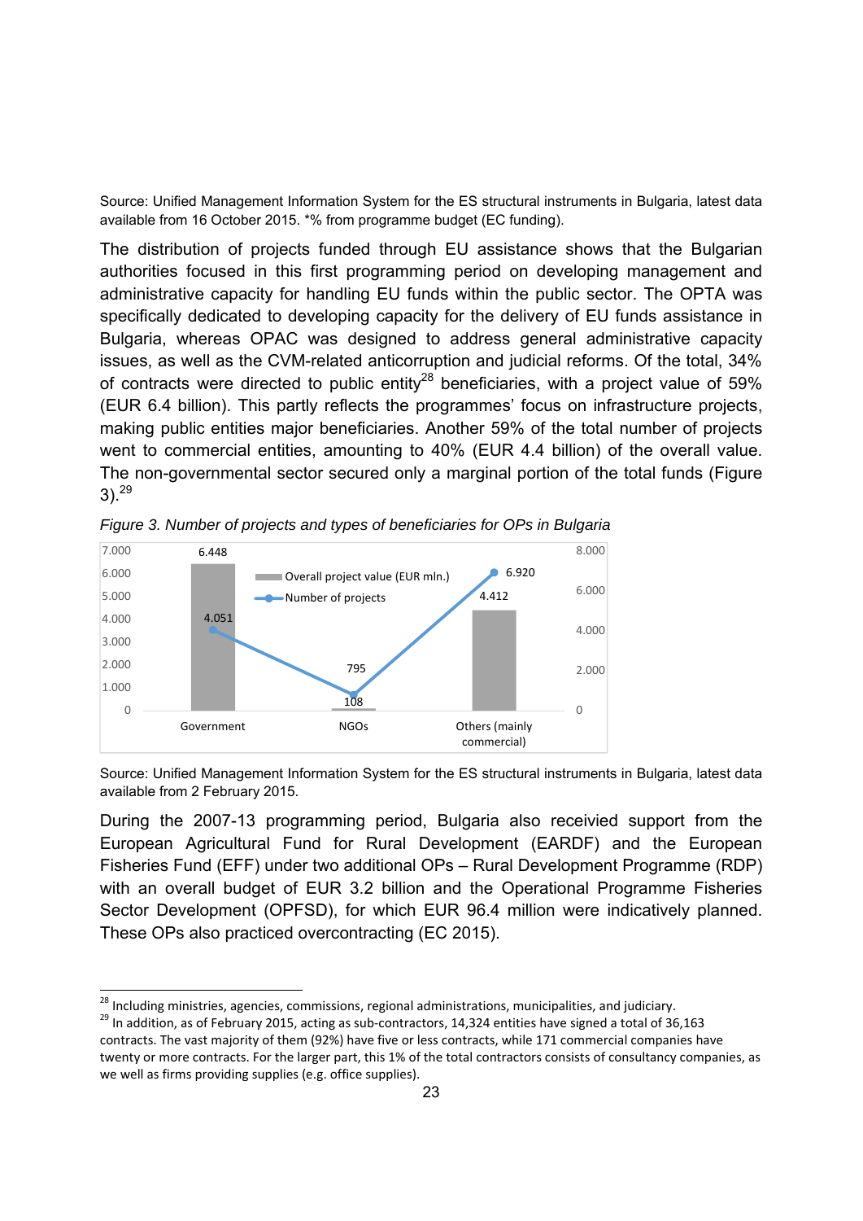Source: Unified Management Information System for the ES structural instruments in Bulgaria, latest data available from 16 October 2015. *% from programme budget (EC funding).

The distribution of projects funded through EU assistance shows that the Bulgarian authorities focused in this first programming period on developing management and administrative capacity for handling EU funds within the public sector. The OPTA was specifically dedicated to developing capacity for the delivery of EU funds assistance in Bulgaria, whereas OPAC was designed to address general administrative capacity issues, as well as the CVM-related anticorruption and judicial reforms. Of the total, 34% of contracts were directed to public entity[28] beneficiaries, with a project value of 59% (EUR 6.4 billion). This partly reflects the programmes' focus on infrastructure projects, making public entities major beneficiaries. Another 59% of the total number of projects went to commercial entities, amounting to 40% (EUR 4.4 billion) of the overall value. The non-governmental sector secured only a marginal portion of the total funds (Figure 3).[29]

*Figure 3. Number of projects and types of beneficiaries for OPs in Bulgaria*

| | Overall project value (EUR mln.) | Number of projects |
|---|---|---|
| Government | 6.448 | 4.051 |
| NGOs | 108 | 795 |
| Others (mainly commercial) | 4.412 | 6.920 |

Source: Unified Management Information System for the ES structural instruments in Bulgaria, latest data available from 2 February 2015.

During the 2007-13 programming period, Bulgaria also receivied support from the European Agricultural Fund for Rural Development (EARDF) and the European Fisheries Fund (EFF) under two additional OPs – Rural Development Programme (RDP) with an overall budget of EUR 3.2 billion and the Operational Programme Fisheries Sector Development (OPFSD), for which EUR 96.4 million were indicatively planned. These OPs also practiced overcontracting (EC 2015).

[28] Including ministries, agencies, commissions, regional administrations, municipalities, and judiciary.

[29] In addition, as of February 2015, acting as sub-contractors, 14,324 entities have signed a total of 36,163 contracts. The vast majority of them (92%) have five or less contracts, while 171 commercial companies have twenty or more contracts. For the larger part, this 1% of the total contractors consists of consultancy companies, as we well as firms providing supplies (e.g. office supplies).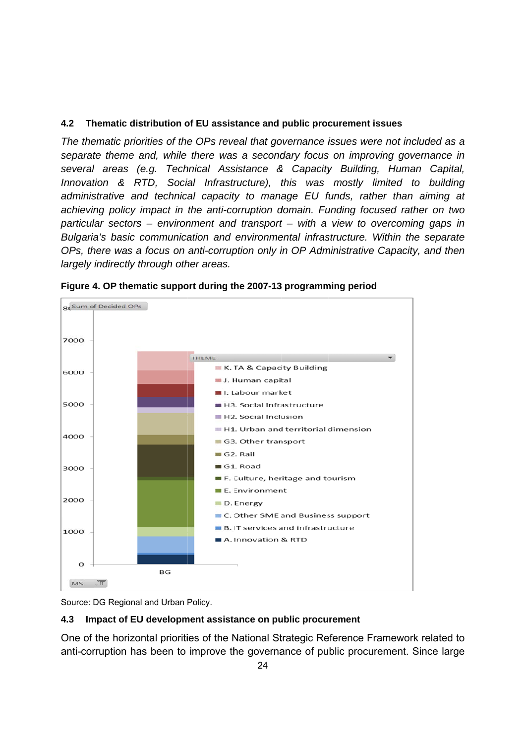### 4.2 Thematic distribution of EU assistance and public procurement issues

*The thematic priorities of the OPs reveal that governance issues were not included as a separate theme and, while there was a secondary focus on improving governance in several areas (e.g. Technical Assistance & Capacity Building, Human Capital, Innovation & RTD, Social Infrastructure), this was mostly limited to building administrative and technical capacity to manage EU funds, rather than aiming at achieving policy impact in the anti-corruption domain. Funding focused rather on two particular sectors – environment and transport – with a view to overcoming gaps in Bulgaria's basic communication and environmental infrastructure. Within the separate OPs, there was a focus on anti-corruption only in OP Administrative Capacity, and then largely indirectly through other areas.*

**Figure 4. OP thematic support during the 2007-13 programming period**

Source: DG Regional and Urban Policy.

### 4.3 Impact of EU development assistance on public procurement

One of the horizontal priorities of the National Strategic Reference Framework related to anti-corruption has been to improve the governance of public procurement. Since large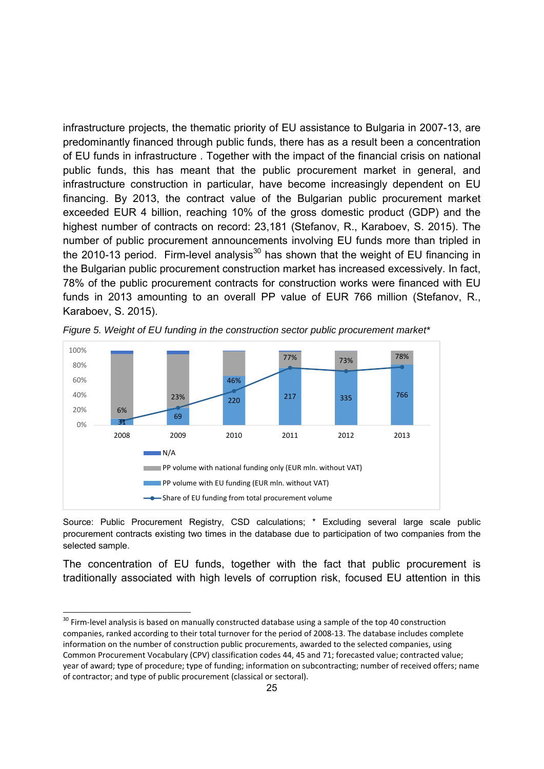infrastructure projects, the thematic priority of EU assistance to Bulgaria in 2007-13, are predominantly financed through public funds, there has as a result been a concentration of EU funds in infrastructure . Together with the impact of the financial crisis on national public funds, this has meant that the public procurement market in general, and infrastructure construction in particular, have become increasingly dependent on EU financing. By 2013, the contract value of the Bulgarian public procurement market exceeded EUR 4 billion, reaching 10% of the gross domestic product (GDP) and the highest number of contracts on record: 23,181 (Stefanov, R., Karaboev, S. 2015). The number of public procurement announcements involving EU funds more than tripled in the 2010-13 period. Firm-level analysis[30] has shown that the weight of EU financing in the Bulgarian public procurement construction market has increased excessively. In fact, 78% of the public procurement contracts for construction works were financed with EU funds in 2013 amounting to an overall PP value of EUR 766 million (Stefanov, R., Karaboev, S. 2015).

*Figure 5. Weight of EU funding in the construction sector public procurement market**

| | 2008 | 2009 | 2010 | 2011 | 2012 | 2013 |
|---|---|---|---|---|---|---|
| PP volume with EU funding (EUR mln. without VAT) | 31 | 69 | 220 | 217 | 335 | 766 |
| Share of EU funding from total procurement volume | 6% | 23% | 46% | 77% | 73% | 78% |

Legend: N/A; PP volume with national funding only (EUR mln. without VAT); PP volume with EU funding (EUR mln. without VAT); Share of EU funding from total procurement volume

Source: Public Procurement Registry, CSD calculations; * Excluding several large scale public procurement contracts existing two times in the database due to participation of two companies from the selected sample.

The concentration of EU funds, together with the fact that public procurement is traditionally associated with high levels of corruption risk, focused EU attention in this

[30] Firm-level analysis is based on manually constructed database using a sample of the top 40 construction companies, ranked according to their total turnover for the period of 2008-13. The database includes complete information on the number of construction public procurements, awarded to the selected companies, using Common Procurement Vocabulary (CPV) classification codes 44, 45 and 71; forecasted value; contracted value; year of award; type of procedure; type of funding; information on subcontracting; number of received offers; name of contractor; and type of public procurement (classical or sectoral).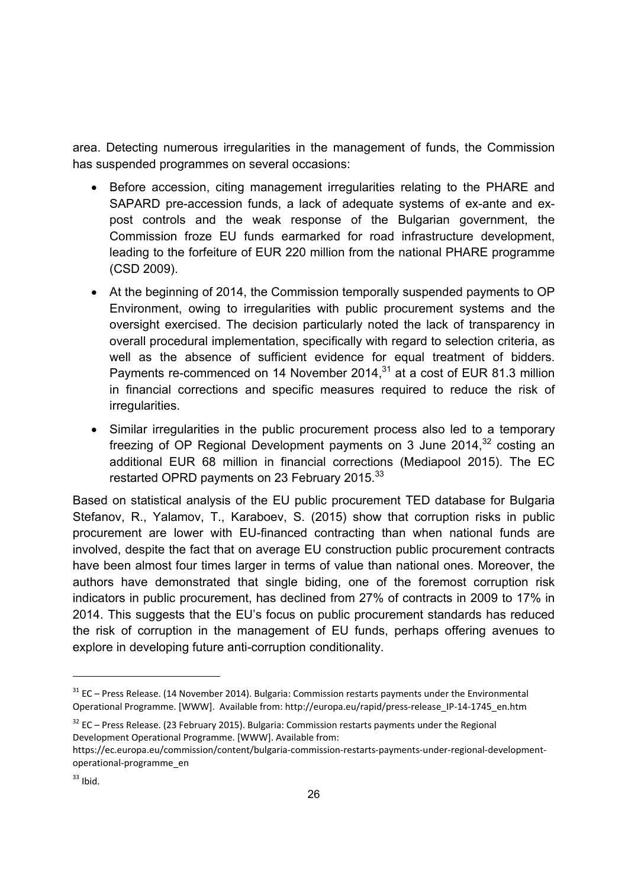area. Detecting numerous irregularities in the management of funds, the Commission has suspended programmes on several occasions:

- Before accession, citing management irregularities relating to the PHARE and SAPARD pre-accession funds, a lack of adequate systems of ex-ante and ex-post controls and the weak response of the Bulgarian government, the Commission froze EU funds earmarked for road infrastructure development, leading to the forfeiture of EUR 220 million from the national PHARE programme (CSD 2009).
- At the beginning of 2014, the Commission temporally suspended payments to OP Environment, owing to irregularities with public procurement systems and the oversight exercised. The decision particularly noted the lack of transparency in overall procedural implementation, specifically with regard to selection criteria, as well as the absence of sufficient evidence for equal treatment of bidders. Payments re-commenced on 14 November 2014,[31] at a cost of EUR 81.3 million in financial corrections and specific measures required to reduce the risk of irregularities.
- Similar irregularities in the public procurement process also led to a temporary freezing of OP Regional Development payments on 3 June 2014,[32] costing an additional EUR 68 million in financial corrections (Mediapool 2015). The EC restarted OPRD payments on 23 February 2015.[33]

Based on statistical analysis of the EU public procurement TED database for Bulgaria Stefanov, R., Yalamov, T., Karaboev, S. (2015) show that corruption risks in public procurement are lower with EU-financed contracting than when national funds are involved, despite the fact that on average EU construction public procurement contracts have been almost four times larger in terms of value than national ones. Moreover, the authors have demonstrated that single biding, one of the foremost corruption risk indicators in public procurement, has declined from 27% of contracts in 2009 to 17% in 2014. This suggests that the EU's focus on public procurement standards has reduced the risk of corruption in the management of EU funds, perhaps offering avenues to explore in developing future anti-corruption conditionality.

---

[31] EC – Press Release. (14 November 2014). Bulgaria: Commission restarts payments under the Environmental Operational Programme. [WWW]. Available from: http://europa.eu/rapid/press-release_IP-14-1745_en.htm

[32] EC – Press Release. (23 February 2015). Bulgaria: Commission restarts payments under the Regional Development Operational Programme. [WWW]. Available from: https://ec.europa.eu/commission/content/bulgaria-commission-restarts-payments-under-regional-development-operational-programme_en

[33] Ibid.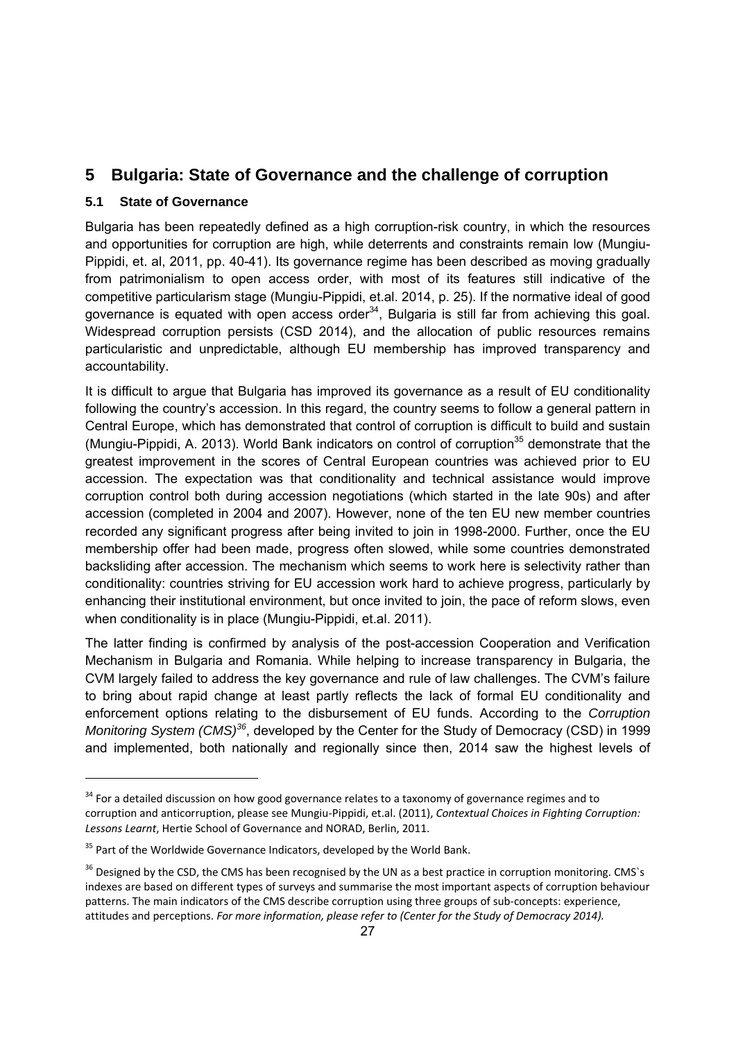# 5 Bulgaria: State of Governance and the challenge of corruption

## 5.1 State of Governance

Bulgaria has been repeatedly defined as a high corruption-risk country, in which the resources and opportunities for corruption are high, while deterrents and constraints remain low (Mungiu-Pippidi, et. al, 2011, pp. 40-41). Its governance regime has been described as moving gradually from patrimonialism to open access order, with most of its features still indicative of the competitive particularism stage (Mungiu-Pippidi, et.al. 2014, p. 25). If the normative ideal of good governance is equated with open access order[34], Bulgaria is still far from achieving this goal. Widespread corruption persists (CSD 2014), and the allocation of public resources remains particularistic and unpredictable, although EU membership has improved transparency and accountability.

It is difficult to argue that Bulgaria has improved its governance as a result of EU conditionality following the country's accession. In this regard, the country seems to follow a general pattern in Central Europe, which has demonstrated that control of corruption is difficult to build and sustain (Mungiu-Pippidi, A. 2013). World Bank indicators on control of corruption[35] demonstrate that the greatest improvement in the scores of Central European countries was achieved prior to EU accession. The expectation was that conditionality and technical assistance would improve corruption control both during accession negotiations (which started in the late 90s) and after accession (completed in 2004 and 2007). However, none of the ten EU new member countries recorded any significant progress after being invited to join in 1998-2000. Further, once the EU membership offer had been made, progress often slowed, while some countries demonstrated backsliding after accession. The mechanism which seems to work here is selectivity rather than conditionality: countries striving for EU accession work hard to achieve progress, particularly by enhancing their institutional environment, but once invited to join, the pace of reform slows, even when conditionality is in place (Mungiu-Pippidi, et.al. 2011).

The latter finding is confirmed by analysis of the post-accession Cooperation and Verification Mechanism in Bulgaria and Romania. While helping to increase transparency in Bulgaria, the CVM largely failed to address the key governance and rule of law challenges. The CVM's failure to bring about rapid change at least partly reflects the lack of formal EU conditionality and enforcement options relating to the disbursement of EU funds. According to the *Corruption Monitoring System (CMS)*[36], developed by the Center for the Study of Democracy (CSD) in 1999 and implemented, both nationally and regionally since then, 2014 saw the highest levels of

---

[34] For a detailed discussion on how good governance relates to a taxonomy of governance regimes and to corruption and anticorruption, please see Mungiu-Pippidi, et.al. (2011), *Contextual Choices in Fighting Corruption: Lessons Learnt*, Hertie School of Governance and NORAD, Berlin, 2011.

[35] Part of the Worldwide Governance Indicators, developed by the World Bank.

[36] Designed by the CSD, the CMS has been recognised by the UN as a best practice in corruption monitoring. CMS`s indexes are based on different types of surveys and summarise the most important aspects of corruption behaviour patterns. The main indicators of the CMS describe corruption using three groups of sub-concepts: experience, attitudes and perceptions. *For more information, please refer to (Center for the Study of Democracy 2014).*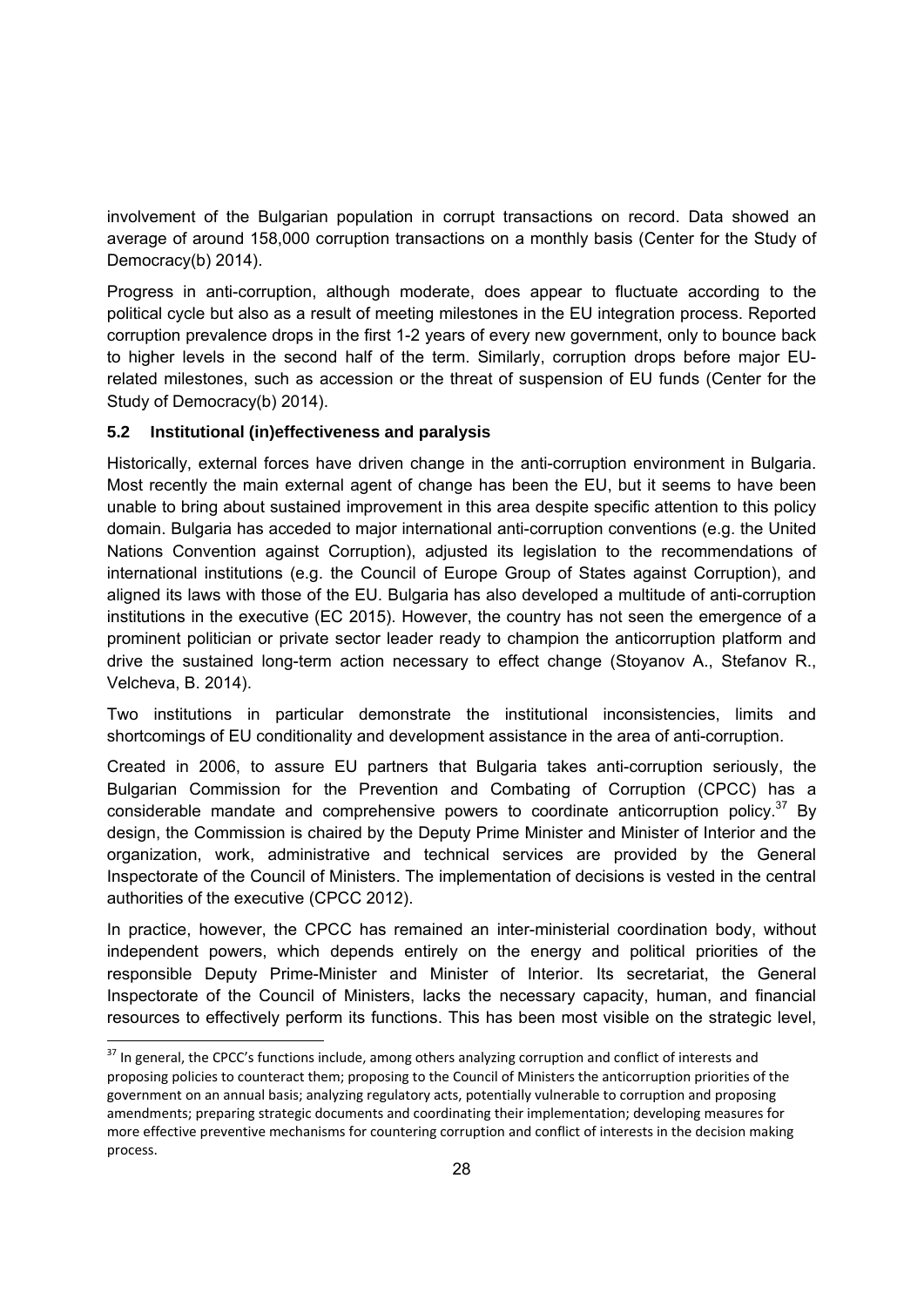involvement of the Bulgarian population in corrupt transactions on record. Data showed an average of around 158,000 corruption transactions on a monthly basis (Center for the Study of Democracy(b) 2014).

Progress in anti-corruption, although moderate, does appear to fluctuate according to the political cycle but also as a result of meeting milestones in the EU integration process. Reported corruption prevalence drops in the first 1-2 years of every new government, only to bounce back to higher levels in the second half of the term. Similarly, corruption drops before major EU-related milestones, such as accession or the threat of suspension of EU funds (Center for the Study of Democracy(b) 2014).

### 5.2 Institutional (in)effectiveness and paralysis

Historically, external forces have driven change in the anti-corruption environment in Bulgaria. Most recently the main external agent of change has been the EU, but it seems to have been unable to bring about sustained improvement in this area despite specific attention to this policy domain. Bulgaria has acceded to major international anti-corruption conventions (e.g. the United Nations Convention against Corruption), adjusted its legislation to the recommendations of international institutions (e.g. the Council of Europe Group of States against Corruption), and aligned its laws with those of the EU. Bulgaria has also developed a multitude of anti-corruption institutions in the executive (EC 2015). However, the country has not seen the emergence of a prominent politician or private sector leader ready to champion the anticorruption platform and drive the sustained long-term action necessary to effect change (Stoyanov A., Stefanov R., Velcheva, B. 2014).

Two institutions in particular demonstrate the institutional inconsistencies, limits and shortcomings of EU conditionality and development assistance in the area of anti-corruption.

Created in 2006, to assure EU partners that Bulgaria takes anti-corruption seriously, the Bulgarian Commission for the Prevention and Combating of Corruption (CPCC) has a considerable mandate and comprehensive powers to coordinate anticorruption policy.[37] By design, the Commission is chaired by the Deputy Prime Minister and Minister of Interior and the organization, work, administrative and technical services are provided by the General Inspectorate of the Council of Ministers. The implementation of decisions is vested in the central authorities of the executive (CPCC 2012).

In practice, however, the CPCC has remained an inter-ministerial coordination body, without independent powers, which depends entirely on the energy and political priorities of the responsible Deputy Prime-Minister and Minister of Interior. Its secretariat, the General Inspectorate of the Council of Ministers, lacks the necessary capacity, human, and financial resources to effectively perform its functions. This has been most visible on the strategic level,

---

[37] In general, the CPCC's functions include, among others analyzing corruption and conflict of interests and proposing policies to counteract them; proposing to the Council of Ministers the anticorruption priorities of the government on an annual basis; analyzing regulatory acts, potentially vulnerable to corruption and proposing amendments; preparing strategic documents and coordinating their implementation; developing measures for more effective preventive mechanisms for countering corruption and conflict of interests in the decision making process.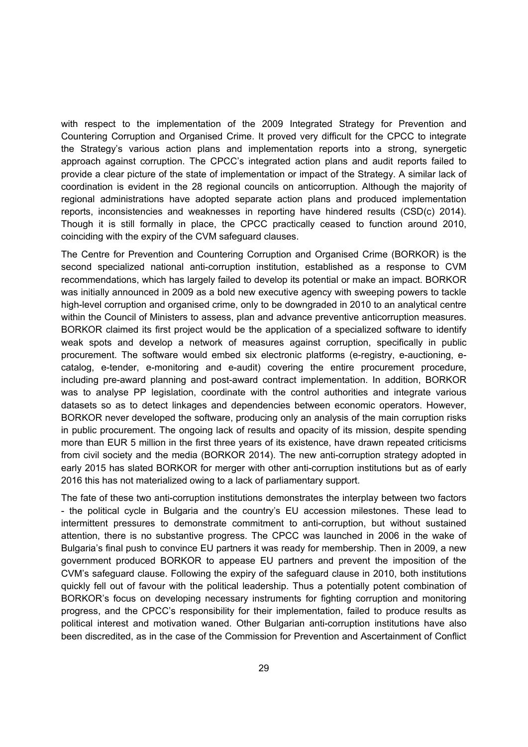with respect to the implementation of the 2009 Integrated Strategy for Prevention and Countering Corruption and Organised Crime. It proved very difficult for the CPCC to integrate the Strategy's various action plans and implementation reports into a strong, synergetic approach against corruption. The CPCC's integrated action plans and audit reports failed to provide a clear picture of the state of implementation or impact of the Strategy. A similar lack of coordination is evident in the 28 regional councils on anticorruption. Although the majority of regional administrations have adopted separate action plans and produced implementation reports, inconsistencies and weaknesses in reporting have hindered results (CSD(c) 2014). Though it is still formally in place, the CPCC practically ceased to function around 2010, coinciding with the expiry of the CVM safeguard clauses.

The Centre for Prevention and Countering Corruption and Organised Crime (BORKOR) is the second specialized national anti-corruption institution, established as a response to CVM recommendations, which has largely failed to develop its potential or make an impact. BORKOR was initially announced in 2009 as a bold new executive agency with sweeping powers to tackle high-level corruption and organised crime, only to be downgraded in 2010 to an analytical centre within the Council of Ministers to assess, plan and advance preventive anticorruption measures. BORKOR claimed its first project would be the application of a specialized software to identify weak spots and develop a network of measures against corruption, specifically in public procurement. The software would embed six electronic platforms (e-registry, e-auctioning, e-catalog, e-tender, e-monitoring and e-audit) covering the entire procurement procedure, including pre-award planning and post-award contract implementation. In addition, BORKOR was to analyse PP legislation, coordinate with the control authorities and integrate various datasets so as to detect linkages and dependencies between economic operators. However, BORKOR never developed the software, producing only an analysis of the main corruption risks in public procurement. The ongoing lack of results and opacity of its mission, despite spending more than EUR 5 million in the first three years of its existence, have drawn repeated criticisms from civil society and the media (BORKOR 2014). The new anti-corruption strategy adopted in early 2015 has slated BORKOR for merger with other anti-corruption institutions but as of early 2016 this has not materialized owing to a lack of parliamentary support.

The fate of these two anti-corruption institutions demonstrates the interplay between two factors - the political cycle in Bulgaria and the country's EU accession milestones. These lead to intermittent pressures to demonstrate commitment to anti-corruption, but without sustained attention, there is no substantive progress. The CPCC was launched in 2006 in the wake of Bulgaria's final push to convince EU partners it was ready for membership. Then in 2009, a new government produced BORKOR to appease EU partners and prevent the imposition of the CVM's safeguard clause. Following the expiry of the safeguard clause in 2010, both institutions quickly fell out of favour with the political leadership. Thus a potentially potent combination of BORKOR's focus on developing necessary instruments for fighting corruption and monitoring progress, and the CPCC's responsibility for their implementation, failed to produce results as political interest and motivation waned. Other Bulgarian anti-corruption institutions have also been discredited, as in the case of the Commission for Prevention and Ascertainment of Conflict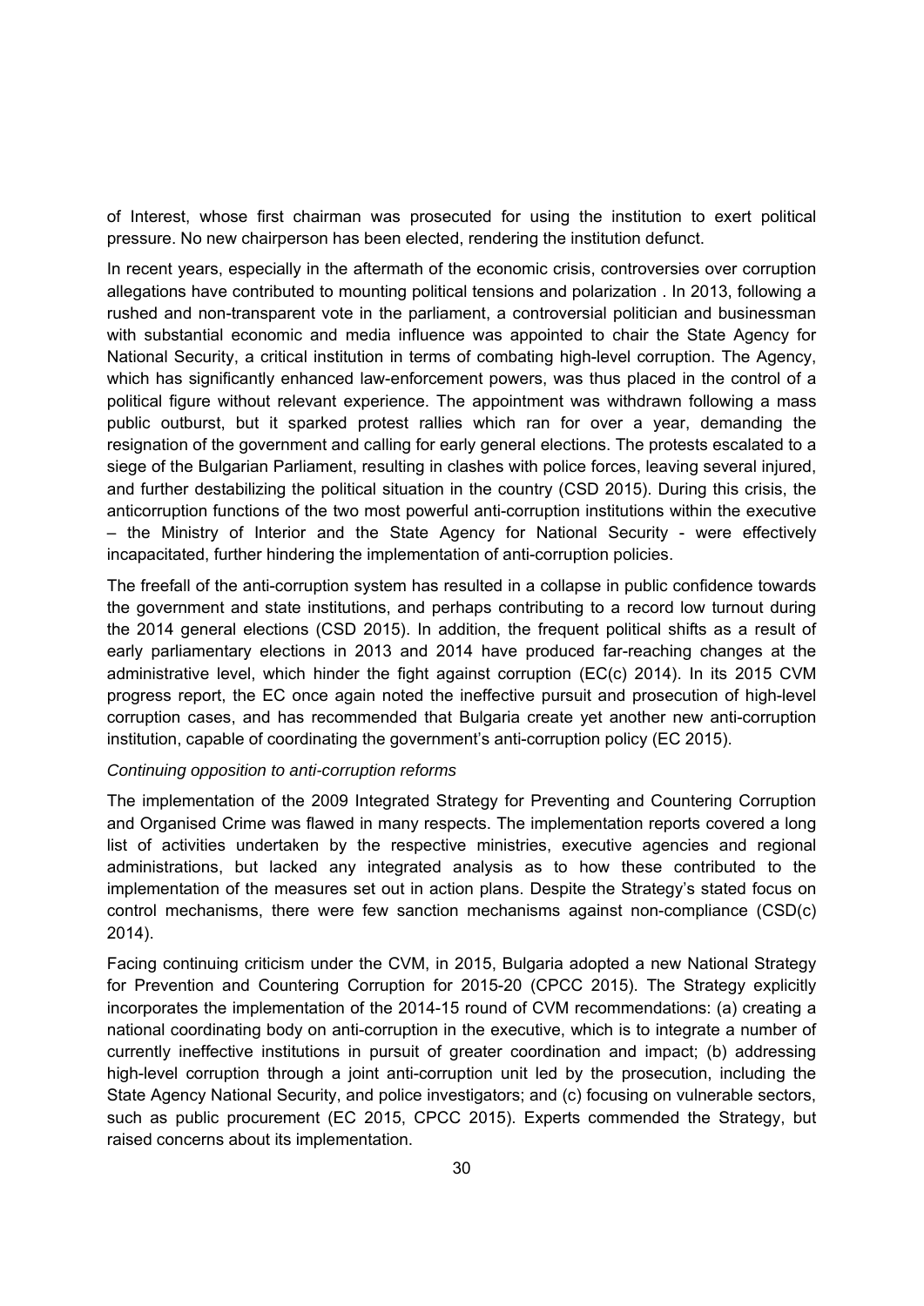of Interest, whose first chairman was prosecuted for using the institution to exert political pressure. No new chairperson has been elected, rendering the institution defunct.

In recent years, especially in the aftermath of the economic crisis, controversies over corruption allegations have contributed to mounting political tensions and polarization . In 2013, following a rushed and non-transparent vote in the parliament, a controversial politician and businessman with substantial economic and media influence was appointed to chair the State Agency for National Security, a critical institution in terms of combating high-level corruption. The Agency, which has significantly enhanced law-enforcement powers, was thus placed in the control of a political figure without relevant experience. The appointment was withdrawn following a mass public outburst, but it sparked protest rallies which ran for over a year, demanding the resignation of the government and calling for early general elections. The protests escalated to a siege of the Bulgarian Parliament, resulting in clashes with police forces, leaving several injured, and further destabilizing the political situation in the country (CSD 2015). During this crisis, the anticorruption functions of the two most powerful anti-corruption institutions within the executive – the Ministry of Interior and the State Agency for National Security - were effectively incapacitated, further hindering the implementation of anti-corruption policies.

The freefall of the anti-corruption system has resulted in a collapse in public confidence towards the government and state institutions, and perhaps contributing to a record low turnout during the 2014 general elections (CSD 2015). In addition, the frequent political shifts as a result of early parliamentary elections in 2013 and 2014 have produced far-reaching changes at the administrative level, which hinder the fight against corruption (EC(c) 2014). In its 2015 CVM progress report, the EC once again noted the ineffective pursuit and prosecution of high-level corruption cases, and has recommended that Bulgaria create yet another new anti-corruption institution, capable of coordinating the government's anti-corruption policy (EC 2015).

*Continuing opposition to anti-corruption reforms*

The implementation of the 2009 Integrated Strategy for Preventing and Countering Corruption and Organised Crime was flawed in many respects. The implementation reports covered a long list of activities undertaken by the respective ministries, executive agencies and regional administrations, but lacked any integrated analysis as to how these contributed to the implementation of the measures set out in action plans. Despite the Strategy's stated focus on control mechanisms, there were few sanction mechanisms against non-compliance (CSD(c) 2014).

Facing continuing criticism under the CVM, in 2015, Bulgaria adopted a new National Strategy for Prevention and Countering Corruption for 2015-20 (CPCC 2015). The Strategy explicitly incorporates the implementation of the 2014-15 round of CVM recommendations: (a) creating a national coordinating body on anti-corruption in the executive, which is to integrate a number of currently ineffective institutions in pursuit of greater coordination and impact; (b) addressing high-level corruption through a joint anti-corruption unit led by the prosecution, including the State Agency National Security, and police investigators; and (c) focusing on vulnerable sectors, such as public procurement (EC 2015, CPCC 2015). Experts commended the Strategy, but raised concerns about its implementation.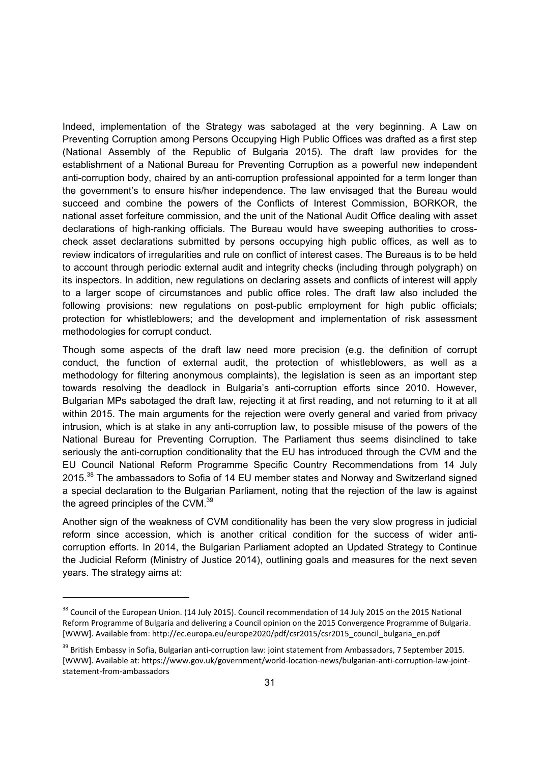Indeed, implementation of the Strategy was sabotaged at the very beginning. A Law on Preventing Corruption among Persons Occupying High Public Offices was drafted as a first step (National Assembly of the Republic of Bulgaria 2015). The draft law provides for the establishment of a National Bureau for Preventing Corruption as a powerful new independent anti-corruption body, chaired by an anti-corruption professional appointed for a term longer than the government's to ensure his/her independence. The law envisaged that the Bureau would succeed and combine the powers of the Conflicts of Interest Commission, BORKOR, the national asset forfeiture commission, and the unit of the National Audit Office dealing with asset declarations of high-ranking officials. The Bureau would have sweeping authorities to cross-check asset declarations submitted by persons occupying high public offices, as well as to review indicators of irregularities and rule on conflict of interest cases. The Bureaus is to be held to account through periodic external audit and integrity checks (including through polygraph) on its inspectors. In addition, new regulations on declaring assets and conflicts of interest will apply to a larger scope of circumstances and public office roles. The draft law also included the following provisions: new regulations on post-public employment for high public officials; protection for whistleblowers; and the development and implementation of risk assessment methodologies for corrupt conduct.

Though some aspects of the draft law need more precision (e.g. the definition of corrupt conduct, the function of external audit, the protection of whistleblowers, as well as a methodology for filtering anonymous complaints), the legislation is seen as an important step towards resolving the deadlock in Bulgaria's anti-corruption efforts since 2010. However, Bulgarian MPs sabotaged the draft law, rejecting it at first reading, and not returning to it at all within 2015. The main arguments for the rejection were overly general and varied from privacy intrusion, which is at stake in any anti-corruption law, to possible misuse of the powers of the National Bureau for Preventing Corruption. The Parliament thus seems disinclined to take seriously the anti-corruption conditionality that the EU has introduced through the CVM and the EU Council National Reform Programme Specific Country Recommendations from 14 July 2015.[38] The ambassadors to Sofia of 14 EU member states and Norway and Switzerland signed a special declaration to the Bulgarian Parliament, noting that the rejection of the law is against the agreed principles of the CVM.[39]

Another sign of the weakness of CVM conditionality has been the very slow progress in judicial reform since accession, which is another critical condition for the success of wider anti-corruption efforts. In 2014, the Bulgarian Parliament adopted an Updated Strategy to Continue the Judicial Reform (Ministry of Justice 2014), outlining goals and measures for the next seven years. The strategy aims at:

---

[38] Council of the European Union. (14 July 2015). Council recommendation of 14 July 2015 on the 2015 National Reform Programme of Bulgaria and delivering a Council opinion on the 2015 Convergence Programme of Bulgaria. [WWW]. Available from: http://ec.europa.eu/europe2020/pdf/csr2015/csr2015_council_bulgaria_en.pdf

[39] British Embassy in Sofia, Bulgarian anti-corruption law: joint statement from Ambassadors, 7 September 2015. [WWW]. Available at: https://www.gov.uk/government/world-location-news/bulgarian-anti-corruption-law-joint-statement-from-ambassadors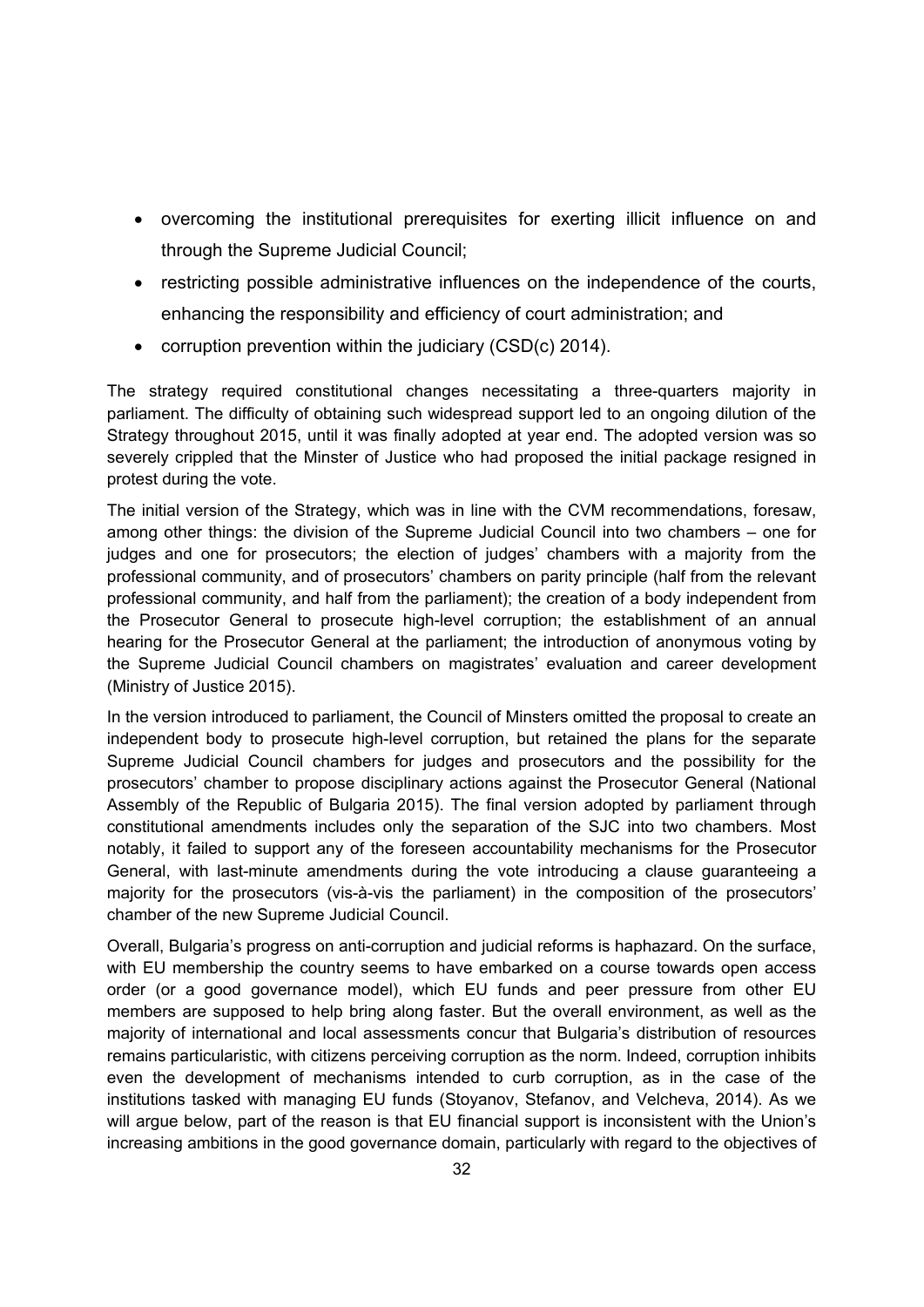- overcoming the institutional prerequisites for exerting illicit influence on and through the Supreme Judicial Council;
- restricting possible administrative influences on the independence of the courts, enhancing the responsibility and efficiency of court administration; and
- corruption prevention within the judiciary (CSD(c) 2014).

The strategy required constitutional changes necessitating a three-quarters majority in parliament. The difficulty of obtaining such widespread support led to an ongoing dilution of the Strategy throughout 2015, until it was finally adopted at year end. The adopted version was so severely crippled that the Minster of Justice who had proposed the initial package resigned in protest during the vote.

The initial version of the Strategy, which was in line with the CVM recommendations, foresaw, among other things: the division of the Supreme Judicial Council into two chambers – one for judges and one for prosecutors; the election of judges' chambers with a majority from the professional community, and of prosecutors' chambers on parity principle (half from the relevant professional community, and half from the parliament); the creation of a body independent from the Prosecutor General to prosecute high-level corruption; the establishment of an annual hearing for the Prosecutor General at the parliament; the introduction of anonymous voting by the Supreme Judicial Council chambers on magistrates' evaluation and career development (Ministry of Justice 2015).

In the version introduced to parliament, the Council of Minsters omitted the proposal to create an independent body to prosecute high-level corruption, but retained the plans for the separate Supreme Judicial Council chambers for judges and prosecutors and the possibility for the prosecutors' chamber to propose disciplinary actions against the Prosecutor General (National Assembly of the Republic of Bulgaria 2015). The final version adopted by parliament through constitutional amendments includes only the separation of the SJC into two chambers. Most notably, it failed to support any of the foreseen accountability mechanisms for the Prosecutor General, with last-minute amendments during the vote introducing a clause guaranteeing a majority for the prosecutors (vis-à-vis the parliament) in the composition of the prosecutors' chamber of the new Supreme Judicial Council.

Overall, Bulgaria's progress on anti-corruption and judicial reforms is haphazard. On the surface, with EU membership the country seems to have embarked on a course towards open access order (or a good governance model), which EU funds and peer pressure from other EU members are supposed to help bring along faster. But the overall environment, as well as the majority of international and local assessments concur that Bulgaria's distribution of resources remains particularistic, with citizens perceiving corruption as the norm. Indeed, corruption inhibits even the development of mechanisms intended to curb corruption, as in the case of the institutions tasked with managing EU funds (Stoyanov, Stefanov, and Velcheva, 2014). As we will argue below, part of the reason is that EU financial support is inconsistent with the Union's increasing ambitions in the good governance domain, particularly with regard to the objectives of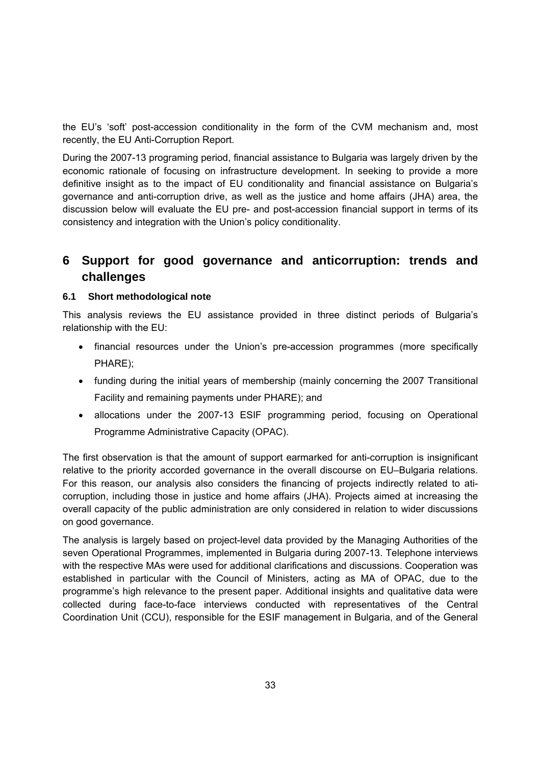the EU's 'soft' post-accession conditionality in the form of the CVM mechanism and, most recently, the EU Anti-Corruption Report.

During the 2007-13 programing period, financial assistance to Bulgaria was largely driven by the economic rationale of focusing on infrastructure development. In seeking to provide a more definitive insight as to the impact of EU conditionality and financial assistance on Bulgaria's governance and anti-corruption drive, as well as the justice and home affairs (JHA) area, the discussion below will evaluate the EU pre- and post-accession financial support in terms of its consistency and integration with the Union's policy conditionality.

# 6 Support for good governance and anticorruption: trends and challenges

### 6.1 Short methodological note

This analysis reviews the EU assistance provided in three distinct periods of Bulgaria's relationship with the EU:

- financial resources under the Union's pre-accession programmes (more specifically PHARE);
- funding during the initial years of membership (mainly concerning the 2007 Transitional Facility and remaining payments under PHARE); and
- allocations under the 2007-13 ESIF programming period, focusing on Operational Programme Administrative Capacity (OPAC).

The first observation is that the amount of support earmarked for anti-corruption is insignificant relative to the priority accorded governance in the overall discourse on EU–Bulgaria relations. For this reason, our analysis also considers the financing of projects indirectly related to ati-corruption, including those in justice and home affairs (JHA). Projects aimed at increasing the overall capacity of the public administration are only considered in relation to wider discussions on good governance.

The analysis is largely based on project-level data provided by the Managing Authorities of the seven Operational Programmes, implemented in Bulgaria during 2007-13. Telephone interviews with the respective MAs were used for additional clarifications and discussions. Cooperation was established in particular with the Council of Ministers, acting as MA of OPAC, due to the programme's high relevance to the present paper. Additional insights and qualitative data were collected during face-to-face interviews conducted with representatives of the Central Coordination Unit (CCU), responsible for the ESIF management in Bulgaria, and of the General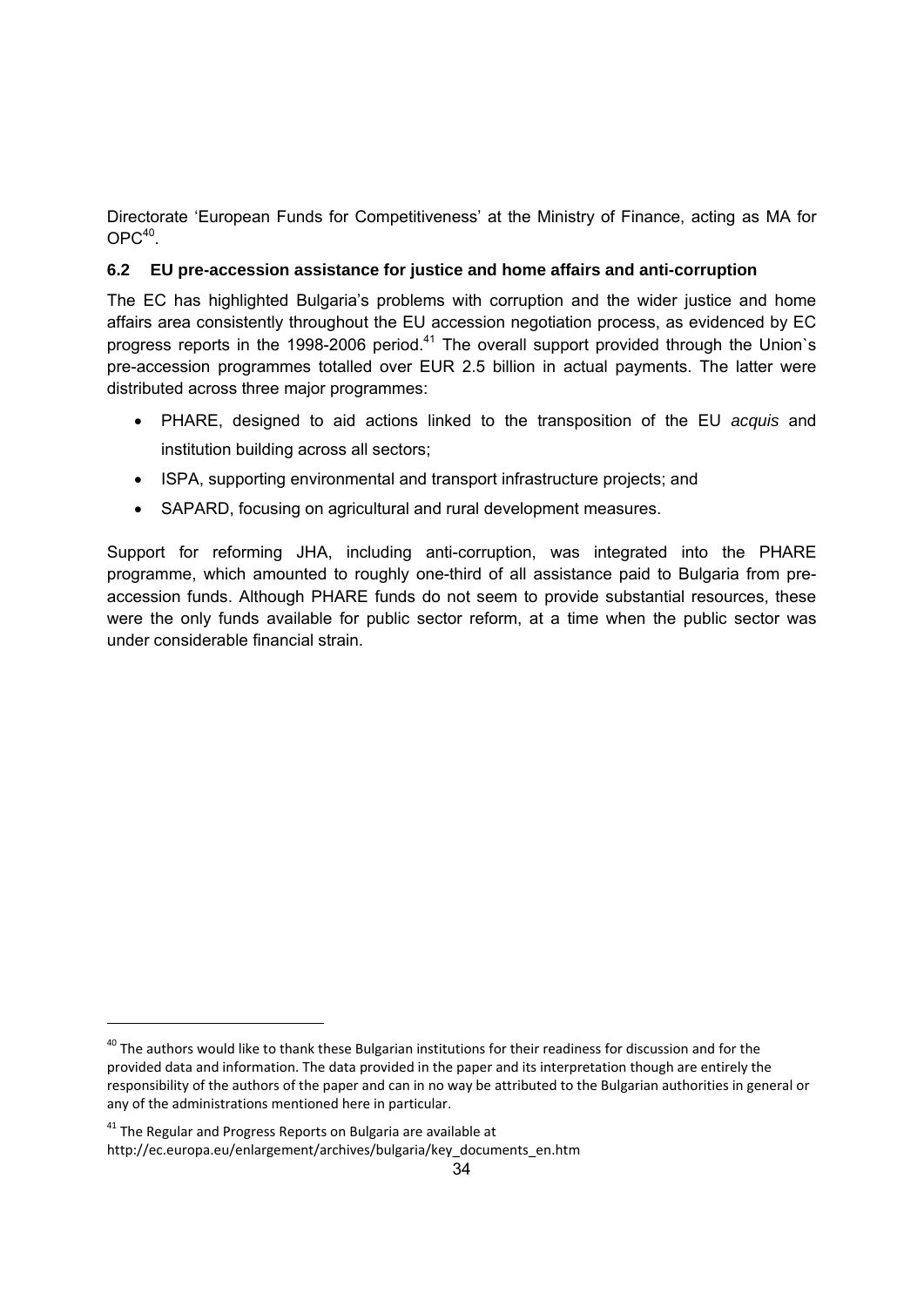Directorate 'European Funds for Competitiveness' at the Ministry of Finance, acting as MA for OPC[40].

### 6.2 EU pre-accession assistance for justice and home affairs and anti-corruption

The EC has highlighted Bulgaria's problems with corruption and the wider justice and home affairs area consistently throughout the EU accession negotiation process, as evidenced by EC progress reports in the 1998-2006 period.[41] The overall support provided through the Union`s pre-accession programmes totalled over EUR 2.5 billion in actual payments. The latter were distributed across three major programmes:

- PHARE, designed to aid actions linked to the transposition of the EU *acquis* and institution building across all sectors;
- ISPA, supporting environmental and transport infrastructure projects; and
- SAPARD, focusing on agricultural and rural development measures.

Support for reforming JHA, including anti-corruption, was integrated into the PHARE programme, which amounted to roughly one-third of all assistance paid to Bulgaria from pre-accession funds. Although PHARE funds do not seem to provide substantial resources, these were the only funds available for public sector reform, at a time when the public sector was under considerable financial strain.

---

[40] The authors would like to thank these Bulgarian institutions for their readiness for discussion and for the provided data and information. The data provided in the paper and its interpretation though are entirely the responsibility of the authors of the paper and can in no way be attributed to the Bulgarian authorities in general or any of the administrations mentioned here in particular.

[41] The Regular and Progress Reports on Bulgaria are available at http://ec.europa.eu/enlargement/archives/bulgaria/key_documents_en.htm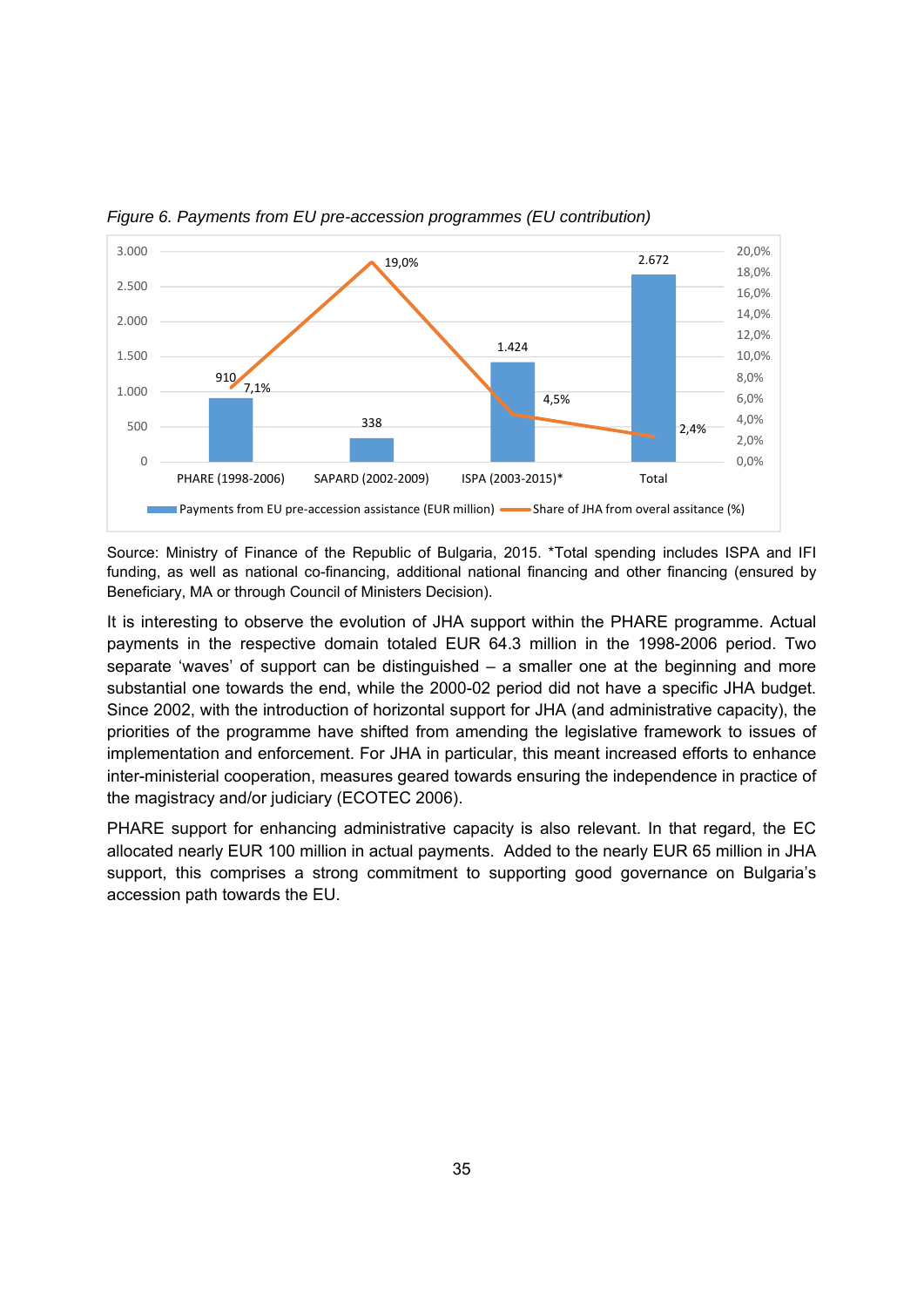*Figure 6. Payments from EU pre-accession programmes (EU contribution)*

| | PHARE (1998-2006) | SAPARD (2002-2009) | ISPA (2003-2015)* | Total |
|---|---|---|---|---|
| Payments from EU pre-accession assistance (EUR million) | 910 | 338 | 1.424 | 2.672 |
| Share of JHA from overal assitance (%) | 7,1% | 19,0% | 4,5% | 2,4% |

Source: Ministry of Finance of the Republic of Bulgaria, 2015. *Total spending includes ISPA and IFI funding, as well as national co-financing, additional national financing and other financing (ensured by Beneficiary, MA or through Council of Ministers Decision).

It is interesting to observe the evolution of JHA support within the PHARE programme. Actual payments in the respective domain totaled EUR 64.3 million in the 1998-2006 period. Two separate 'waves' of support can be distinguished – a smaller one at the beginning and more substantial one towards the end, while the 2000-02 period did not have a specific JHA budget. Since 2002, with the introduction of horizontal support for JHA (and administrative capacity), the priorities of the programme have shifted from amending the legislative framework to issues of implementation and enforcement. For JHA in particular, this meant increased efforts to enhance inter-ministerial cooperation, measures geared towards ensuring the independence in practice of the magistracy and/or judiciary (ECOTEC 2006).

PHARE support for enhancing administrative capacity is also relevant. In that regard, the EC allocated nearly EUR 100 million in actual payments. Added to the nearly EUR 65 million in JHA support, this comprises a strong commitment to supporting good governance on Bulgaria's accession path towards the EU.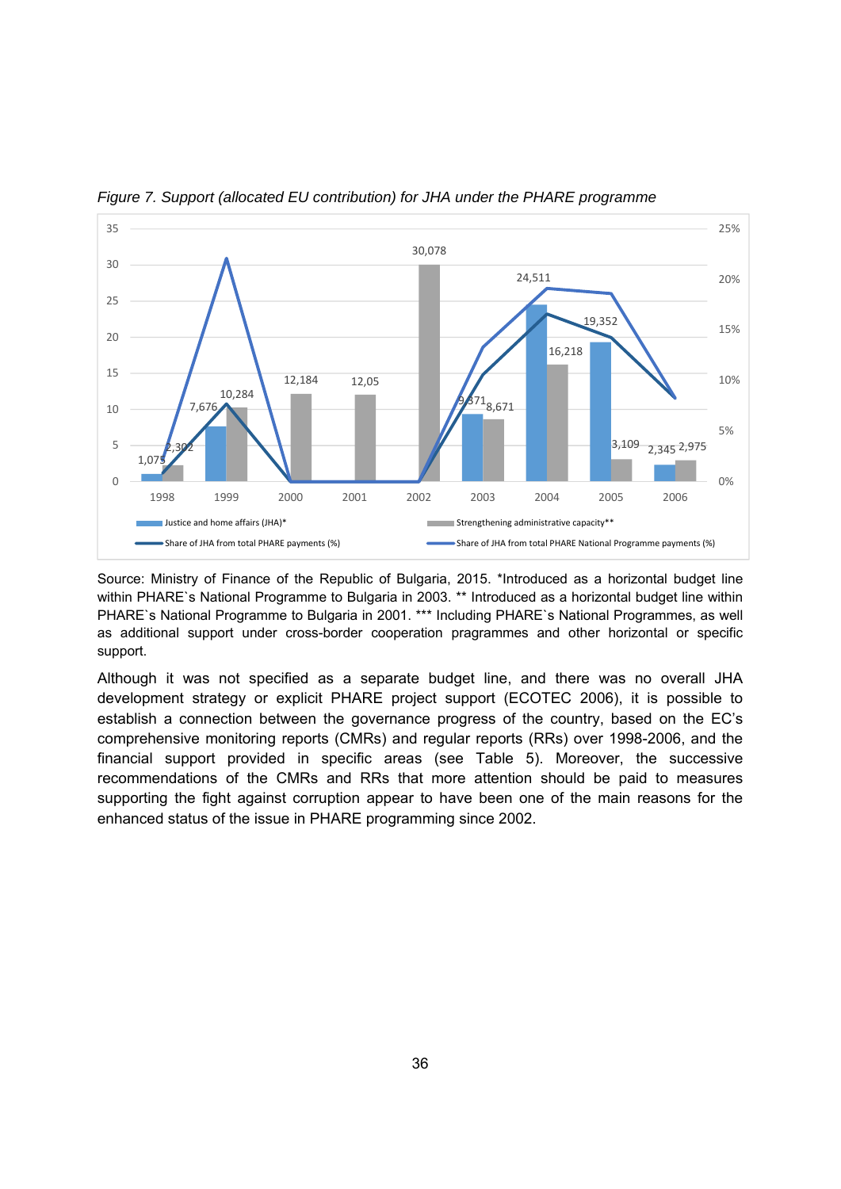*Figure 7. Support (allocated EU contribution) for JHA under the PHARE programme*

Source: Ministry of Finance of the Republic of Bulgaria, 2015. *Introduced as a horizontal budget line within PHARE`s National Programme to Bulgaria in 2003. ** Introduced as a horizontal budget line within PHARE`s National Programme to Bulgaria in 2001. *** Including PHARE`s National Programmes, as well as additional support under cross-border cooperation programmes and other horizontal or specific support.

Although it was not specified as a separate budget line, and there was no overall JHA development strategy or explicit PHARE project support (ECOTEC 2006), it is possible to establish a connection between the governance progress of the country, based on the EC's comprehensive monitoring reports (CMRs) and regular reports (RRs) over 1998-2006, and the financial support provided in specific areas (see Table 5). Moreover, the successive recommendations of the CMRs and RRs that more attention should be paid to measures supporting the fight against corruption appear to have been one of the main reasons for the enhanced status of the issue in PHARE programming since 2002.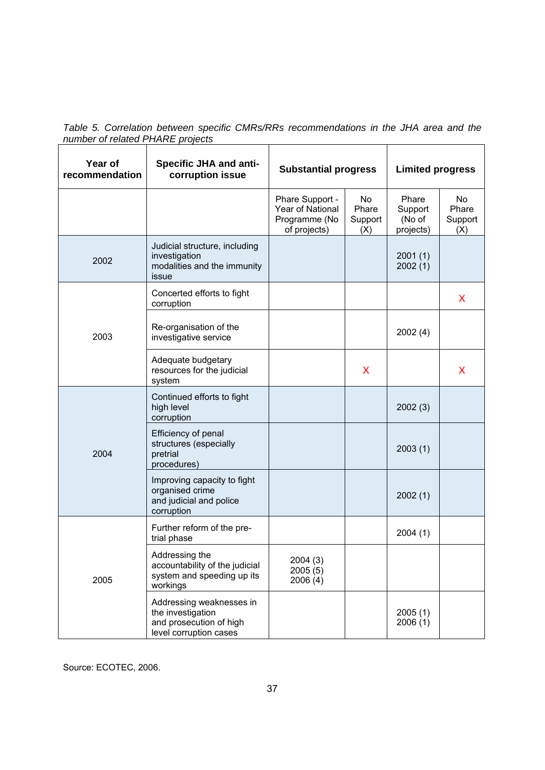*Table 5. Correlation between specific CMRs/RRs recommendations in the JHA area and the number of related PHARE projects*

| Year of recommendation | Specific JHA and anti-corruption issue | Substantial progress | | Limited progress | |
|---|---|---|---|---|---|
| | | Phare Support - Year of National Programme (No of projects) | No Phare Support (X) | Phare Support (No of projects) | No Phare Support (X) |
| 2002 | Judicial structure, including investigation modalities and the immunity issue | | | 2001 (1)<br>2002 (1) | |
| 2003 | Concerted efforts to fight corruption | | | | X |
| | Re-organisation of the investigative service | | | 2002 (4) | |
| | Adequate budgetary resources for the judicial system | | X | | X |
| 2004 | Continued efforts to fight high level corruption | | | 2002 (3) | |
| | Efficiency of penal structures (especially pretrial procedures) | | | 2003 (1) | |
| | Improving capacity to fight organised crime and judicial and police corruption | | | 2002 (1) | |
| 2005 | Further reform of the pre-trial phase | | | 2004 (1) | |
| | Addressing the accountability of the judicial system and speeding up its workings | 2004 (3)<br>2005 (5)<br>2006 (4) | | | |
| | Addressing weaknesses in the investigation and prosecution of high level corruption cases | | | 2005 (1)<br>2006 (1) | |

Source: ECOTEC, 2006.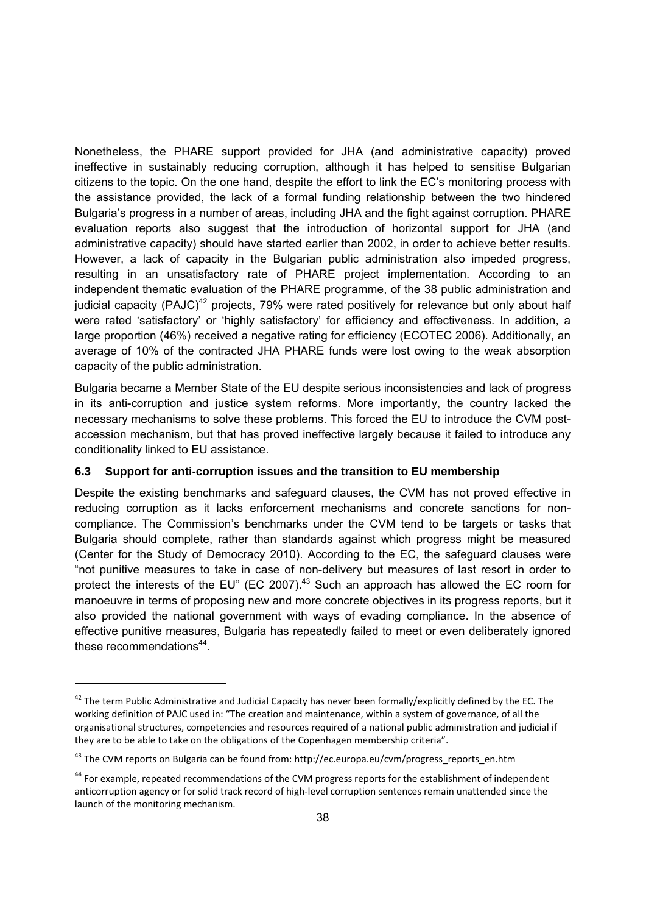Nonetheless, the PHARE support provided for JHA (and administrative capacity) proved ineffective in sustainably reducing corruption, although it has helped to sensitise Bulgarian citizens to the topic. On the one hand, despite the effort to link the EC's monitoring process with the assistance provided, the lack of a formal funding relationship between the two hindered Bulgaria's progress in a number of areas, including JHA and the fight against corruption. PHARE evaluation reports also suggest that the introduction of horizontal support for JHA (and administrative capacity) should have started earlier than 2002, in order to achieve better results. However, a lack of capacity in the Bulgarian public administration also impeded progress, resulting in an unsatisfactory rate of PHARE project implementation. According to an independent thematic evaluation of the PHARE programme, of the 38 public administration and judicial capacity (PAJC)[42] projects, 79% were rated positively for relevance but only about half were rated 'satisfactory' or 'highly satisfactory' for efficiency and effectiveness. In addition, a large proportion (46%) received a negative rating for efficiency (ECOTEC 2006). Additionally, an average of 10% of the contracted JHA PHARE funds were lost owing to the weak absorption capacity of the public administration.

Bulgaria became a Member State of the EU despite serious inconsistencies and lack of progress in its anti-corruption and justice system reforms. More importantly, the country lacked the necessary mechanisms to solve these problems. This forced the EU to introduce the CVM post-accession mechanism, but that has proved ineffective largely because it failed to introduce any conditionality linked to EU assistance.

### 6.3 Support for anti-corruption issues and the transition to EU membership

Despite the existing benchmarks and safeguard clauses, the CVM has not proved effective in reducing corruption as it lacks enforcement mechanisms and concrete sanctions for non-compliance. The Commission's benchmarks under the CVM tend to be targets or tasks that Bulgaria should complete, rather than standards against which progress might be measured (Center for the Study of Democracy 2010). According to the EC, the safeguard clauses were "not punitive measures to take in case of non-delivery but measures of last resort in order to protect the interests of the EU" (EC 2007).[43] Such an approach has allowed the EC room for manoeuvre in terms of proposing new and more concrete objectives in its progress reports, but it also provided the national government with ways of evading compliance. In the absence of effective punitive measures, Bulgaria has repeatedly failed to meet or even deliberately ignored these recommendations[44].

---

[42] The term Public Administrative and Judicial Capacity has never been formally/explicitly defined by the EC. The working definition of PAJC used in: "The creation and maintenance, within a system of governance, of all the organisational structures, competencies and resources required of a national public administration and judicial if they are to be able to take on the obligations of the Copenhagen membership criteria".

[43] The CVM reports on Bulgaria can be found from: http://ec.europa.eu/cvm/progress_reports_en.htm

[44] For example, repeated recommendations of the CVM progress reports for the establishment of independent anticorruption agency or for solid track record of high-level corruption sentences remain unattended since the launch of the monitoring mechanism.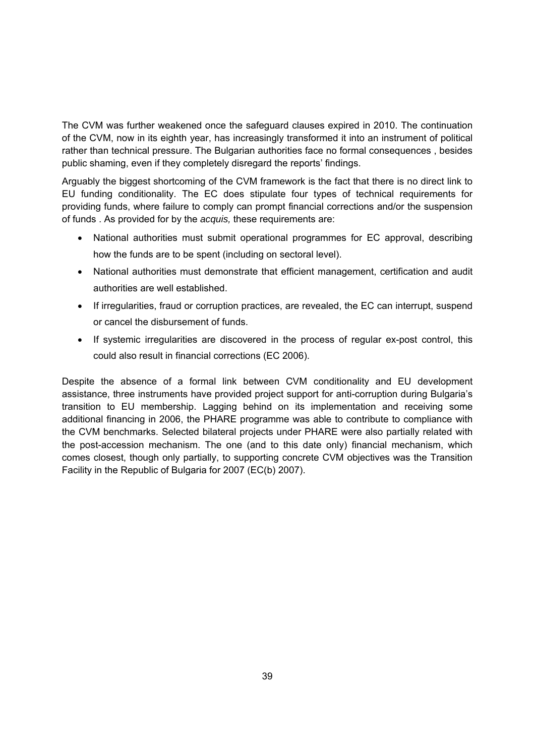The CVM was further weakened once the safeguard clauses expired in 2010. The continuation of the CVM, now in its eighth year, has increasingly transformed it into an instrument of political rather than technical pressure. The Bulgarian authorities face no formal consequences , besides public shaming, even if they completely disregard the reports' findings.

Arguably the biggest shortcoming of the CVM framework is the fact that there is no direct link to EU funding conditionality. The EC does stipulate four types of technical requirements for providing funds, where failure to comply can prompt financial corrections and/or the suspension of funds . As provided for by the *acquis,* these requirements are:

- National authorities must submit operational programmes for EC approval, describing how the funds are to be spent (including on sectoral level).
- National authorities must demonstrate that efficient management, certification and audit authorities are well established.
- If irregularities, fraud or corruption practices, are revealed, the EC can interrupt, suspend or cancel the disbursement of funds.
- If systemic irregularities are discovered in the process of regular ex-post control, this could also result in financial corrections (EC 2006).

Despite the absence of a formal link between CVM conditionality and EU development assistance, three instruments have provided project support for anti-corruption during Bulgaria's transition to EU membership. Lagging behind on its implementation and receiving some additional financing in 2006, the PHARE programme was able to contribute to compliance with the CVM benchmarks. Selected bilateral projects under PHARE were also partially related with the post-accession mechanism. The one (and to this date only) financial mechanism, which comes closest, though only partially, to supporting concrete CVM objectives was the Transition Facility in the Republic of Bulgaria for 2007 (EC(b) 2007).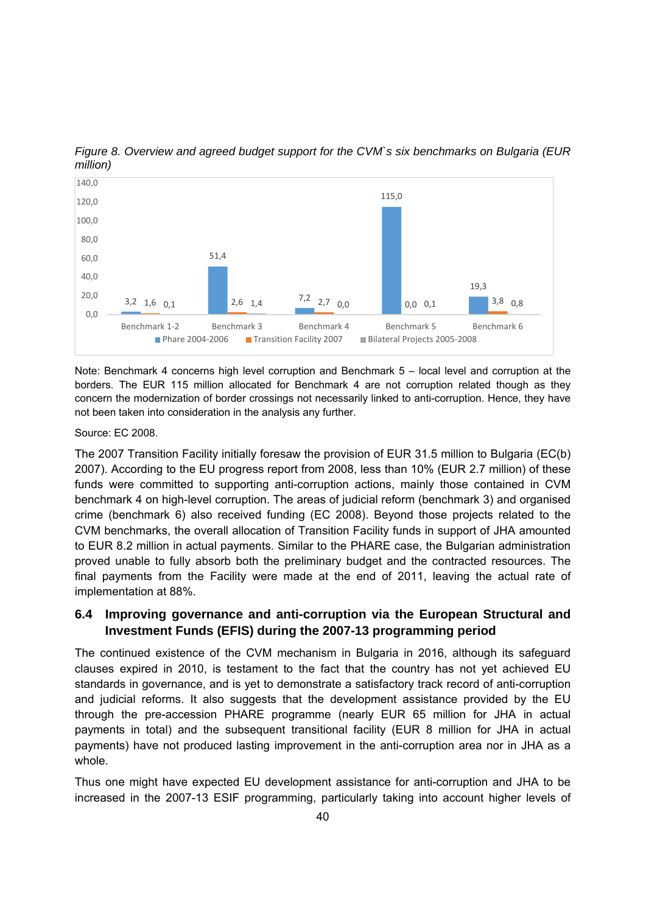*Figure 8. Overview and agreed budget support for the CVM`s six benchmarks on Bulgaria (EUR million)*

| | Phare 2004-2006 | Transition Facility 2007 | Bilateral Projects 2005-2008 |
|---|---|---|---|
| Benchmark 1-2 | 3,2 | 1,6 | 0,1 |
| Benchmark 3 | 51,4 | 2,6 | 1,4 |
| Benchmark 4 | 7,2 | 2,7 | 0,0 |
| Benchmark 5 | 115,0 | 0,0 | 0,1 |
| Benchmark 6 | 19,3 | 3,8 | 0,8 |

Note: Benchmark 4 concerns high level corruption and Benchmark 5 – local level and corruption at the borders. The EUR 115 million allocated for Benchmark 4 are not corruption related though as they concern the modernization of border crossings not necessarily linked to anti-corruption. Hence, they have not been taken into consideration in the analysis any further.

Source: EC 2008.

The 2007 Transition Facility initially foresaw the provision of EUR 31.5 million to Bulgaria (EC(b) 2007). According to the EU progress report from 2008, less than 10% (EUR 2.7 million) of these funds were committed to supporting anti-corruption actions, mainly those contained in CVM benchmark 4 on high-level corruption. The areas of judicial reform (benchmark 3) and organised crime (benchmark 6) also received funding (EC 2008). Beyond those projects related to the CVM benchmarks, the overall allocation of Transition Facility funds in support of JHA amounted to EUR 8.2 million in actual payments. Similar to the PHARE case, the Bulgarian administration proved unable to fully absorb both the preliminary budget and the contracted resources. The final payments from the Facility were made at the end of 2011, leaving the actual rate of implementation at 88%.

## 6.4 Improving governance and anti-corruption via the European Structural and Investment Funds (EFIS) during the 2007-13 programming period

The continued existence of the CVM mechanism in Bulgaria in 2016, although its safeguard clauses expired in 2010, is testament to the fact that the country has not yet achieved EU standards in governance, and is yet to demonstrate a satisfactory track record of anti-corruption and judicial reforms. It also suggests that the development assistance provided by the EU through the pre-accession PHARE programme (nearly EUR 65 million for JHA in actual payments in total) and the subsequent transitional facility (EUR 8 million for JHA in actual payments) have not produced lasting improvement in the anti-corruption area nor in JHA as a whole.

Thus one might have expected EU development assistance for anti-corruption and JHA to be increased in the 2007-13 ESIF programming, particularly taking into account higher levels of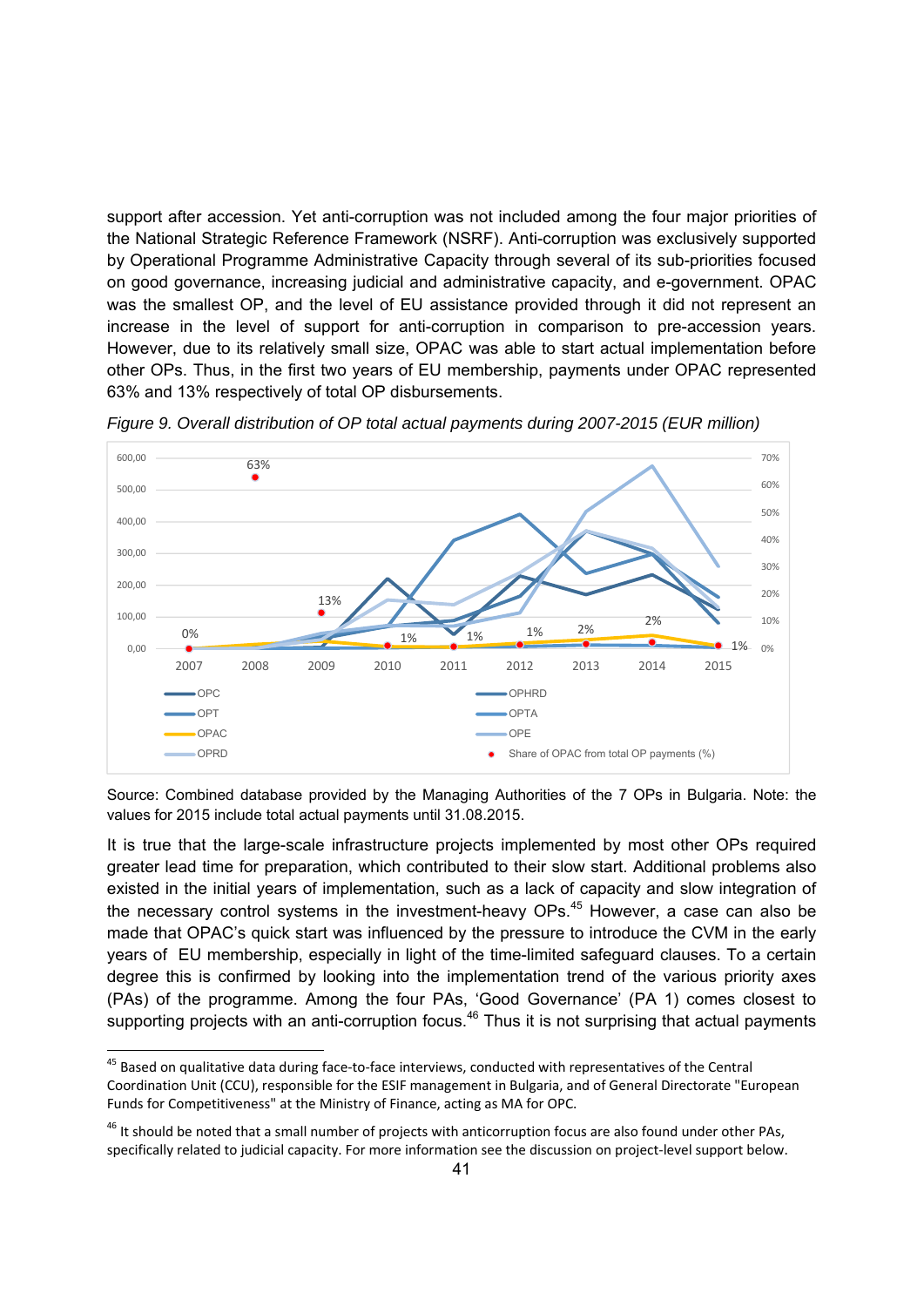support after accession. Yet anti-corruption was not included among the four major priorities of the National Strategic Reference Framework (NSRF). Anti-corruption was exclusively supported by Operational Programme Administrative Capacity through several of its sub-priorities focused on good governance, increasing judicial and administrative capacity, and e-government. OPAC was the smallest OP, and the level of EU assistance provided through it did not represent an increase in the level of support for anti-corruption in comparison to pre-accession years. However, due to its relatively small size, OPAC was able to start actual implementation before other OPs. Thus, in the first two years of EU membership, payments under OPAC represented 63% and 13% respectively of total OP disbursements.

*Figure 9. Overall distribution of OP total actual payments during 2007-2015 (EUR million)*

Source: Combined database provided by the Managing Authorities of the 7 OPs in Bulgaria. Note: the values for 2015 include total actual payments until 31.08.2015.

It is true that the large-scale infrastructure projects implemented by most other OPs required greater lead time for preparation, which contributed to their slow start. Additional problems also existed in the initial years of implementation, such as a lack of capacity and slow integration of the necessary control systems in the investment-heavy OPs.[45] However, a case can also be made that OPAC's quick start was influenced by the pressure to introduce the CVM in the early years of EU membership, especially in light of the time-limited safeguard clauses. To a certain degree this is confirmed by looking into the implementation trend of the various priority axes (PAs) of the programme. Among the four PAs, 'Good Governance' (PA 1) comes closest to supporting projects with an anti-corruption focus.[46] Thus it is not surprising that actual payments

[45] Based on qualitative data during face-to-face interviews, conducted with representatives of the Central Coordination Unit (CCU), responsible for the ESIF management in Bulgaria, and of General Directorate "European Funds for Competitiveness" at the Ministry of Finance, acting as MA for OPC.

[46] It should be noted that a small number of projects with anticorruption focus are also found under other PAs, specifically related to judicial capacity. For more information see the discussion on project-level support below.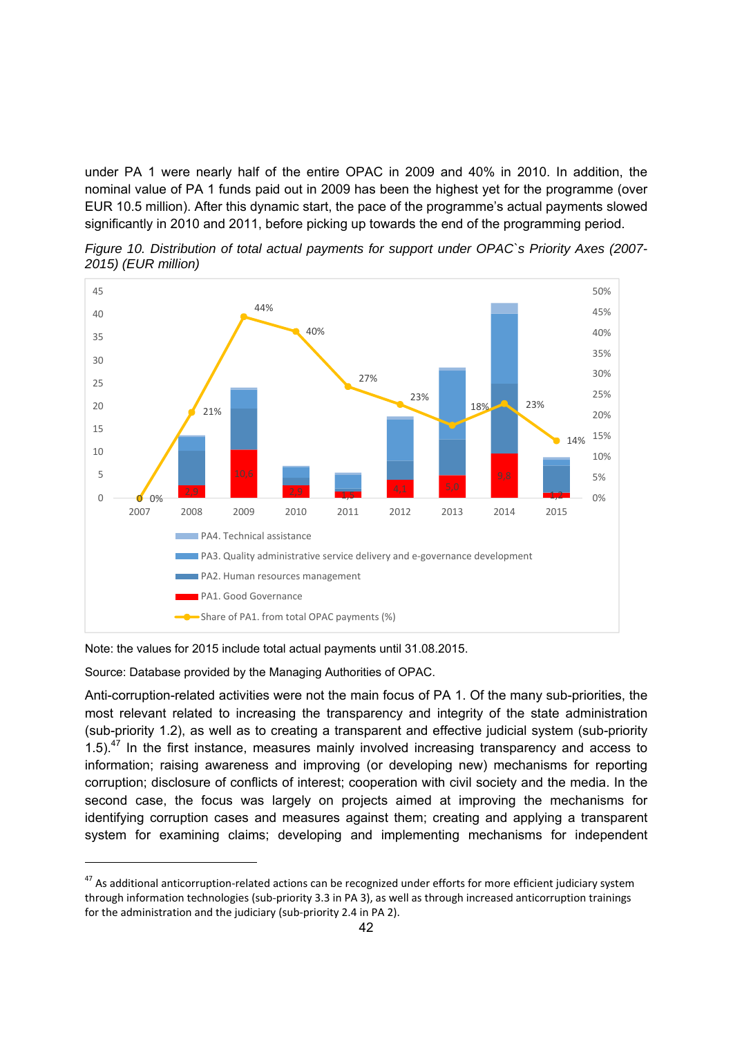under PA 1 were nearly half of the entire OPAC in 2009 and 40% in 2010. In addition, the nominal value of PA 1 funds paid out in 2009 has been the highest yet for the programme (over EUR 10.5 million). After this dynamic start, the pace of the programme's actual payments slowed significantly in 2010 and 2011, before picking up towards the end of the programming period.

*Figure 10. Distribution of total actual payments for support under OPAC`s Priority Axes (2007-2015) (EUR million)*

Note: the values for 2015 include total actual payments until 31.08.2015.

Source: Database provided by the Managing Authorities of OPAC.

Anti-corruption-related activities were not the main focus of PA 1. Of the many sub-priorities, the most relevant related to increasing the transparency and integrity of the state administration (sub-priority 1.2), as well as to creating a transparent and effective judicial system (sub-priority 1.5).[47] In the first instance, measures mainly involved increasing transparency and access to information; raising awareness and improving (or developing new) mechanisms for reporting corruption; disclosure of conflicts of interest; cooperation with civil society and the media. In the second case, the focus was largely on projects aimed at improving the mechanisms for identifying corruption cases and measures against them; creating and applying a transparent system for examining claims; developing and implementing mechanisms for independent

[47] As additional anticorruption-related actions can be recognized under efforts for more efficient judiciary system through information technologies (sub-priority 3.3 in PA 3), as well as through increased anticorruption trainings for the administration and the judiciary (sub-priority 2.4 in PA 2).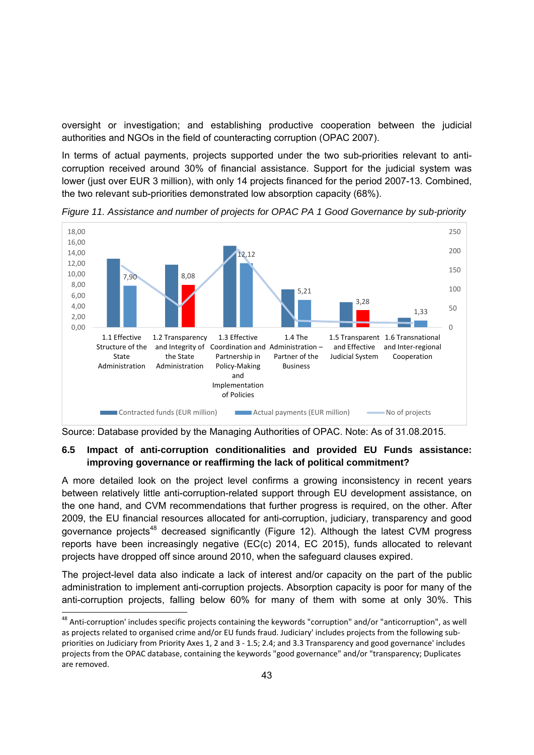oversight or investigation; and establishing productive cooperation between the judicial authorities and NGOs in the field of counteracting corruption (OPAC 2007).

In terms of actual payments, projects supported under the two sub-priorities relevant to anti-corruption received around 30% of financial assistance. Support for the judicial system was lower (just over EUR 3 million), with only 14 projects financed for the period 2007-13. Combined, the two relevant sub-priorities demonstrated low absorption capacity (68%).

*Figure 11. Assistance and number of projects for OPAC PA 1 Good Governance by sub-priority*

| Sub-priority | Actual payments (EUR million) |
|---|---|
| 1.1 Effective Structure of the State Administration | 7,90 |
| 1.2 Transparency and Integrity of the State Administration | 8,08 |
| 1.3 Effective Coordination and Partnership in Policy-Making and Implementation of Policies | 12,12 |
| 1.4 The Administration – Partner of the Business | 5,21 |
| 1.5 Transparent and Effective Judicial System | 3,28 |
| 1.6 Transnational and Inter-regional Cooperation | 1,33 |

Legend: Contracted funds (EUR million); Actual payments (EUR million); No of projects

Source: Database provided by the Managing Authorities of OPAC. Note: As of 31.08.2015.

### 6.5 Impact of anti-corruption conditionalities and provided EU Funds assistance: improving governance or reaffirming the lack of political commitment?

A more detailed look on the project level confirms a growing inconsistency in recent years between relatively little anti-corruption-related support through EU development assistance, on the one hand, and CVM recommendations that further progress is required, on the other. After 2009, the EU financial resources allocated for anti-corruption, judiciary, transparency and good governance projects[48] decreased significantly (Figure 12). Although the latest CVM progress reports have been increasingly negative (EC(c) 2014, EC 2015), funds allocated to relevant projects have dropped off since around 2010, when the safeguard clauses expired.

The project-level data also indicate a lack of interest and/or capacity on the part of the public administration to implement anti-corruption projects. Absorption capacity is poor for many of the anti-corruption projects, falling below 60% for many of them with some at only 30%. This

[48] Anti-corruption' includes specific projects containing the keywords "corruption" and/or "anticorruption", as well as projects related to organised crime and/or EU funds fraud. Judiciary' includes projects from the following sub-priorities on Judiciary from Priority Axes 1, 2 and 3 - 1.5; 2.4; and 3.3 Transparency and good governance' includes projects from the OPAC database, containing the keywords "good governance" and/or "transparency; Duplicates are removed.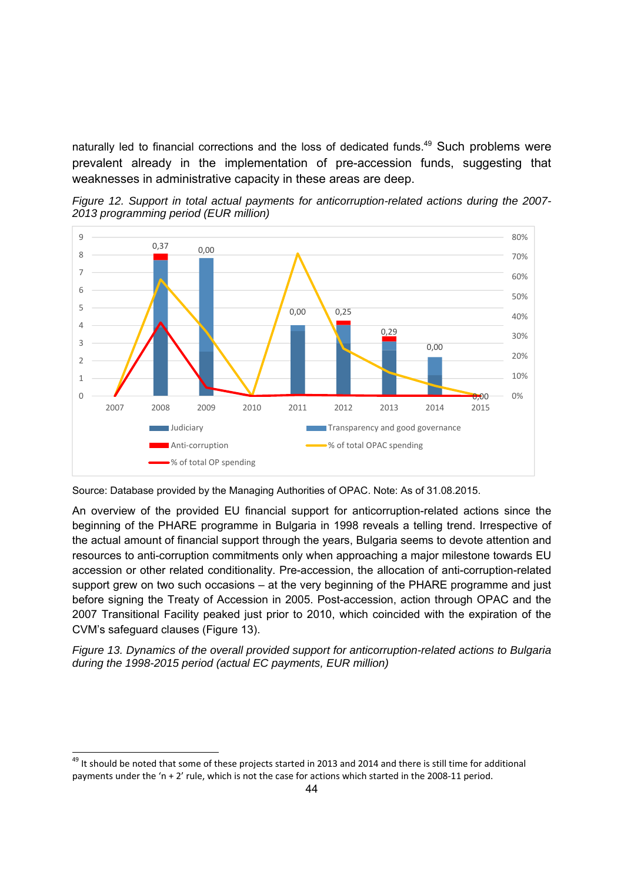naturally led to financial corrections and the loss of dedicated funds.[49] Such problems were prevalent already in the implementation of pre-accession funds, suggesting that weaknesses in administrative capacity in these areas are deep.

*Figure 12. Support in total actual payments for anticorruption-related actions during the 2007-2013 programming period (EUR million)*

Source: Database provided by the Managing Authorities of OPAC. Note: As of 31.08.2015.

An overview of the provided EU financial support for anticorruption-related actions since the beginning of the PHARE programme in Bulgaria in 1998 reveals a telling trend. Irrespective of the actual amount of financial support through the years, Bulgaria seems to devote attention and resources to anti-corruption commitments only when approaching a major milestone towards EU accession or other related conditionality. Pre-accession, the allocation of anti-corruption-related support grew on two such occasions – at the very beginning of the PHARE programme and just before signing the Treaty of Accession in 2005. Post-accession, action through OPAC and the 2007 Transitional Facility peaked just prior to 2010, which coincided with the expiration of the CVM's safeguard clauses (Figure 13).

*Figure 13. Dynamics of the overall provided support for anticorruption-related actions to Bulgaria during the 1998-2015 period (actual EC payments, EUR million)*

[49] It should be noted that some of these projects started in 2013 and 2014 and there is still time for additional payments under the 'n + 2' rule, which is not the case for actions which started in the 2008-11 period.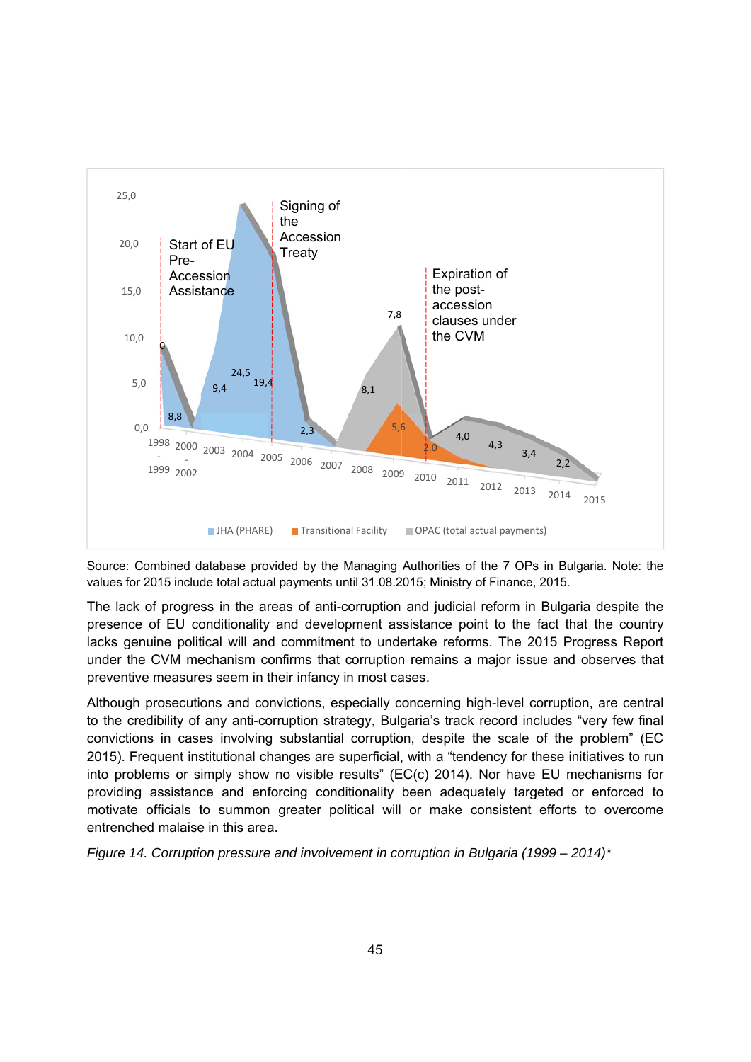Source: Combined database provided by the Managing Authorities of the 7 OPs in Bulgaria. Note: the values for 2015 include total actual payments until 31.08.2015; Ministry of Finance, 2015.

The lack of progress in the areas of anti-corruption and judicial reform in Bulgaria despite the presence of EU conditionality and development assistance point to the fact that the country lacks genuine political will and commitment to undertake reforms. The 2015 Progress Report under the CVM mechanism confirms that corruption remains a major issue and observes that preventive measures seem in their infancy in most cases.

Although prosecutions and convictions, especially concerning high-level corruption, are central to the credibility of any anti-corruption strategy, Bulgaria's track record includes "very few final convictions in cases involving substantial corruption, despite the scale of the problem" (EC 2015). Frequent institutional changes are superficial, with a "tendency for these initiatives to run into problems or simply show no visible results" (EC(c) 2014). Nor have EU mechanisms for providing assistance and enforcing conditionality been adequately targeted or enforced to motivate officials to summon greater political will or make consistent efforts to overcome entrenched malaise in this area.

*Figure 14. Corruption pressure and involvement in corruption in Bulgaria (1999 – 2014)\**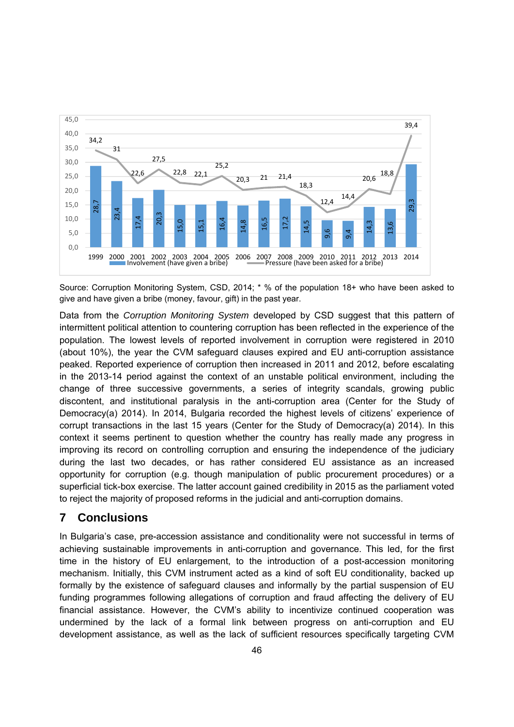| Year | Involvement (have given a bribe) | Pressure (have been asked for a bribe) |
|---|---|---|
| 1999 | 28,7 | 34,2 |
| 2000 | 23,4 | 31 |
| 2001 | 17,4 | 22,6 |
| 2002 | 20,3 | 27,5 |
| 2003 | 15,0 | 22,8 |
| 2004 | 15,1 | 22,1 |
| 2005 | 16,4 | 25,2 |
| 2006 | 14,8 | 20,3 |
| 2007 | 16,5 | 21 |
| 2008 | 17,2 | 21,4 |
| 2009 | 14,5 | 18,3 |
| 2010 | 9,6 | 12,4 |
| 2011 | 9,4 | 14,4 |
| 2012 | 14,3 | 20,6 |
| 2013 | 13,6 | 18,8 |
| 2014 | 29,3 | 39,4 |

Source: Corruption Monitoring System, CSD, 2014; * % of the population 18+ who have been asked to give and have given a bribe (money, favour, gift) in the past year.

Data from the *Corruption Monitoring System* developed by CSD suggest that this pattern of intermittent political attention to countering corruption has been reflected in the experience of the population. The lowest levels of reported involvement in corruption were registered in 2010 (about 10%), the year the CVM safeguard clauses expired and EU anti-corruption assistance peaked. Reported experience of corruption then increased in 2011 and 2012, before escalating in the 2013-14 period against the context of an unstable political environment, including the change of three successive governments, a series of integrity scandals, growing public discontent, and institutional paralysis in the anti-corruption area (Center for the Study of Democracy(a) 2014). In 2014, Bulgaria recorded the highest levels of citizens' experience of corrupt transactions in the last 15 years (Center for the Study of Democracy(a) 2014). In this context it seems pertinent to question whether the country has really made any progress in improving its record on controlling corruption and ensuring the independence of the judiciary during the last two decades, or has rather considered EU assistance as an increased opportunity for corruption (e.g. though manipulation of public procurement procedures) or a superficial tick-box exercise. The latter account gained credibility in 2015 as the parliament voted to reject the majority of proposed reforms in the judicial and anti-corruption domains.

## 7 Conclusions

In Bulgaria's case, pre-accession assistance and conditionality were not successful in terms of achieving sustainable improvements in anti-corruption and governance. This led, for the first time in the history of EU enlargement, to the introduction of a post-accession monitoring mechanism. Initially, this CVM instrument acted as a kind of soft EU conditionality, backed up formally by the existence of safeguard clauses and informally by the partial suspension of EU funding programmes following allegations of corruption and fraud affecting the delivery of EU financial assistance. However, the CVM's ability to incentivize continued cooperation was undermined by the lack of a formal link between progress on anti-corruption and EU development assistance, as well as the lack of sufficient resources specifically targeting CVM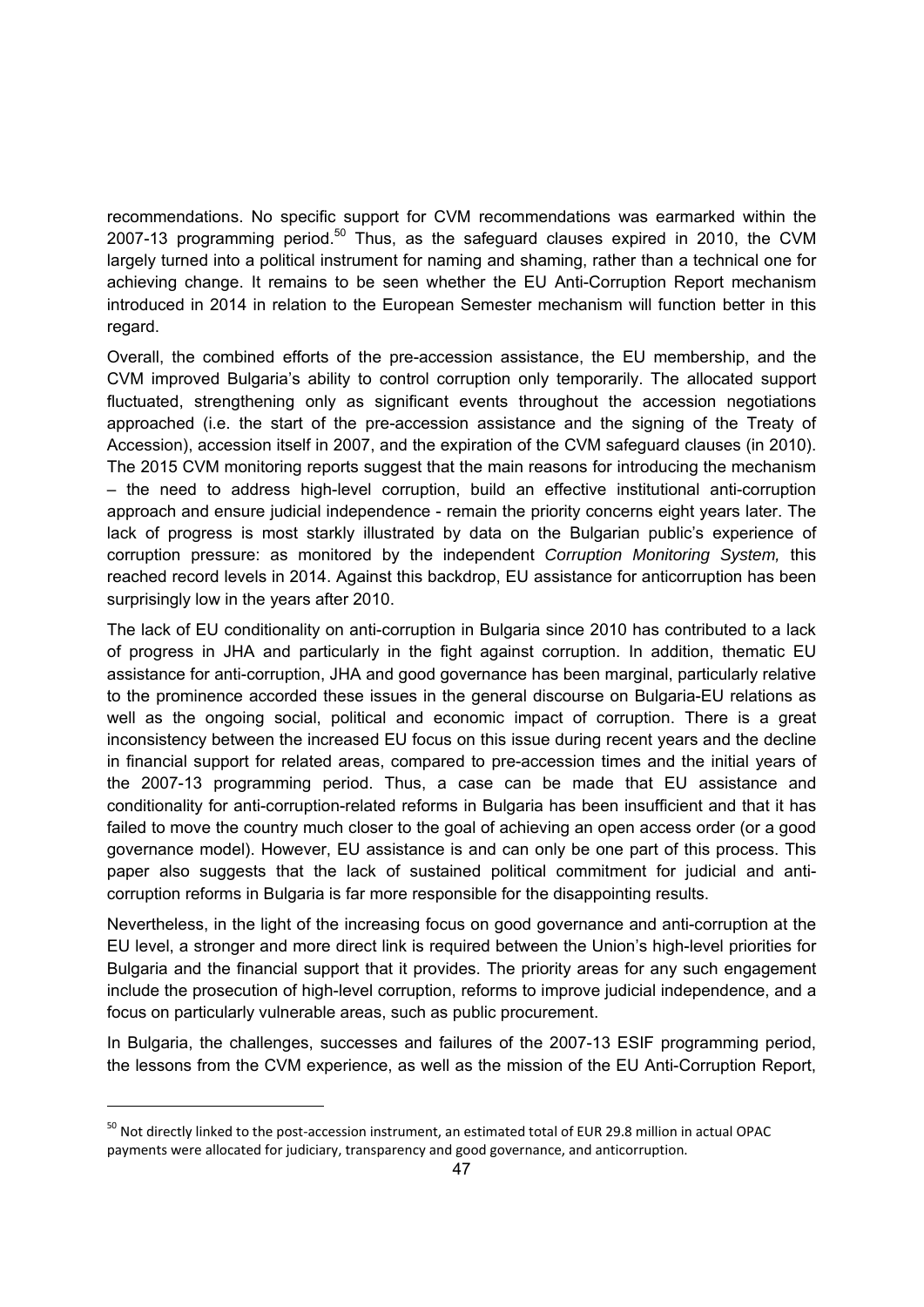recommendations. No specific support for CVM recommendations was earmarked within the 2007-13 programming period.[50] Thus, as the safeguard clauses expired in 2010, the CVM largely turned into a political instrument for naming and shaming, rather than a technical one for achieving change. It remains to be seen whether the EU Anti-Corruption Report mechanism introduced in 2014 in relation to the European Semester mechanism will function better in this regard.

Overall, the combined efforts of the pre-accession assistance, the EU membership, and the CVM improved Bulgaria's ability to control corruption only temporarily. The allocated support fluctuated, strengthening only as significant events throughout the accession negotiations approached (i.e. the start of the pre-accession assistance and the signing of the Treaty of Accession), accession itself in 2007, and the expiration of the CVM safeguard clauses (in 2010). The 2015 CVM monitoring reports suggest that the main reasons for introducing the mechanism – the need to address high-level corruption, build an effective institutional anti-corruption approach and ensure judicial independence - remain the priority concerns eight years later. The lack of progress is most starkly illustrated by data on the Bulgarian public's experience of corruption pressure: as monitored by the independent *Corruption Monitoring System,* this reached record levels in 2014. Against this backdrop, EU assistance for anticorruption has been surprisingly low in the years after 2010.

The lack of EU conditionality on anti-corruption in Bulgaria since 2010 has contributed to a lack of progress in JHA and particularly in the fight against corruption. In addition, thematic EU assistance for anti-corruption, JHA and good governance has been marginal, particularly relative to the prominence accorded these issues in the general discourse on Bulgaria-EU relations as well as the ongoing social, political and economic impact of corruption. There is a great inconsistency between the increased EU focus on this issue during recent years and the decline in financial support for related areas, compared to pre-accession times and the initial years of the 2007-13 programming period. Thus, a case can be made that EU assistance and conditionality for anti-corruption-related reforms in Bulgaria has been insufficient and that it has failed to move the country much closer to the goal of achieving an open access order (or a good governance model). However, EU assistance is and can only be one part of this process. This paper also suggests that the lack of sustained political commitment for judicial and anti-corruption reforms in Bulgaria is far more responsible for the disappointing results.

Nevertheless, in the light of the increasing focus on good governance and anti-corruption at the EU level, a stronger and more direct link is required between the Union's high-level priorities for Bulgaria and the financial support that it provides. The priority areas for any such engagement include the prosecution of high-level corruption, reforms to improve judicial independence, and a focus on particularly vulnerable areas, such as public procurement.

In Bulgaria, the challenges, successes and failures of the 2007-13 ESIF programming period, the lessons from the CVM experience, as well as the mission of the EU Anti-Corruption Report,

---

[50] Not directly linked to the post-accession instrument, an estimated total of EUR 29.8 million in actual OPAC payments were allocated for judiciary, transparency and good governance, and anticorruption.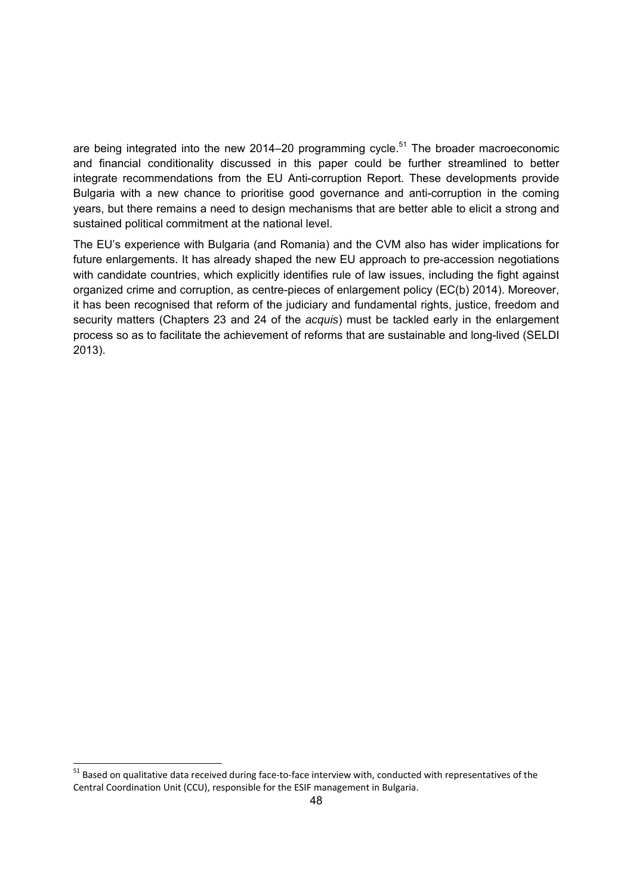are being integrated into the new 2014–20 programming cycle.[51] The broader macroeconomic and financial conditionality discussed in this paper could be further streamlined to better integrate recommendations from the EU Anti-corruption Report. These developments provide Bulgaria with a new chance to prioritise good governance and anti-corruption in the coming years, but there remains a need to design mechanisms that are better able to elicit a strong and sustained political commitment at the national level.

The EU's experience with Bulgaria (and Romania) and the CVM also has wider implications for future enlargements. It has already shaped the new EU approach to pre-accession negotiations with candidate countries, which explicitly identifies rule of law issues, including the fight against organized crime and corruption, as centre-pieces of enlargement policy (EC(b) 2014). Moreover, it has been recognised that reform of the judiciary and fundamental rights, justice, freedom and security matters (Chapters 23 and 24 of the *acquis*) must be tackled early in the enlargement process so as to facilitate the achievement of reforms that are sustainable and long-lived (SELDI 2013).

---

[51] Based on qualitative data received during face-to-face interview with, conducted with representatives of the Central Coordination Unit (CCU), responsible for the ESIF management in Bulgaria.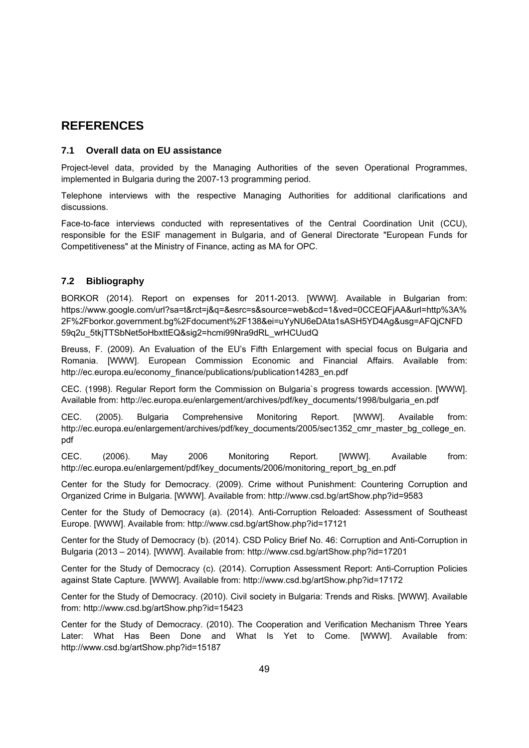# REFERENCES

## 7.1 Overall data on EU assistance

Project-level data, provided by the Managing Authorities of the seven Operational Programmes, implemented in Bulgaria during the 2007-13 programming period.

Telephone interviews with the respective Managing Authorities for additional clarifications and discussions.

Face-to-face interviews conducted with representatives of the Central Coordination Unit (CCU), responsible for the ESIF management in Bulgaria, and of General Directorate "European Funds for Competitiveness" at the Ministry of Finance, acting as MA for OPC.

## 7.2 Bibliography

BORKOR (2014). Report on expenses for 2011-2013. [WWW]. Available in Bulgarian from: https://www.google.com/url?sa=t&rct=j&q=&esrc=s&source=web&cd=1&ved=0CCEQFjAA&url=http%3A%2F%2Fborkor.government.bg%2Fdocument%2F138&ei=uYyNU6eDAta1sASH5YD4Ag&usg=AFQjCNFD59q2u_5tkjTTSbNet5oHbxttEQ&sig2=hcmi99Nra9dRL_wrHCUudQ

Breuss, F. (2009). An Evaluation of the EU's Fifth Enlargement with special focus on Bulgaria and Romania. [WWW]. European Commission Economic and Financial Affairs. Available from: http://ec.europa.eu/economy_finance/publications/publication14283_en.pdf

CEC. (1998). Regular Report form the Commission on Bulgaria`s progress towards accession. [WWW]. Available from: http://ec.europa.eu/enlargement/archives/pdf/key_documents/1998/bulgaria_en.pdf

CEC. (2005). Bulgaria Comprehensive Monitoring Report. [WWW]. Available from: http://ec.europa.eu/enlargement/archives/pdf/key_documents/2005/sec1352_cmr_master_bg_college_en.pdf

CEC. (2006). May 2006 Monitoring Report. [WWW]. Available from: http://ec.europa.eu/enlargement/pdf/key_documents/2006/monitoring_report_bg_en.pdf

Center for the Study for Democracy. (2009). Crime without Punishment: Countering Corruption and Organized Crime in Bulgaria. [WWW]. Available from: http://www.csd.bg/artShow.php?id=9583

Center for the Study of Democracy (a). (2014). Anti-Corruption Reloaded: Assessment of Southeast Europe. [WWW]. Available from: http://www.csd.bg/artShow.php?id=17121

Center for the Study of Democracy (b). (2014). CSD Policy Brief No. 46: Corruption and Anti-Corruption in Bulgaria (2013 – 2014). [WWW]. Available from: http://www.csd.bg/artShow.php?id=17201

Center for the Study of Democracy (c). (2014). Corruption Assessment Report: Anti-Corruption Policies against State Capture. [WWW]. Available from: http://www.csd.bg/artShow.php?id=17172

Center for the Study of Democracy. (2010). Civil society in Bulgaria: Trends and Risks. [WWW]. Available from: http://www.csd.bg/artShow.php?id=15423

Center for the Study of Democracy. (2010). The Cooperation and Verification Mechanism Three Years Later: What Has Been Done and What Is Yet to Come. [WWW]. Available from: http://www.csd.bg/artShow.php?id=15187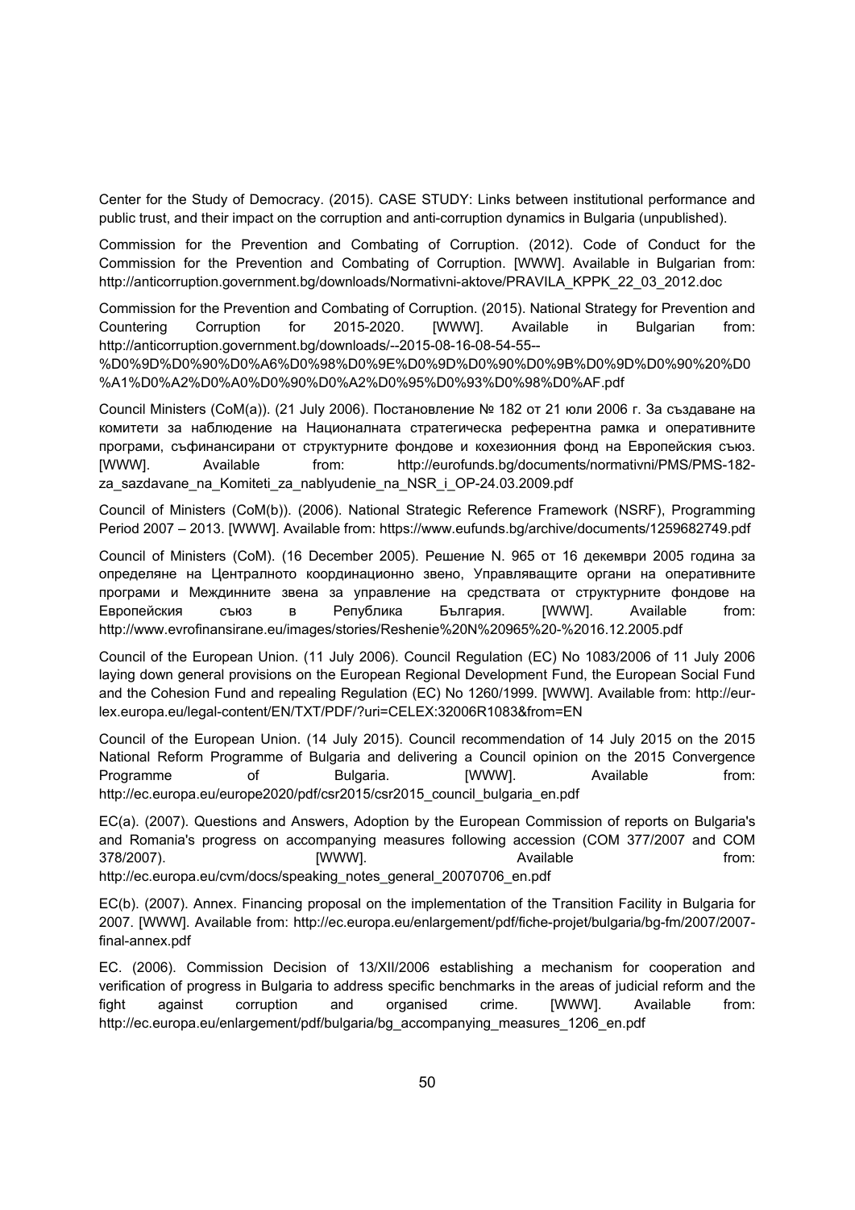Center for the Study of Democracy. (2015). CASE STUDY: Links between institutional performance and public trust, and their impact on the corruption and anti-corruption dynamics in Bulgaria (unpublished).

Commission for the Prevention and Combating of Corruption. (2012). Code of Conduct for the Commission for the Prevention and Combating of Corruption. [WWW]. Available in Bulgarian from: http://anticorruption.government.bg/downloads/Normativni-aktove/PRAVILA_KPPK_22_03_2012.doc

Commission for the Prevention and Combating of Corruption. (2015). National Strategy for Prevention and Countering Corruption for 2015-2020. [WWW]. Available in Bulgarian from: http://anticorruption.government.bg/downloads/--2015-08-16-08-54-55--%D0%9D%D0%90%D0%A6%D0%98%D0%9E%D0%9D%D0%90%D0%9B%D0%9D%D0%90%20%D0%A1%D0%A2%D0%A0%D0%90%D0%A2%D0%95%D0%93%D0%98%D0%AF.pdf

Council Ministers (CoM(a)). (21 July 2006). Постановление № 182 от 21 юли 2006 г. За създаване на комитети за наблюдение на Националната стратегическа референтна рамка и оперативните програми, съфинансирани от структурните фондове и кохезионния фонд на Европейския съюз. [WWW]. Available from: http://eurofunds.bg/documents/normativni/PMS/PMS-182-za_sazdavane_na_Komiteti_za_nablyudenie_na_NSR_i_OP-24.03.2009.pdf

Council of Ministers (CoM(b)). (2006). National Strategic Reference Framework (NSRF), Programming Period 2007 – 2013. [WWW]. Available from: https://www.eufunds.bg/archive/documents/1259682749.pdf

Council of Ministers (CoM). (16 December 2005). Решение N. 965 от 16 декември 2005 година за определяне на Централното координационно звено, Управляващите органи на оперативните програми и Междинните звена за управление на средствата от структурните фондове на Европейския съюз в Република България. [WWW]. Available from: http://www.evrofinansirane.eu/images/stories/Reshenie%20N%20965%20-%2016.12.2005.pdf

Council of the European Union. (11 July 2006). Council Regulation (EC) No 1083/2006 of 11 July 2006 laying down general provisions on the European Regional Development Fund, the European Social Fund and the Cohesion Fund and repealing Regulation (EC) No 1260/1999. [WWW]. Available from: http://eur-lex.europa.eu/legal-content/EN/TXT/PDF/?uri=CELEX:32006R1083&from=EN

Council of the European Union. (14 July 2015). Council recommendation of 14 July 2015 on the 2015 National Reform Programme of Bulgaria and delivering a Council opinion on the 2015 Convergence Programme of Bulgaria. [WWW]. Available from: http://ec.europa.eu/europe2020/pdf/csr2015/csr2015_council_bulgaria_en.pdf

EC(a). (2007). Questions and Answers, Adoption by the European Commission of reports on Bulgaria's and Romania's progress on accompanying measures following accession (COM 377/2007 and COM 378/2007). [WWW]. Available from: http://ec.europa.eu/cvm/docs/speaking_notes_general_20070706_en.pdf

EC(b). (2007). Annex. Financing proposal on the implementation of the Transition Facility in Bulgaria for 2007. [WWW]. Available from: http://ec.europa.eu/enlargement/pdf/fiche-projet/bulgaria/bg-fm/2007/2007-final-annex.pdf

EC. (2006). Commission Decision of 13/XII/2006 establishing a mechanism for cooperation and verification of progress in Bulgaria to address specific benchmarks in the areas of judicial reform and the fight against corruption and organised crime. [WWW]. Available from: http://ec.europa.eu/enlargement/pdf/bulgaria/bg_accompanying_measures_1206_en.pdf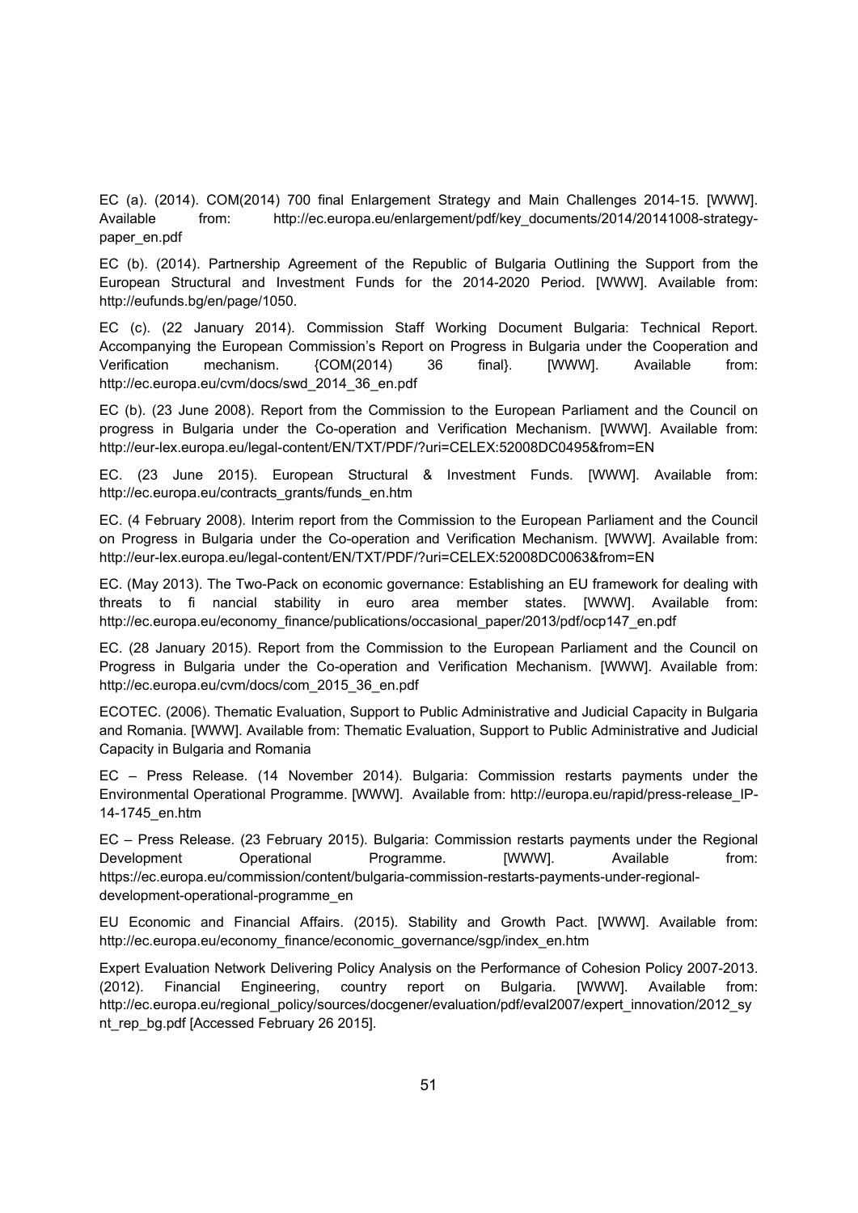EC (a). (2014). COM(2014) 700 final Enlargement Strategy and Main Challenges 2014-15. [WWW]. Available from: http://ec.europa.eu/enlargement/pdf/key_documents/2014/20141008-strategy-paper_en.pdf

EC (b). (2014). Partnership Agreement of the Republic of Bulgaria Outlining the Support from the European Structural and Investment Funds for the 2014-2020 Period. [WWW]. Available from: http://eufunds.bg/en/page/1050.

EC (c). (22 January 2014). Commission Staff Working Document Bulgaria: Technical Report. Accompanying the European Commission's Report on Progress in Bulgaria under the Cooperation and Verification mechanism. {COM(2014) 36 final}. [WWW]. Available from: http://ec.europa.eu/cvm/docs/swd_2014_36_en.pdf

EC (b). (23 June 2008). Report from the Commission to the European Parliament and the Council on progress in Bulgaria under the Co-operation and Verification Mechanism. [WWW]. Available from: http://eur-lex.europa.eu/legal-content/EN/TXT/PDF/?uri=CELEX:52008DC0495&from=EN

EC. (23 June 2015). European Structural & Investment Funds. [WWW]. Available from: http://ec.europa.eu/contracts_grants/funds_en.htm

EC. (4 February 2008). Interim report from the Commission to the European Parliament and the Council on Progress in Bulgaria under the Co-operation and Verification Mechanism. [WWW]. Available from: http://eur-lex.europa.eu/legal-content/EN/TXT/PDF/?uri=CELEX:52008DC0063&from=EN

EC. (May 2013). The Two-Pack on economic governance: Establishing an EU framework for dealing with threats to fi nancial stability in euro area member states. [WWW]. Available from: http://ec.europa.eu/economy_finance/publications/occasional_paper/2013/pdf/ocp147_en.pdf

EC. (28 January 2015). Report from the Commission to the European Parliament and the Council on Progress in Bulgaria under the Co-operation and Verification Mechanism. [WWW]. Available from: http://ec.europa.eu/cvm/docs/com_2015_36_en.pdf

ECOTEC. (2006). Thematic Evaluation, Support to Public Administrative and Judicial Capacity in Bulgaria and Romania. [WWW]. Available from: Thematic Evaluation, Support to Public Administrative and Judicial Capacity in Bulgaria and Romania

EC – Press Release. (14 November 2014). Bulgaria: Commission restarts payments under the Environmental Operational Programme. [WWW]. Available from: http://europa.eu/rapid/press-release_IP-14-1745_en.htm

EC – Press Release. (23 February 2015). Bulgaria: Commission restarts payments under the Regional Development Operational Programme. [WWW]. Available from: https://ec.europa.eu/commission/content/bulgaria-commission-restarts-payments-under-regional-development-operational-programme_en

EU Economic and Financial Affairs. (2015). Stability and Growth Pact. [WWW]. Available from: http://ec.europa.eu/economy_finance/economic_governance/sgp/index_en.htm

Expert Evaluation Network Delivering Policy Analysis on the Performance of Cohesion Policy 2007-2013. (2012). Financial Engineering, country report on Bulgaria. [WWW]. Available from: http://ec.europa.eu/regional_policy/sources/docgener/evaluation/pdf/eval2007/expert_innovation/2012_synt_rep_bg.pdf [Accessed February 26 2015].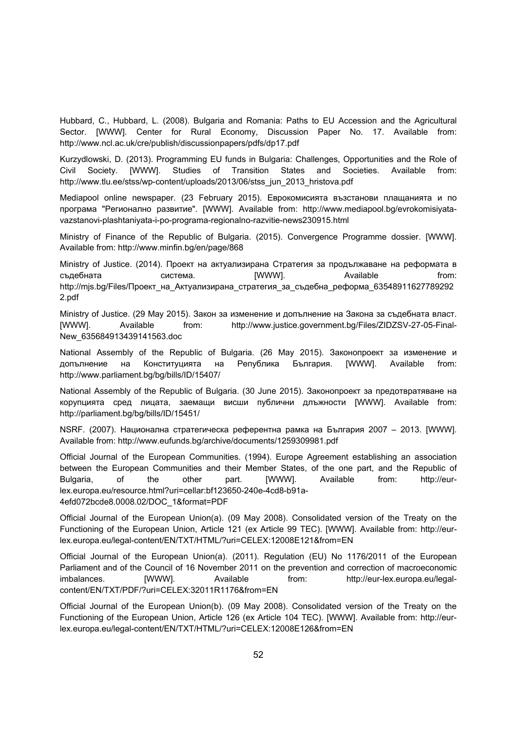Hubbard, C., Hubbard, L. (2008). Bulgaria and Romania: Paths to EU Accession and the Agricultural Sector. [WWW]. Center for Rural Economy, Discussion Paper No. 17. Available from: http://www.ncl.ac.uk/cre/publish/discussionpapers/pdfs/dp17.pdf

Kurzydlowski, D. (2013). Programming EU funds in Bulgaria: Challenges, Opportunities and the Role of Civil Society. [WWW]. Studies of Transition States and Societies. Available from: http://www.tlu.ee/stss/wp-content/uploads/2013/06/stss_jun_2013_hristova.pdf

Mediapool online newspaper. (23 February 2015). Еврокомисията възстанови плащанията и по програма "Регионално развитие". [WWW]. Available from: http://www.mediapool.bg/evrokomisiyata-vazstanovi-plashtaniyata-i-po-programa-regionalno-razvitie-news230915.html

Ministry of Finance of the Republic of Bulgaria. (2015). Convergence Programme dossier. [WWW]. Available from: http://www.minfin.bg/en/page/868

Ministry of Justice. (2014). Проект на актуализирана Стратегия за продължаване на реформата в съдебната система. [WWW]. Available from: http://mjs.bg/Files/Проект_на_Актуализирана_стратегия_за_съдебна_реформа_635489116277892922.pdf

Ministry of Justice. (29 May 2015). Закон за изменение и допълнение на Закона за съдебната власт. [WWW]. Available from: http://www.justice.government.bg/Files/ZIDZSV-27-05-Final-New_635684913439141563.doc

National Assembly of the Republic of Bulgaria. (26 May 2015). Законопроект за изменение и допълнение на Конституцията на Република България. [WWW]. Available from: http://www.parliament.bg/bg/bills/ID/15407/

National Assembly of the Republic of Bulgaria. (30 June 2015). Законопроект за предотвратяване на корупцията сред лицата, заемащи висши публични длъжности [WWW]. Available from: http://parliament.bg/bg/bills/ID/15451/

NSRF. (2007). Национална стратегическа референтна рамка на България 2007 – 2013. [WWW]. Available from: http://www.eufunds.bg/archive/documents/1259309981.pdf

Official Journal of the European Communities. (1994). Europe Agreement establishing an association between the European Communities and their Member States, of the one part, and the Republic of Bulgaria, of the other part. [WWW]. Available from: http://eur-lex.europa.eu/resource.html?uri=cellar:bf123650-240e-4cd8-b91a-4efd072bcde8.0008.02/DOC_1&format=PDF

Official Journal of the European Union(a). (09 May 2008). Consolidated version of the Treaty on the Functioning of the European Union, Article 121 (ex Article 99 TEC). [WWW]. Available from: http://eur-lex.europa.eu/legal-content/EN/TXT/HTML/?uri=CELEX:12008E121&from=EN

Official Journal of the European Union(a). (2011). Regulation (EU) No 1176/2011 of the European Parliament and of the Council of 16 November 2011 on the prevention and correction of macroeconomic imbalances. [WWW]. Available from: http://eur-lex.europa.eu/legal-content/EN/TXT/PDF/?uri=CELEX:32011R1176&from=EN

Official Journal of the European Union(b). (09 May 2008). Consolidated version of the Treaty on the Functioning of the European Union, Article 126 (ex Article 104 TEC). [WWW]. Available from: http://eur-lex.europa.eu/legal-content/EN/TXT/HTML/?uri=CELEX:12008E126&from=EN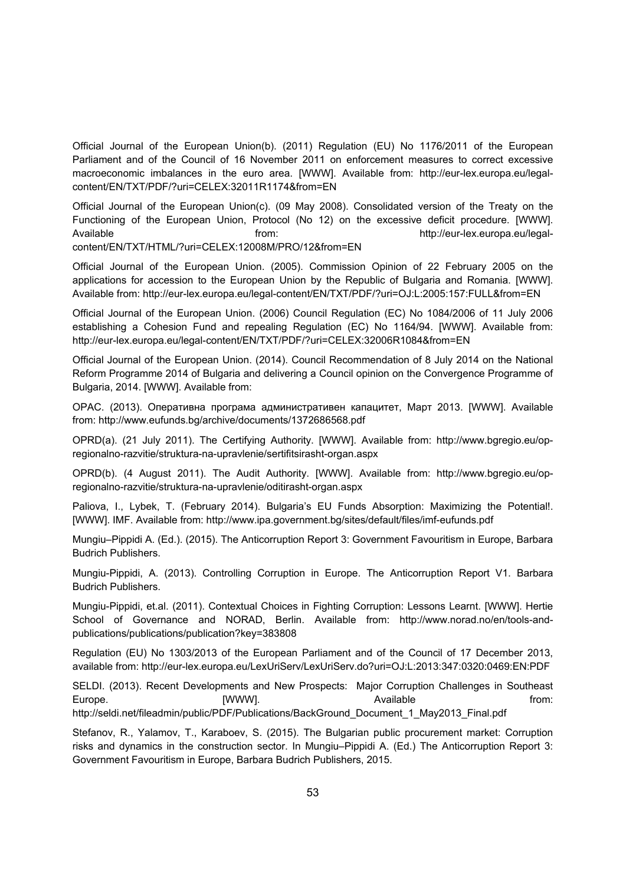Official Journal of the European Union(b). (2011) Regulation (EU) No 1176/2011 of the European Parliament and of the Council of 16 November 2011 on enforcement measures to correct excessive macroeconomic imbalances in the euro area. [WWW]. Available from: http://eur-lex.europa.eu/legal-content/EN/TXT/PDF/?uri=CELEX:32011R1174&from=EN

Official Journal of the European Union(c). (09 May 2008). Consolidated version of the Treaty on the Functioning of the European Union, Protocol (No 12) on the excessive deficit procedure. [WWW]. Available from: http://eur-lex.europa.eu/legal-content/EN/TXT/HTML/?uri=CELEX:12008M/PRO/12&from=EN

Official Journal of the European Union. (2005). Commission Opinion of 22 February 2005 on the applications for accession to the European Union by the Republic of Bulgaria and Romania. [WWW]. Available from: http://eur-lex.europa.eu/legal-content/EN/TXT/PDF/?uri=OJ:L:2005:157:FULL&from=EN

Official Journal of the European Union. (2006) Council Regulation (EC) No 1084/2006 of 11 July 2006 establishing a Cohesion Fund and repealing Regulation (EC) No 1164/94. [WWW]. Available from: http://eur-lex.europa.eu/legal-content/EN/TXT/PDF/?uri=CELEX:32006R1084&from=EN

Official Journal of the European Union. (2014). Council Recommendation of 8 July 2014 on the National Reform Programme 2014 of Bulgaria and delivering a Council opinion on the Convergence Programme of Bulgaria, 2014. [WWW]. Available from:

OPAC. (2013). Оперативна програма административен капацитет, Март 2013. [WWW]. Available from: http://www.eufunds.bg/archive/documents/1372686568.pdf

OPRD(a). (21 July 2011). The Certifying Authority. [WWW]. Available from: http://www.bgregio.eu/op-regionalno-razvitie/struktura-na-upravlenie/sertifitsirasht-organ.aspx

OPRD(b). (4 August 2011). The Audit Authority. [WWW]. Available from: http://www.bgregio.eu/op-regionalno-razvitie/struktura-na-upravlenie/oditirasht-organ.aspx

Paliova, I., Lybek, T. (February 2014). Bulgaria's EU Funds Absorption: Maximizing the Potential!. [WWW]. IMF. Available from: http://www.ipa.government.bg/sites/default/files/imf-eufunds.pdf

Mungiu–Pippidi A. (Ed.). (2015). The Anticorruption Report 3: Government Favouritism in Europe, Barbara Budrich Publishers.

Mungiu-Pippidi, A. (2013). Controlling Corruption in Europe. The Anticorruption Report V1. Barbara Budrich Publishers.

Mungiu-Pippidi, et.al. (2011). Contextual Choices in Fighting Corruption: Lessons Learnt. [WWW]. Hertie School of Governance and NORAD, Berlin. Available from: http://www.norad.no/en/tools-and-publications/publications/publication?key=383808

Regulation (EU) No 1303/2013 of the European Parliament and of the Council of 17 December 2013, available from: http://eur-lex.europa.eu/LexUriServ/LexUriServ.do?uri=OJ:L:2013:347:0320:0469:EN:PDF

SELDI. (2013). Recent Developments and New Prospects: Major Corruption Challenges in Southeast Europe. [WWW]. Available from: http://seldi.net/fileadmin/public/PDF/Publications/BackGround_Document_1_May2013_Final.pdf

Stefanov, R., Yalamov, T., Karaboev, S. (2015). The Bulgarian public procurement market: Corruption risks and dynamics in the construction sector. In Mungiu–Pippidi A. (Ed.) The Anticorruption Report 3: Government Favouritism in Europe, Barbara Budrich Publishers, 2015.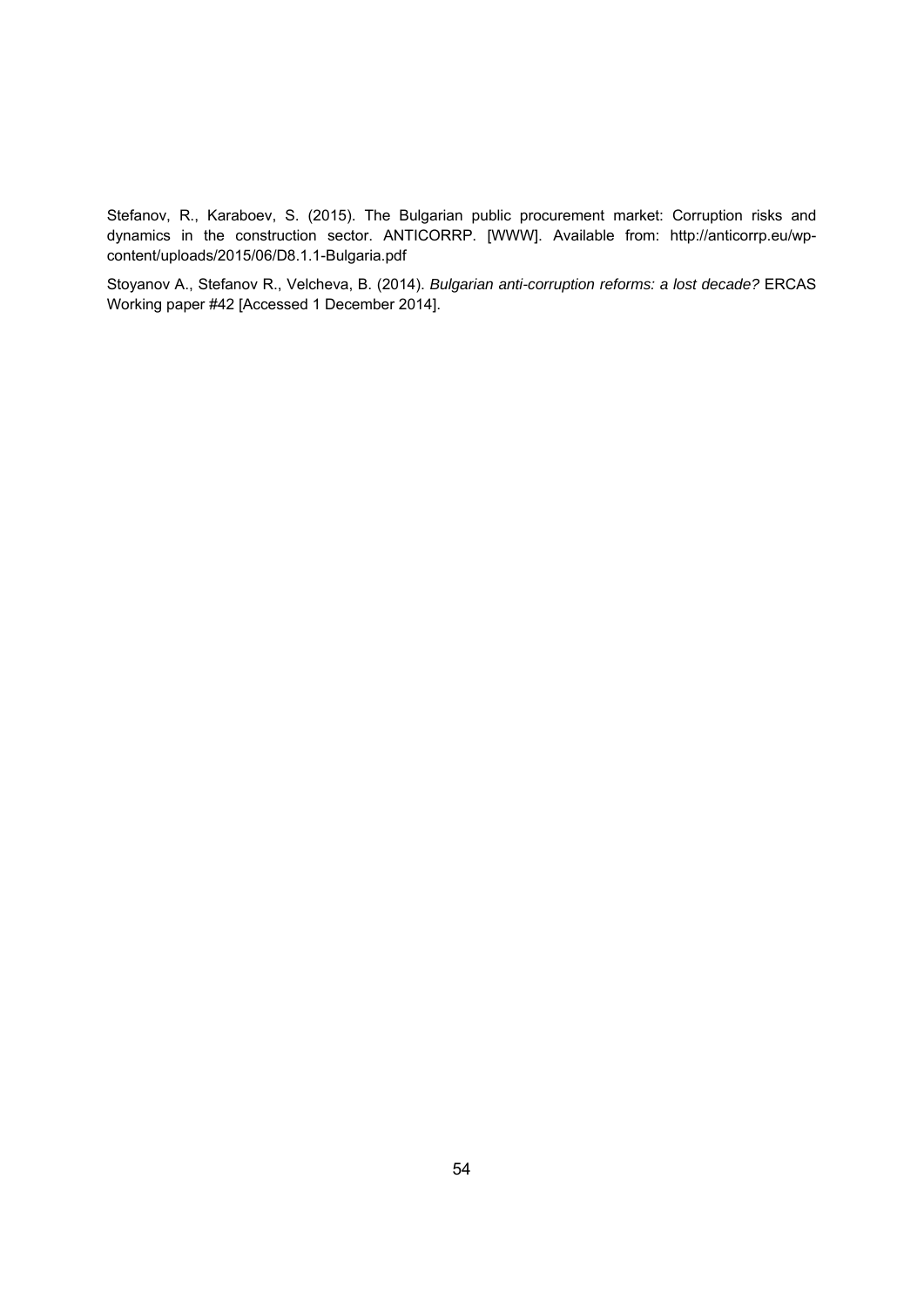Stefanov, R., Karaboev, S. (2015). The Bulgarian public procurement market: Corruption risks and dynamics in the construction sector. ANTICORRP. [WWW]. Available from: http://anticorrp.eu/wp-content/uploads/2015/06/D8.1.1-Bulgaria.pdf

Stoyanov A., Stefanov R., Velcheva, B. (2014). *Bulgarian anti-corruption reforms: a lost decade?* ERCAS Working paper #42 [Accessed 1 December 2014].